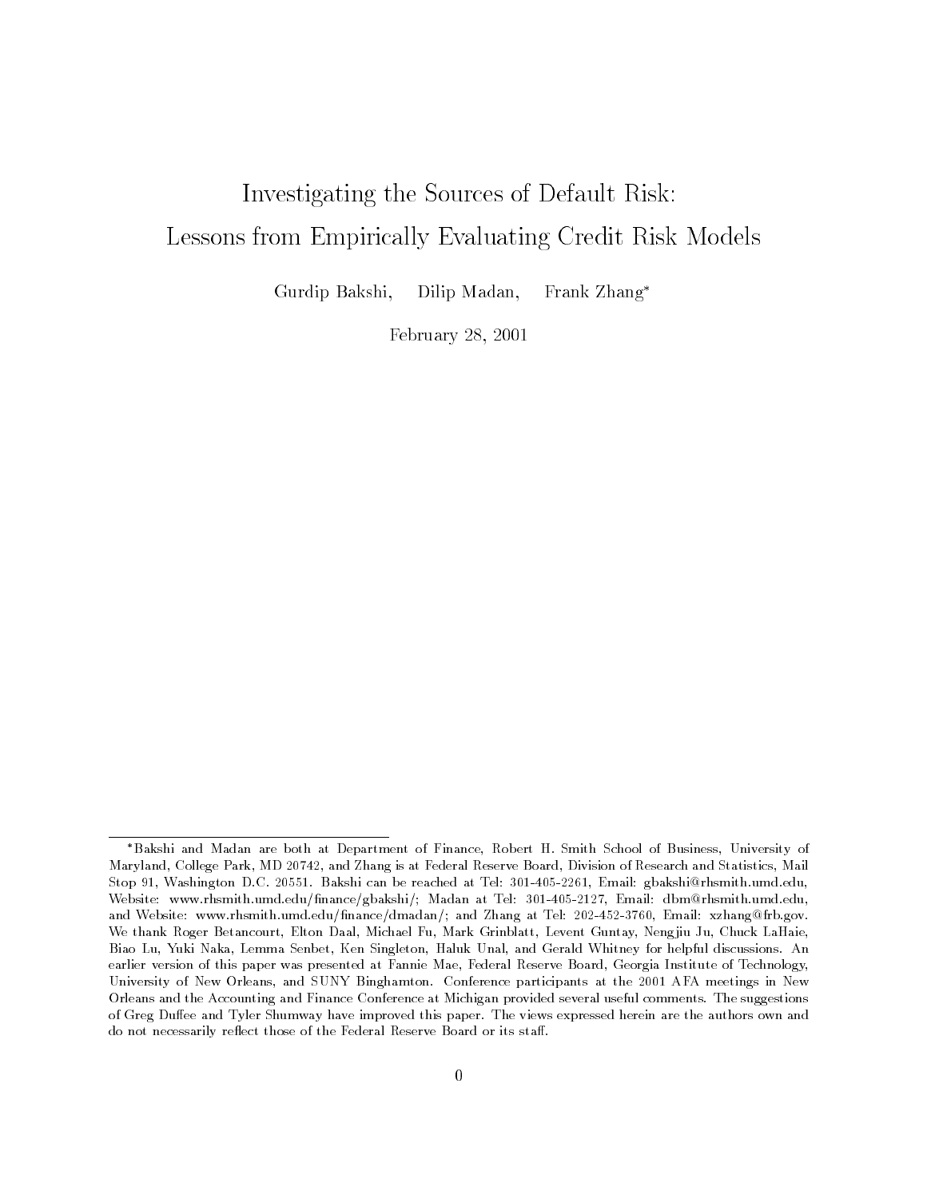# Investigating the Sources of Default Risk:
# Lessons from Empirically Evaluating Credit Risk Models

Gurdip Bakshi, Dilip Madan, Frank Zhang*

February 28, 2001

---

*Bakshi and Madan are both at Department of Finance, Robert H. Smith School of Business, University of Maryland, College Park, MD 20742, and Zhang is at Federal Reserve Board, Division of Research and Statistics, Mail Stop 91, Washington D.C. 20551. Bakshi can be reached at Tel: 301-405-2261, Email: gbakshi@rhsmith.umd.edu, Website: www.rhsmith.umd.edu/finance/gbakshi/; Madan at Tel: 301-405-2127, Email: dbm@rhsmith.umd.edu, and Website: www.rhsmith.umd.edu/finance/dmadan/; and Zhang at Tel: 202-452-3760, Email: xzhang@frb.gov. We thank Roger Betancourt, Elton Daal, Michael Fu, Mark Grinblatt, Levent Guntay, Nengjiu Ju, Chuck LaHaie, Biao Lu, Yuki Naka, Lemma Senbet, Ken Singleton, Haluk Unal, and Gerald Whitney for helpful discussions. An earlier version of this paper was presented at Fannie Mae, Federal Reserve Board, Georgia Institute of Technology, University of New Orleans, and SUNY Binghamton. Conference participants at the 2001 AFA meetings in New Orleans and the Accounting and Finance Conference at Michigan provided several useful comments. The suggestions of Greg Duffee and Tyler Shumway have improved this paper. The views expressed herein are the authors own and do not necessarily reflect those of the Federal Reserve Board or its staff.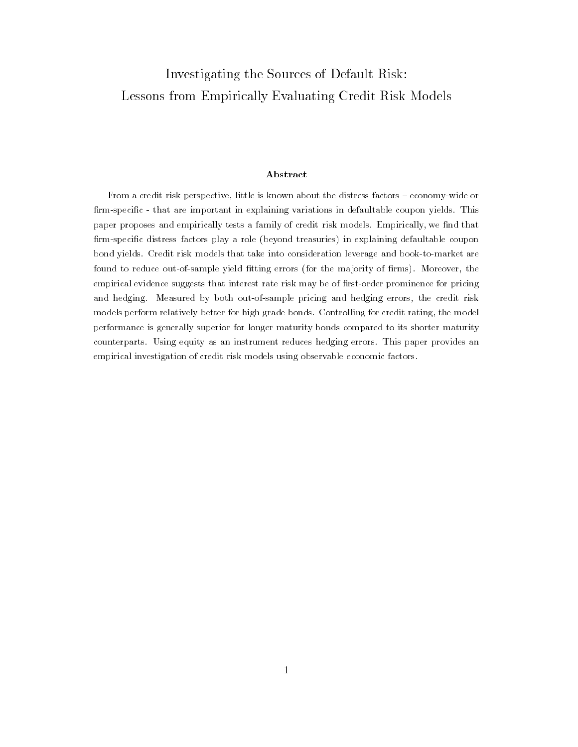# Investigating the Sources of Default Risk: Lessons from Empirically Evaluating Credit Risk Models

### Abstract

From a credit risk perspective, little is known about the distress factors – economy-wide or firm-specific - that are important in explaining variations in defaultable coupon yields. This paper proposes and empirically tests a family of credit risk models. Empirically, we find that firm-specific distress factors play a role (beyond treasuries) in explaining defaultable coupon bond yields. Credit risk models that take into consideration leverage and book-to-market are found to reduce out-of-sample yield fitting errors (for the majority of firms). Moreover, the empirical evidence suggests that interest rate risk may be of first-order prominence for pricing and hedging. Measured by both out-of-sample pricing and hedging errors, the credit risk models perform relatively better for high grade bonds. Controlling for credit rating, the model performance is generally superior for longer maturity bonds compared to its shorter maturity counterparts. Using equity as an instrument reduces hedging errors. This paper provides an empirical investigation of credit risk models using observable economic factors.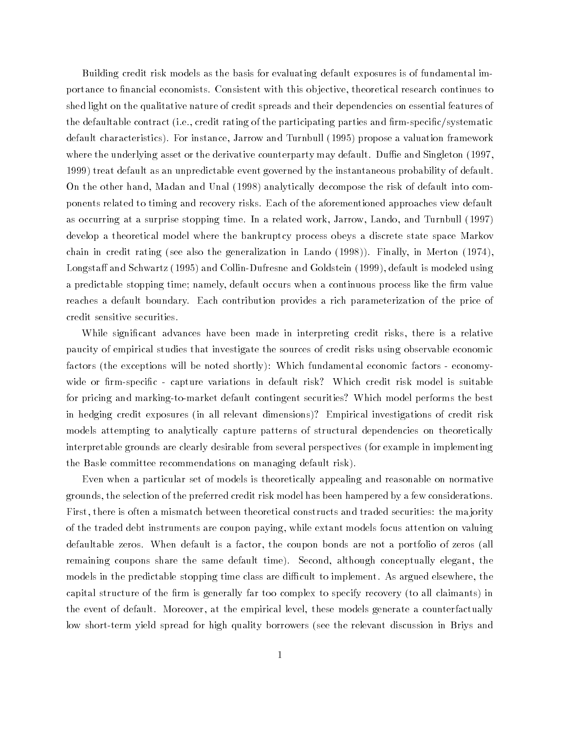Building credit risk models as the basis for evaluating default exposures is of fundamental importance to financial economists. Consistent with this objective, theoretical research continues to shed light on the qualitative nature of credit spreads and their dependencies on essential features of the defaultable contract (i.e., credit rating of the participating parties and firm-specific/systematic default characteristics). For instance, Jarrow and Turnbull (1995) propose a valuation framework where the underlying asset or the derivative counterparty may default. Duffie and Singleton (1997, 1999) treat default as an unpredictable event governed by the instantaneous probability of default. On the other hand, Madan and Unal (1998) analytically decompose the risk of default into components related to timing and recovery risks. Each of the aforementioned approaches view default as occurring at a surprise stopping time. In a related work, Jarrow, Lando, and Turnbull (1997) develop a theoretical model where the bankruptcy process obeys a discrete state space Markov chain in credit rating (see also the generalization in Lando (1998)). Finally, in Merton (1974), Longstaff and Schwartz (1995) and Collin-Dufresne and Goldstein (1999), default is modeled using a predictable stopping time; namely, default occurs when a continuous process like the firm value reaches a default boundary. Each contribution provides a rich parameterization of the price of credit sensitive securities.

While significant advances have been made in interpreting credit risks, there is a relative paucity of empirical studies that investigate the sources of credit risks using observable economic factors (the exceptions will be noted shortly): Which fundamental economic factors - economy-wide or firm-specific - capture variations in default risk? Which credit risk model is suitable for pricing and marking-to-market default contingent securities? Which model performs the best in hedging credit exposures (in all relevant dimensions)? Empirical investigations of credit risk models attempting to analytically capture patterns of structural dependencies on theoretically interpretable grounds are clearly desirable from several perspectives (for example in implementing the Basle committee recommendations on managing default risk).

Even when a particular set of models is theoretically appealing and reasonable on normative grounds, the selection of the preferred credit risk model has been hampered by a few considerations. First, there is often a mismatch between theoretical constructs and traded securities: the majority of the traded debt instruments are coupon paying, while extant models focus attention on valuing defaultable zeros. When default is a factor, the coupon bonds are not a portfolio of zeros (all remaining coupons share the same default time). Second, although conceptually elegant, the models in the predictable stopping time class are difficult to implement. As argued elsewhere, the capital structure of the firm is generally far too complex to specify recovery (to all claimants) in the event of default. Moreover, at the empirical level, these models generate a counterfactually low short-term yield spread for high quality borrowers (see the relevant discussion in Briys and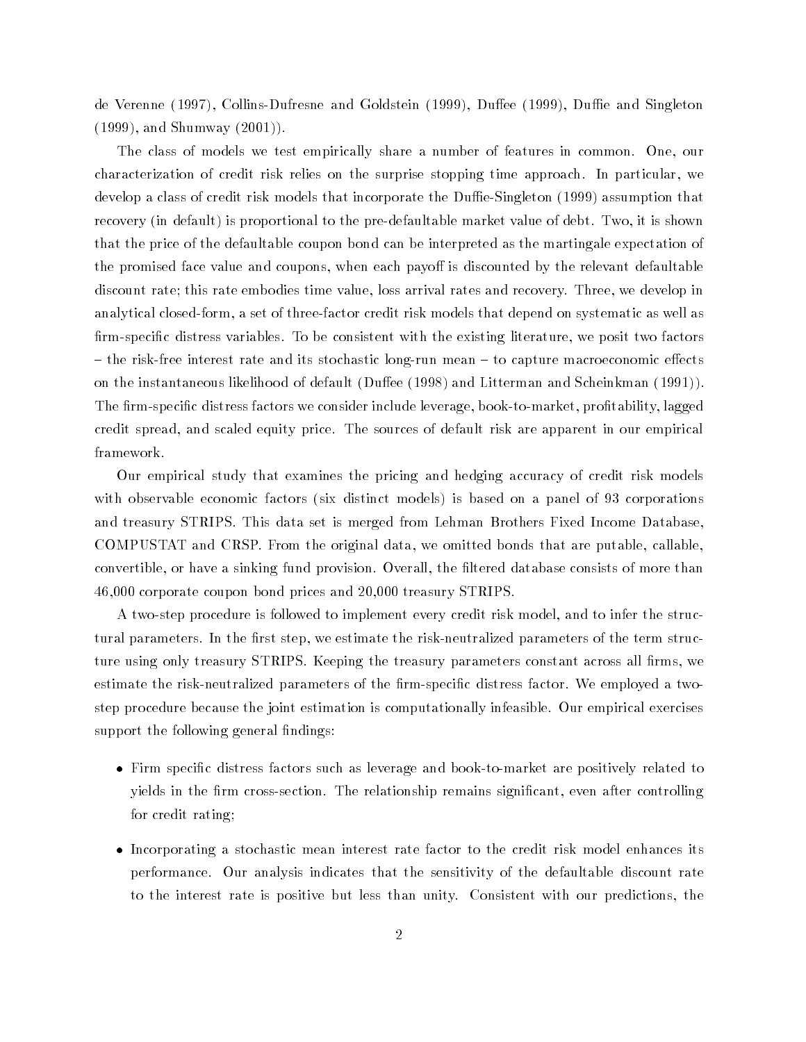de Verenne (1997), Collins-Dufresne and Goldstein (1999), Duffee (1999), Duffie and Singleton (1999), and Shumway (2001)).

The class of models we test empirically share a number of features in common. One, our characterization of credit risk relies on the surprise stopping time approach. In particular, we develop a class of credit risk models that incorporate the Duffie-Singleton (1999) assumption that recovery (in default) is proportional to the pre-defaultable market value of debt. Two, it is shown that the price of the defaultable coupon bond can be interpreted as the martingale expectation of the promised face value and coupons, when each payoff is discounted by the relevant defaultable discount rate; this rate embodies time value, loss arrival rates and recovery. Three, we develop in analytical closed-form, a set of three-factor credit risk models that depend on systematic as well as firm-specific distress variables. To be consistent with the existing literature, we posit two factors – the risk-free interest rate and its stochastic long-run mean – to capture macroeconomic effects on the instantaneous likelihood of default (Duffee (1998) and Litterman and Scheinkman (1991)). The firm-specific distress factors we consider include leverage, book-to-market, profitability, lagged credit spread, and scaled equity price. The sources of default risk are apparent in our empirical framework.

Our empirical study that examines the pricing and hedging accuracy of credit risk models with observable economic factors (six distinct models) is based on a panel of 93 corporations and treasury STRIPS. This data set is merged from Lehman Brothers Fixed Income Database, COMPUSTAT and CRSP. From the original data, we omitted bonds that are putable, callable, convertible, or have a sinking fund provision. Overall, the filtered database consists of more than 46,000 corporate coupon bond prices and 20,000 treasury STRIPS.

A two-step procedure is followed to implement every credit risk model, and to infer the structural parameters. In the first step, we estimate the risk-neutralized parameters of the term structure using only treasury STRIPS. Keeping the treasury parameters constant across all firms, we estimate the risk-neutralized parameters of the firm-specific distress factor. We employed a two-step procedure because the joint estimation is computationally infeasible. Our empirical exercises support the following general findings:

- Firm specific distress factors such as leverage and book-to-market are positively related to yields in the firm cross-section. The relationship remains significant, even after controlling for credit rating;
- Incorporating a stochastic mean interest rate factor to the credit risk model enhances its performance. Our analysis indicates that the sensitivity of the defaultable discount rate to the interest rate is positive but less than unity. Consistent with our predictions, the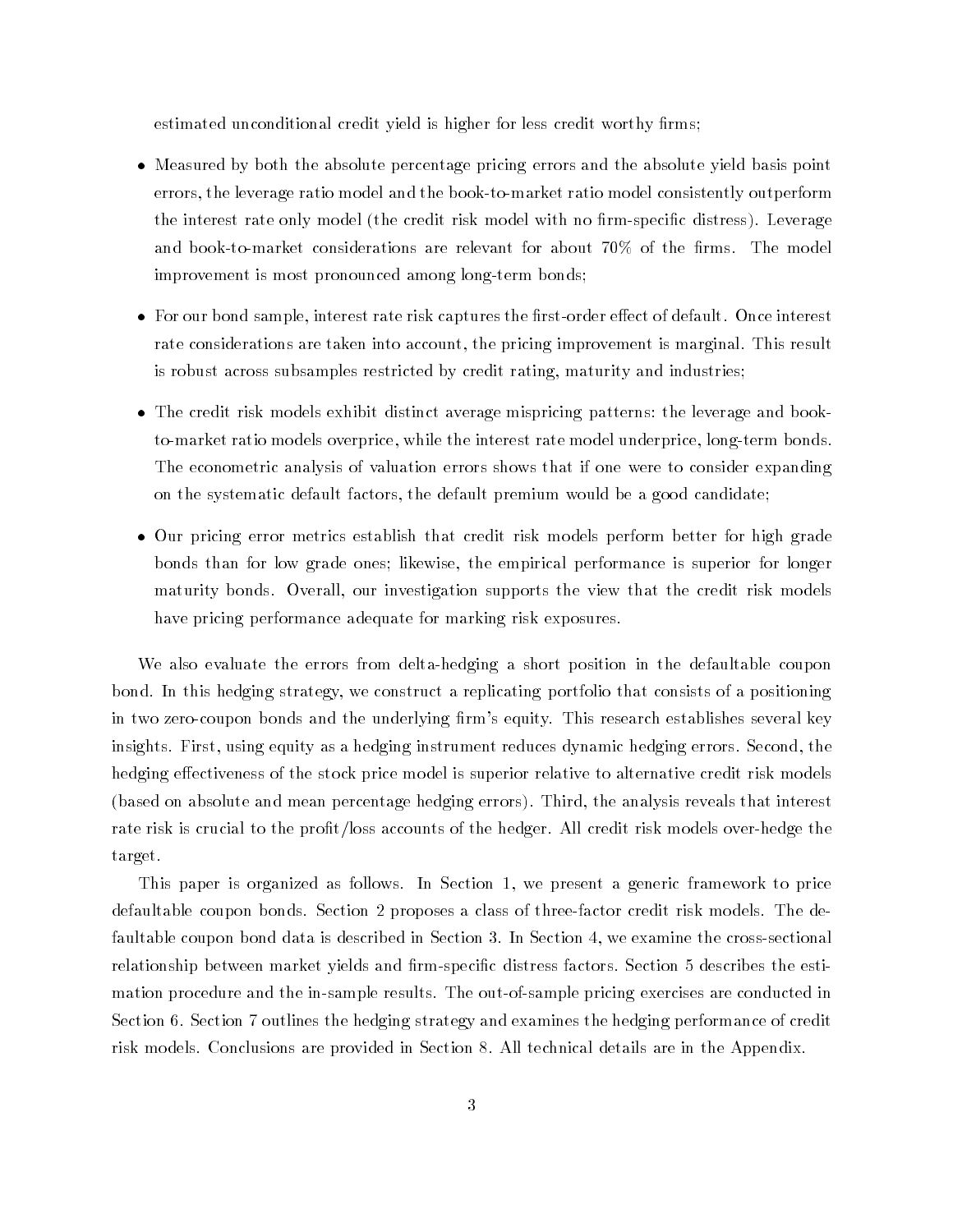estimated unconditional credit yield is higher for less credit worthy firms;

- Measured by both the absolute percentage pricing errors and the absolute yield basis point errors, the leverage ratio model and the book-to-market ratio model consistently outperform the interest rate only model (the credit risk model with no firm-specific distress). Leverage and book-to-market considerations are relevant for about 70% of the firms. The model improvement is most pronounced among long-term bonds;

- For our bond sample, interest rate risk captures the first-order effect of default. Once interest rate considerations are taken into account, the pricing improvement is marginal. This result is robust across subsamples restricted by credit rating, maturity and industries;

- The credit risk models exhibit distinct average mispricing patterns: the leverage and book-to-market ratio models overprice, while the interest rate model underprice, long-term bonds. The econometric analysis of valuation errors shows that if one were to consider expanding on the systematic default factors, the default premium would be a good candidate;

- Our pricing error metrics establish that credit risk models perform better for high grade bonds than for low grade ones; likewise, the empirical performance is superior for longer maturity bonds. Overall, our investigation supports the view that the credit risk models have pricing performance adequate for marking risk exposures.

We also evaluate the errors from delta-hedging a short position in the defaultable coupon bond. In this hedging strategy, we construct a replicating portfolio that consists of a positioning in two zero-coupon bonds and the underlying firm's equity. This research establishes several key insights. First, using equity as a hedging instrument reduces dynamic hedging errors. Second, the hedging effectiveness of the stock price model is superior relative to alternative credit risk models (based on absolute and mean percentage hedging errors). Third, the analysis reveals that interest rate risk is crucial to the profit/loss accounts of the hedger. All credit risk models over-hedge the target.

This paper is organized as follows. In Section 1, we present a generic framework to price defaultable coupon bonds. Section 2 proposes a class of three-factor credit risk models. The defaultable coupon bond data is described in Section 3. In Section 4, we examine the cross-sectional relationship between market yields and firm-specific distress factors. Section 5 describes the estimation procedure and the in-sample results. The out-of-sample pricing exercises are conducted in Section 6. Section 7 outlines the hedging strategy and examines the hedging performance of credit risk models. Conclusions are provided in Section 8. All technical details are in the Appendix.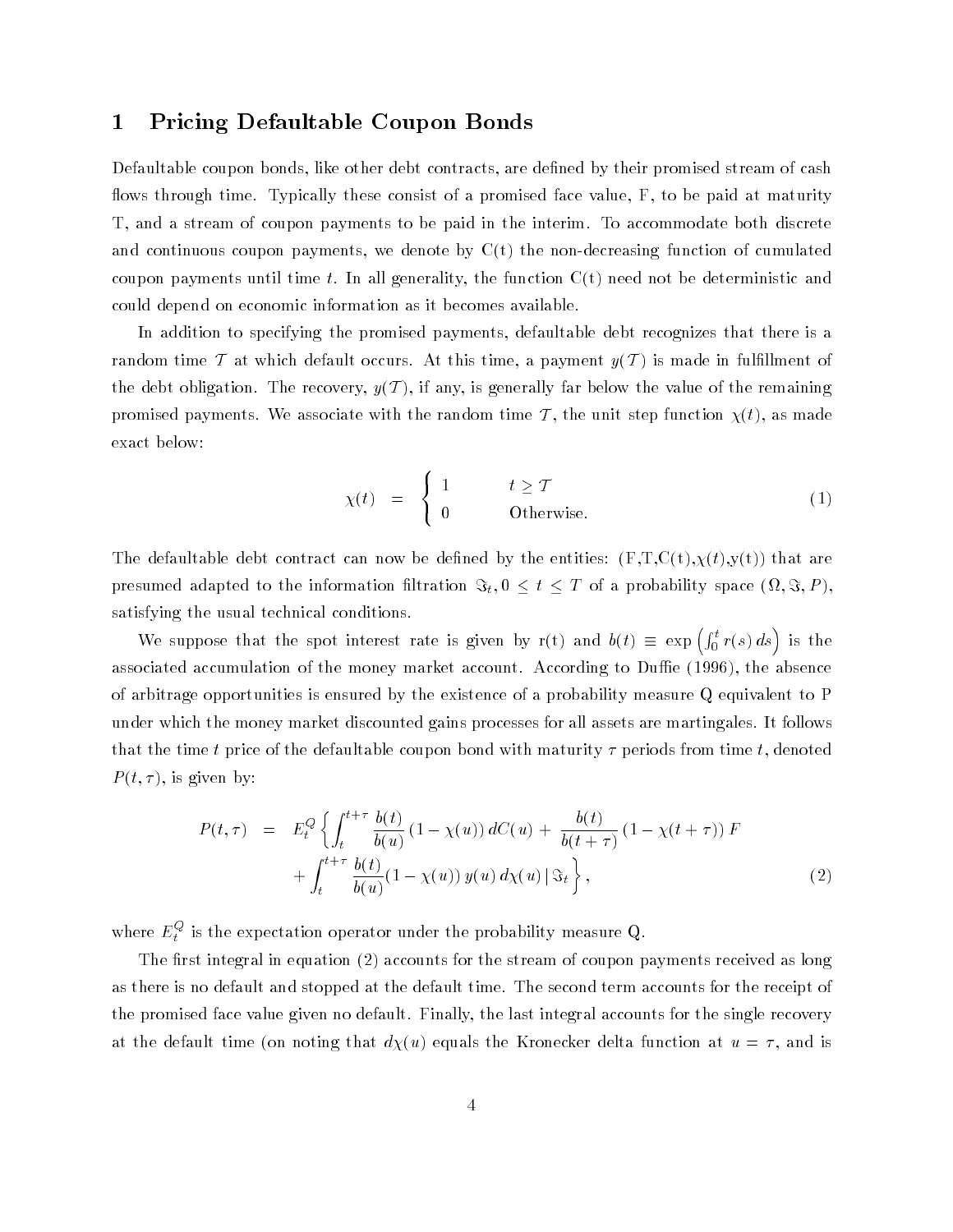# 1 Pricing Defaultable Coupon Bonds

Defaultable coupon bonds, like other debt contracts, are defined by their promised stream of cash flows through time. Typically these consist of a promised face value, F, to be paid at maturity T, and a stream of coupon payments to be paid in the interim. To accommodate both discrete and continuous coupon payments, we denote by C(t) the non-decreasing function of cumulated coupon payments until time $t$. In all generality, the function C(t) need not be deterministic and could depend on economic information as it becomes available.

In addition to specifying the promised payments, defaultable debt recognizes that there is a random time $\mathcal{T}$ at which default occurs. At this time, a payment $y(\mathcal{T})$ is made in fulfillment of the debt obligation. The recovery, $y(\mathcal{T})$, if any, is generally far below the value of the remaining promised payments. We associate with the random time $\mathcal{T}$, the unit step function $\chi(t)$, as made exact below:

$$\chi(t) \quad = \quad \begin{cases} 1 & t \geq \mathcal{T} \\ 0 & \text{Otherwise.} \end{cases} \tag{1}$$

The defaultable debt contract can now be defined by the entities: (F,T,C(t),$\chi(t)$,y(t)) that are presumed adapted to the information filtration $\Im_t, 0 \leq t \leq T$ of a probability space $(\Omega, \Im, P)$, satisfying the usual technical conditions.

We suppose that the spot interest rate is given by r(t) and $b(t) \equiv \exp\left(\int_0^t r(s)\,ds\right)$ is the associated accumulation of the money market account. According to Duffie (1996), the absence of arbitrage opportunities is ensured by the existence of a probability measure Q equivalent to P under which the money market discounted gains processes for all assets are martingales. It follows that the time $t$ price of the defaultable coupon bond with maturity $\tau$ periods from time $t$, denoted $P(t,\tau)$, is given by:

$$\begin{aligned} P(t,\tau) \quad = \quad & E_t^Q \left\{ \int_t^{t+\tau} \frac{b(t)}{b(u)} \left(1 - \chi(u)\right) dC(u) + \frac{b(t)}{b(t+\tau)} \left(1 - \chi(t+\tau)\right) F \right. \\ & \left. + \int_t^{t+\tau} \frac{b(t)}{b(u)} (1 - \chi(u))\, y(u)\, d\chi(u) \,|\, \Im_t \right\}, \end{aligned} \tag{2}$$

where $E_t^Q$ is the expectation operator under the probability measure Q.

The first integral in equation (2) accounts for the stream of coupon payments received as long as there is no default and stopped at the default time. The second term accounts for the receipt of the promised face value given no default. Finally, the last integral accounts for the single recovery at the default time (on noting that $d\chi(u)$ equals the Kronecker delta function at $u = \tau$, and is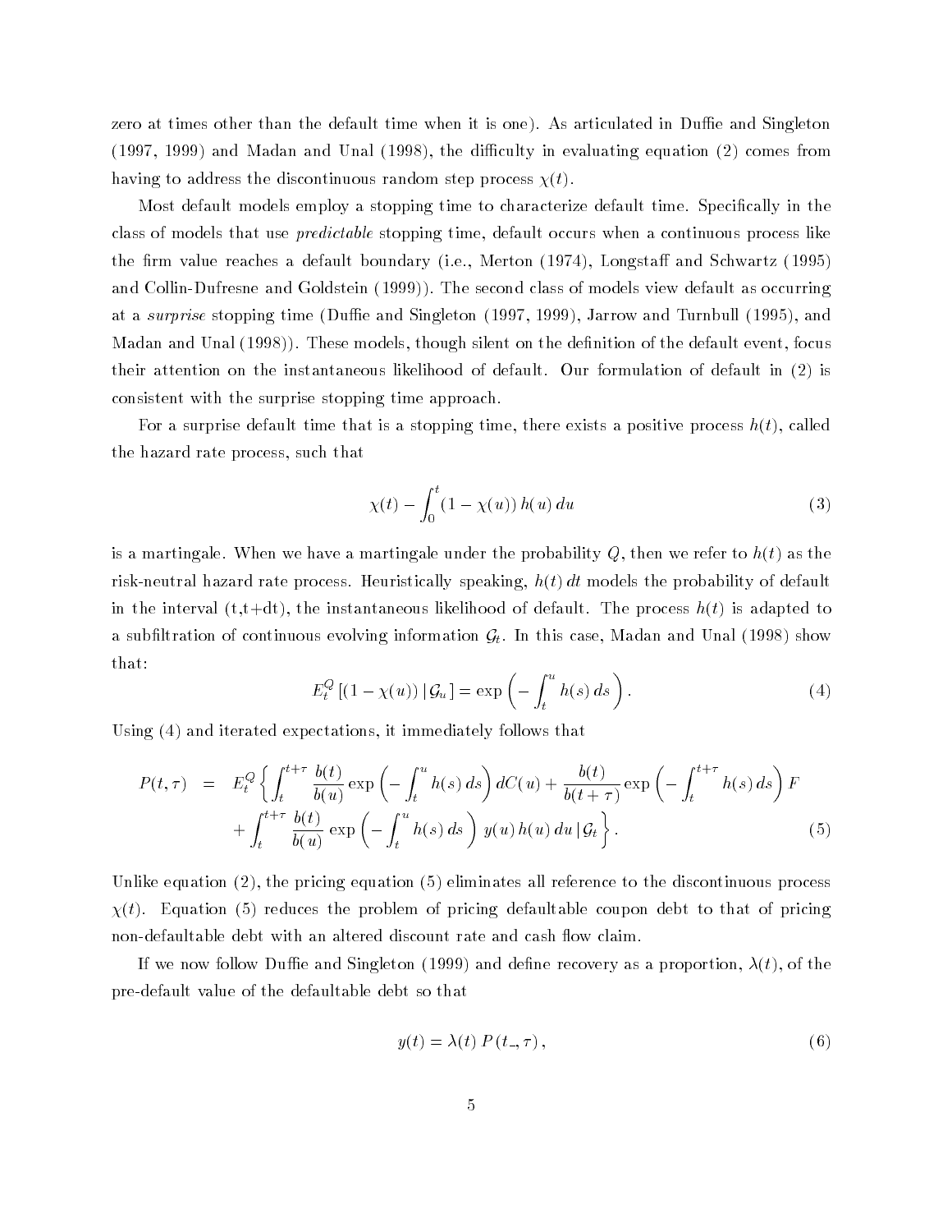zero at times other than the default time when it is one). As articulated in Duffie and Singleton (1997, 1999) and Madan and Unal (1998), the difficulty in evaluating equation (2) comes from having to address the discontinuous random step process $\chi(t)$.

Most default models employ a stopping time to characterize default time. Specifically in the class of models that use *predictable* stopping time, default occurs when a continuous process like the firm value reaches a default boundary (i.e., Merton (1974), Longstaff and Schwartz (1995) and Collin-Dufresne and Goldstein (1999)). The second class of models view default as occurring at a *surprise* stopping time (Duffie and Singleton (1997, 1999), Jarrow and Turnbull (1995), and Madan and Unal (1998)). These models, though silent on the definition of the default event, focus their attention on the instantaneous likelihood of default. Our formulation of default in (2) is consistent with the surprise stopping time approach.

For a surprise default time that is a stopping time, there exists a positive process $h(t)$, called the hazard rate process, such that

$$\chi(t) - \int_0^t (1 - \chi(u))\, h(u)\, du \tag{3}$$

is a martingale. When we have a martingale under the probability $Q$, then we refer to $h(t)$ as the risk-neutral hazard rate process. Heuristically speaking, $h(t)\,dt$ models the probability of default in the interval (t,t+dt), the instantaneous likelihood of default. The process $h(t)$ is adapted to a subfiltration of continuous evolving information $\mathcal{G}_t$. In this case, Madan and Unal (1998) show that:

$$E_t^Q\left[(1 - \chi(u))\,|\,\mathcal{G}_u\right] = \exp\left(-\int_t^u h(s)\, ds\right). \tag{4}$$

Using (4) and iterated expectations, it immediately follows that

$$\begin{aligned} P(t,\tau) \;=\; & E_t^Q\left\{\int_t^{t+\tau} \frac{b(t)}{b(u)} \exp\left(-\int_t^u h(s)\, ds\right) dC(u) + \frac{b(t)}{b(t+\tau)} \exp\left(-\int_t^{t+\tau} h(s)\, ds\right) F \right. \\ & \left. + \int_t^{t+\tau} \frac{b(t)}{b(u)} \exp\left(-\int_t^u h(s)\, ds\right) y(u)\, h(u)\, du \,|\, \mathcal{G}_t \right\}. \end{aligned} \tag{5}$$

Unlike equation (2), the pricing equation (5) eliminates all reference to the discontinuous process $\chi(t)$. Equation (5) reduces the problem of pricing defaultable coupon debt to that of pricing non-defaultable debt with an altered discount rate and cash flow claim.

If we now follow Duffie and Singleton (1999) and define recovery as a proportion, $\lambda(t)$, of the pre-default value of the defaultable debt so that

$$y(t) = \lambda(t)\, P(t_{-}, \tau), \tag{6}$$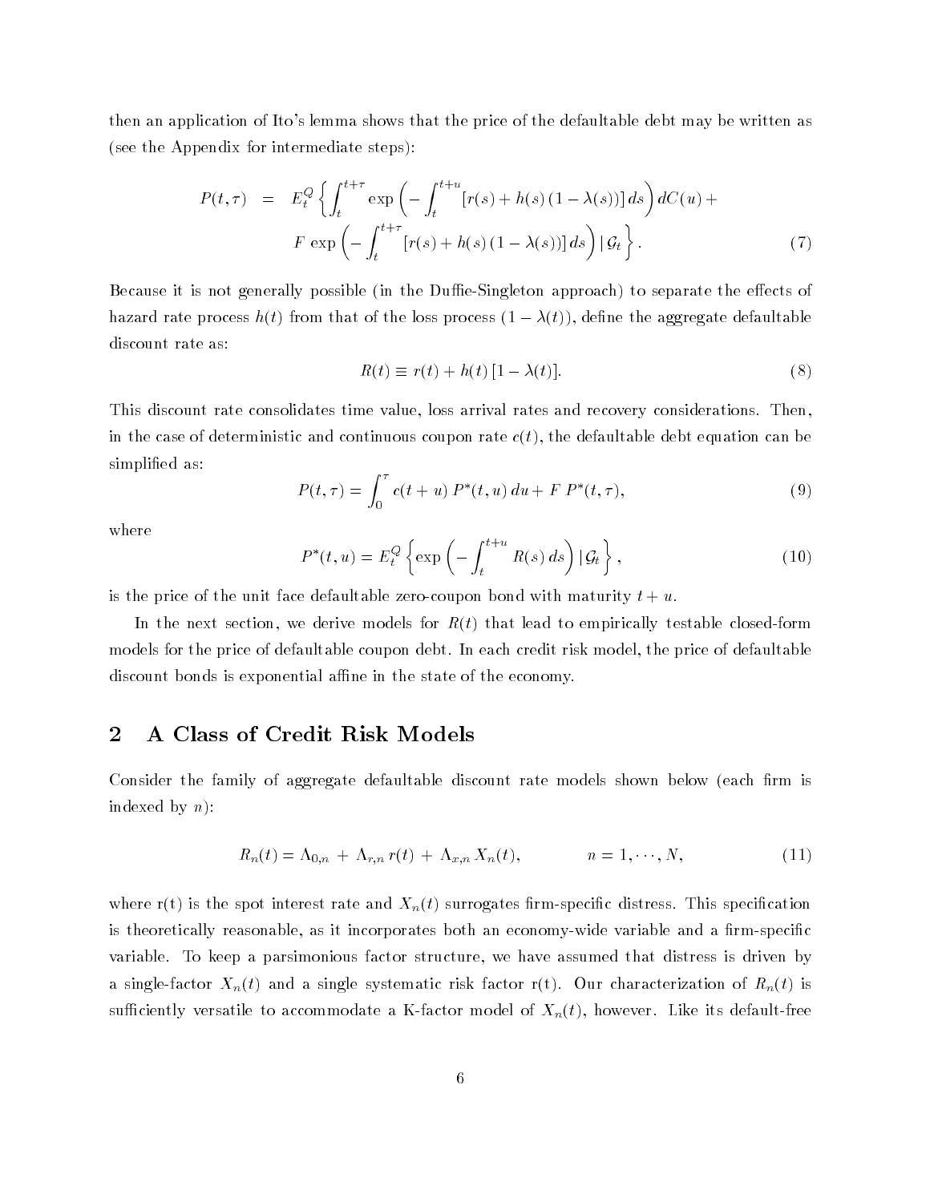then an application of Ito's lemma shows that the price of the defaultable debt may be written as (see the Appendix for intermediate steps):

$$
\begin{aligned}
P(t,\tau) \;=\; & E_t^Q \left\{ \int_t^{t+\tau} \exp\left( - \int_t^{t+u} [r(s) + h(s)\,(1-\lambda(s))]\, ds \right) dC(u) + \right. \\
& \left. F \, \exp\left( - \int_t^{t+\tau} [r(s) + h(s)\,(1-\lambda(s))]\, ds \right) | \, \mathcal{G}_t \right\}. 
\end{aligned} \tag{7}
$$

Because it is not generally possible (in the Duffie-Singleton approach) to separate the effects of hazard rate process $h(t)$ from that of the loss process $(1-\lambda(t))$, define the aggregate defaultable discount rate as:

$$
R(t) \equiv r(t) + h(t)\,[1-\lambda(t)]. \tag{8}
$$

This discount rate consolidates time value, loss arrival rates and recovery considerations. Then, in the case of deterministic and continuous coupon rate $c(t)$, the defaultable debt equation can be simplified as:

$$
P(t,\tau) = \int_0^\tau c(t+u)\, P^*(t,u)\, du + F\, P^*(t,\tau), \tag{9}
$$

where

$$
P^*(t,u) = E_t^Q \left\{ \exp\left( - \int_t^{t+u} R(s)\, ds \right) | \, \mathcal{G}_t \right\}, \tag{10}
$$

is the price of the unit face defaultable zero-coupon bond with maturity $t+u$.

In the next section, we derive models for $R(t)$ that lead to empirically testable closed-form models for the price of defaultable coupon debt. In each credit risk model, the price of defaultable discount bonds is exponential affine in the state of the economy.

## 2 A Class of Credit Risk Models

Consider the family of aggregate defaultable discount rate models shown below (each firm is indexed by $n$):

$$
R_n(t) = \Lambda_{0,n} \,+\, \Lambda_{r,n}\, r(t) \,+\, \Lambda_{x,n}\, X_n(t), \qquad\qquad n = 1, \cdots, N, \tag{11}
$$

where r(t) is the spot interest rate and $X_n(t)$ surrogates firm-specific distress. This specification is theoretically reasonable, as it incorporates both an economy-wide variable and a firm-specific variable. To keep a parsimonious factor structure, we have assumed that distress is driven by a single-factor $X_n(t)$ and a single systematic risk factor r(t). Our characterization of $R_n(t)$ is sufficiently versatile to accommodate a K-factor model of $X_n(t)$, however. Like its default-free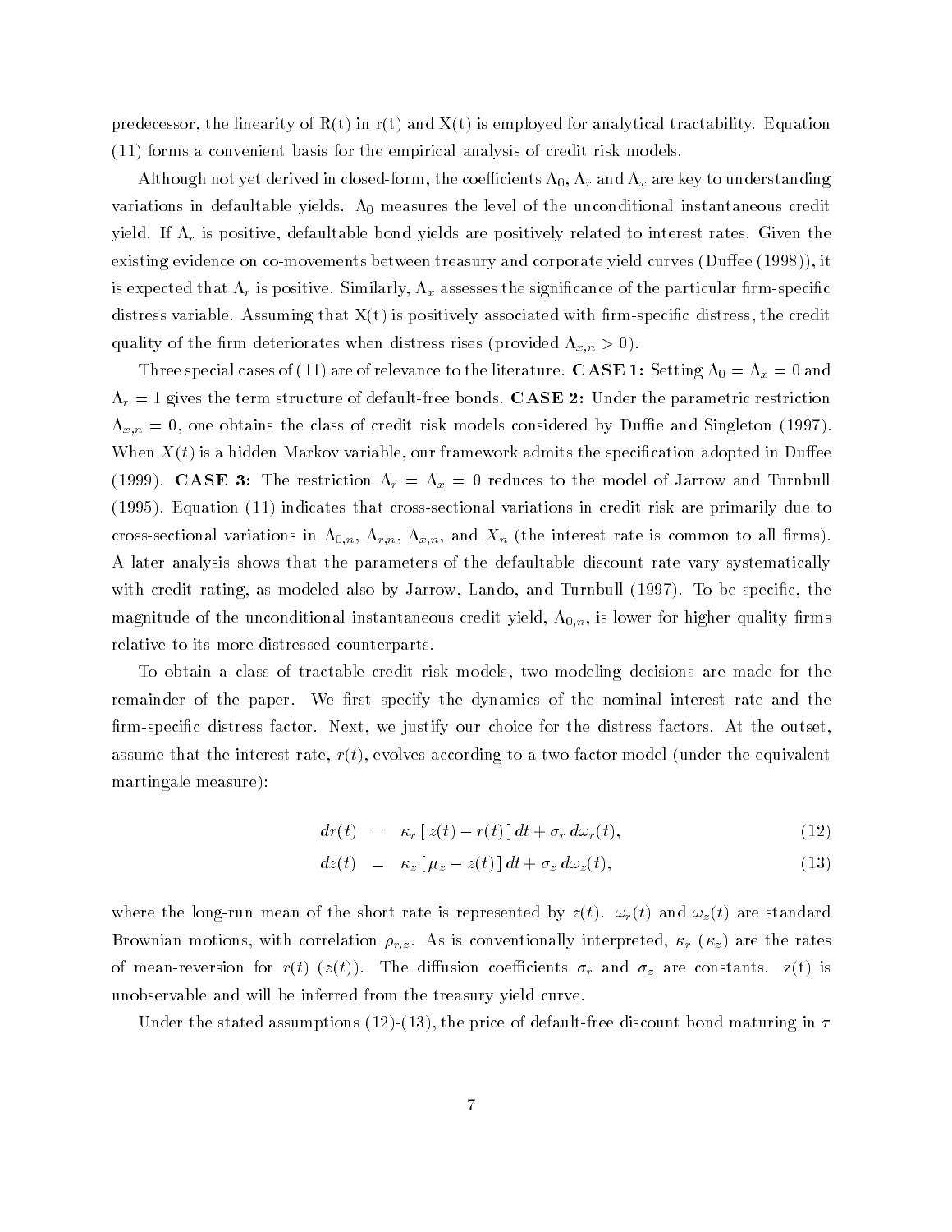predecessor, the linearity of R(t) in r(t) and X(t) is employed for analytical tractability. Equation (11) forms a convenient basis for the empirical analysis of credit risk models.

Although not yet derived in closed-form, the coefficients $\Lambda_0$, $\Lambda_r$ and $\Lambda_x$ are key to understanding variations in defaultable yields. $\Lambda_0$ measures the level of the unconditional instantaneous credit yield. If $\Lambda_r$ is positive, defaultable bond yields are positively related to interest rates. Given the existing evidence on co-movements between treasury and corporate yield curves (Duffee (1998)), it is expected that $\Lambda_r$ is positive. Similarly, $\Lambda_x$ assesses the significance of the particular firm-specific distress variable. Assuming that X(t) is positively associated with firm-specific distress, the credit quality of the firm deteriorates when distress rises (provided $\Lambda_{x,n} > 0$).

Three special cases of (11) are of relevance to the literature. **CASE 1:** Setting $\Lambda_0 = \Lambda_x = 0$ and $\Lambda_r = 1$ gives the term structure of default-free bonds. **CASE 2:** Under the parametric restriction $\Lambda_{x,n} = 0$, one obtains the class of credit risk models considered by Duffie and Singleton (1997). When $X(t)$ is a hidden Markov variable, our framework admits the specification adopted in Duffee (1999). **CASE 3:** The restriction $\Lambda_r = \Lambda_x = 0$ reduces to the model of Jarrow and Turnbull (1995). Equation (11) indicates that cross-sectional variations in credit risk are primarily due to cross-sectional variations in $\Lambda_{0,n}$, $\Lambda_{r,n}$, $\Lambda_{x,n}$, and $X_n$ (the interest rate is common to all firms). A later analysis shows that the parameters of the defaultable discount rate vary systematically with credit rating, as modeled also by Jarrow, Lando, and Turnbull (1997). To be specific, the magnitude of the unconditional instantaneous credit yield, $\Lambda_{0,n}$, is lower for higher quality firms relative to its more distressed counterparts.

To obtain a class of tractable credit risk models, two modeling decisions are made for the remainder of the paper. We first specify the dynamics of the nominal interest rate and the firm-specific distress factor. Next, we justify our choice for the distress factors. At the outset, assume that the interest rate, $r(t)$, evolves according to a two-factor model (under the equivalent martingale measure):

$$dr(t) = \kappa_r \left[ z(t) - r(t) \right] dt + \sigma_r \, d\omega_r(t), \tag{12}$$

$$dz(t) = \kappa_z \left[ \mu_z - z(t) \right] dt + \sigma_z \, d\omega_z(t), \tag{13}$$

where the long-run mean of the short rate is represented by $z(t)$. $\omega_r(t)$ and $\omega_z(t)$ are standard Brownian motions, with correlation $\rho_{r,z}$. As is conventionally interpreted, $\kappa_r$ ($\kappa_z$) are the rates of mean-reversion for $r(t)$ ($z(t)$). The diffusion coefficients $\sigma_r$ and $\sigma_z$ are constants. z(t) is unobservable and will be inferred from the treasury yield curve.

Under the stated assumptions (12)-(13), the price of default-free discount bond maturing in $\tau$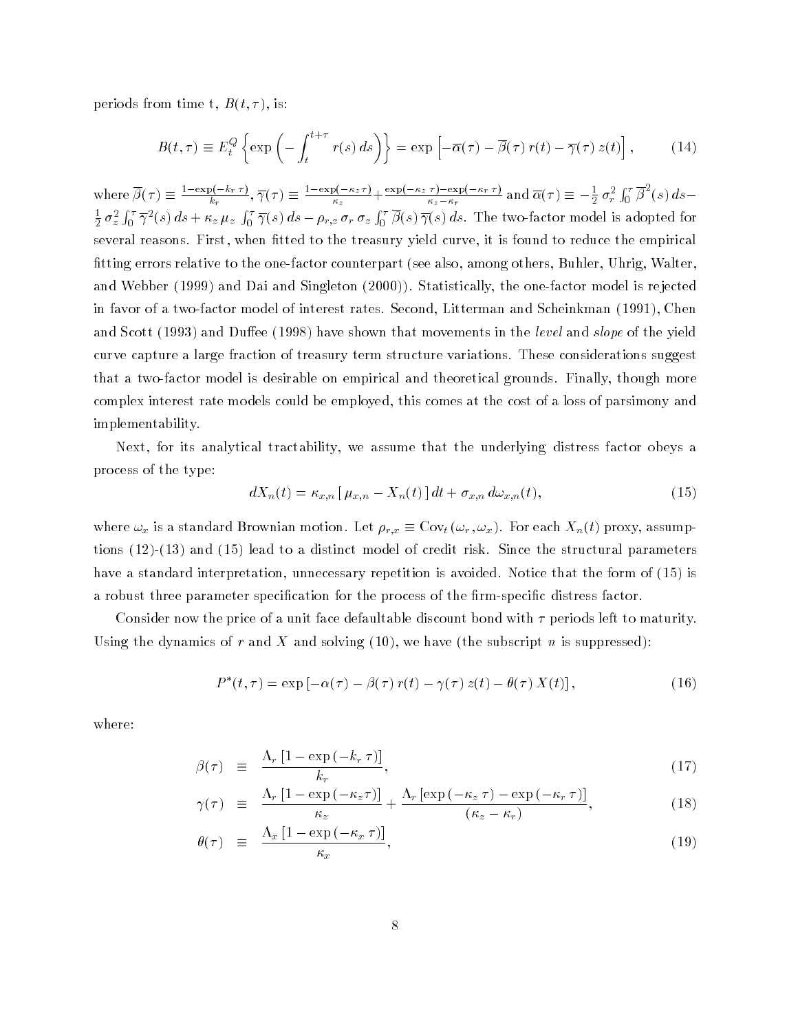periods from time t, $B(t, \tau)$, is:

$$B(t,\tau) \equiv E_t^Q \left\{ \exp\left( -\int_t^{t+\tau} r(s)\, ds \right) \right\} = \exp\left[ -\overline{\alpha}(\tau) - \overline{\beta}(\tau)\, r(t) - \overline{\gamma}(\tau)\, z(t) \right], \tag{14}$$

where $\overline{\beta}(\tau) \equiv \frac{1-\exp(-k_r\,\tau)}{k_r}$, $\overline{\gamma}(\tau) \equiv \frac{1-\exp(-\kappa_z\,\tau)}{\kappa_z} + \frac{\exp(-\kappa_z\,\tau)-\exp(-\kappa_r\,\tau)}{\kappa_z-\kappa_r}$ and $\overline{\alpha}(\tau) \equiv -\frac{1}{2}\,\sigma_r^2 \int_0^\tau \overline{\beta}^2(s)\, ds - \frac{1}{2}\,\sigma_z^2 \int_0^\tau \overline{\gamma}^2(s)\, ds + \kappa_z\,\mu_z \int_0^\tau \overline{\gamma}(s)\, ds - \rho_{r,z}\,\sigma_r\,\sigma_z \int_0^\tau \overline{\beta}(s)\,\overline{\gamma}(s)\, ds$. The two-factor model is adopted for several reasons. First, when fitted to the treasury yield curve, it is found to reduce the empirical fitting errors relative to the one-factor counterpart (see also, among others, Buhler, Uhrig, Walter, and Webber (1999) and Dai and Singleton (2000)). Statistically, the one-factor model is rejected in favor of a two-factor model of interest rates. Second, Litterman and Scheinkman (1991), Chen and Scott (1993) and Duffee (1998) have shown that movements in the *level* and *slope* of the yield curve capture a large fraction of treasury term structure variations. These considerations suggest that a two-factor model is desirable on empirical and theoretical grounds. Finally, though more complex interest rate models could be employed, this comes at the cost of a loss of parsimony and implementability.

Next, for its analytical tractability, we assume that the underlying distress factor obeys a process of the type:

$$dX_n(t) = \kappa_{x,n}\,[\,\mu_{x,n} - X_n(t)\,]\,dt + \sigma_{x,n}\,d\omega_{x,n}(t), \tag{15}$$

where $\omega_x$ is a standard Brownian motion. Let $\rho_{r,x} \equiv \mathrm{Cov}_t\,(\omega_r, \omega_x)$. For each $X_n(t)$ proxy, assumptions (12)-(13) and (15) lead to a distinct model of credit risk. Since the structural parameters have a standard interpretation, unnecessary repetition is avoided. Notice that the form of (15) is a robust three parameter specification for the process of the firm-specific distress factor.

Consider now the price of a unit face defaultable discount bond with $\tau$ periods left to maturity. Using the dynamics of $r$ and $X$ and solving (10), we have (the subscript $n$ is suppressed):

$$P^*(t,\tau) = \exp\left[ -\alpha(\tau) - \beta(\tau)\, r(t) - \gamma(\tau)\, z(t) - \theta(\tau)\, X(t) \right], \tag{16}$$

where:

$$\beta(\tau) \equiv \frac{\Lambda_r\,[1-\exp(-k_r\,\tau)]}{k_r}, \tag{17}$$

$$\gamma(\tau) \equiv \frac{\Lambda_r\,[1-\exp(-\kappa_z\tau)]}{\kappa_z} + \frac{\Lambda_r\,[\exp(-\kappa_z\,\tau) - \exp(-\kappa_r\,\tau)]}{(\kappa_z - \kappa_r)}, \tag{18}$$

$$\theta(\tau) \equiv \frac{\Lambda_x\,[1-\exp(-\kappa_x\,\tau)]}{\kappa_x}, \tag{19}$$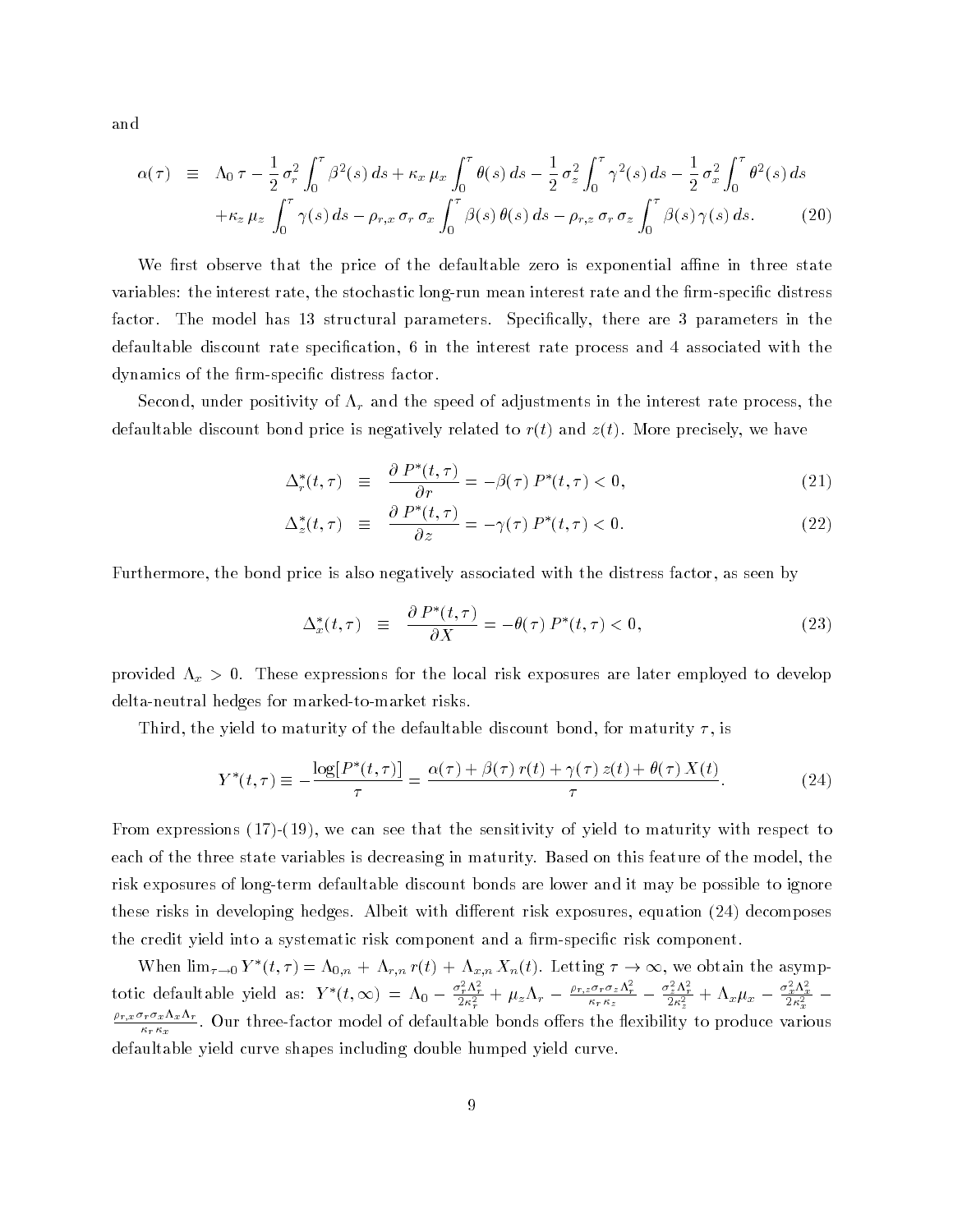and

$$
\begin{aligned}
\alpha(\tau) \quad \equiv \quad & \Lambda_0\, \tau - \frac{1}{2}\, \sigma_r^2 \int_0^\tau \beta^2(s)\, ds + \kappa_x\, \mu_x \int_0^\tau \theta(s)\, ds - \frac{1}{2}\, \sigma_z^2 \int_0^\tau \gamma^2(s)\, ds - \frac{1}{2}\, \sigma_x^2 \int_0^\tau \theta^2(s)\, ds \\
& + \kappa_z\, \mu_z \int_0^\tau \gamma(s)\, ds - \rho_{r,x}\, \sigma_r\, \sigma_x \int_0^\tau \beta(s)\, \theta(s)\, ds - \rho_{r,z}\, \sigma_r\, \sigma_z \int_0^\tau \beta(s)\, \gamma(s)\, ds. \qquad (20)
\end{aligned}
$$

We first observe that the price of the defaultable zero is exponential affine in three state variables: the interest rate, the stochastic long-run mean interest rate and the firm-specific distress factor. The model has 13 structural parameters. Specifically, there are 3 parameters in the defaultable discount rate specification, 6 in the interest rate process and 4 associated with the dynamics of the firm-specific distress factor.

Second, under positivity of $\Lambda_r$ and the speed of adjustments in the interest rate process, the defaultable discount bond price is negatively related to $r(t)$ and $z(t)$. More precisely, we have

$$
\Delta_r^*(t,\tau) \quad \equiv \quad \frac{\partial\, P^*(t,\tau)}{\partial r} = -\beta(\tau)\, P^*(t,\tau) < 0, \qquad (21)
$$

$$
\Delta_z^*(t,\tau) \quad \equiv \quad \frac{\partial\, P^*(t,\tau)}{\partial z} = -\gamma(\tau)\, P^*(t,\tau) < 0. \qquad (22)
$$

Furthermore, the bond price is also negatively associated with the distress factor, as seen by

$$
\Delta_x^*(t,\tau) \quad \equiv \quad \frac{\partial\, P^*(t,\tau)}{\partial X} = -\theta(\tau)\, P^*(t,\tau) < 0, \qquad (23)
$$

provided $\Lambda_x > 0$. These expressions for the local risk exposures are later employed to develop delta-neutral hedges for marked-to-market risks.

Third, the yield to maturity of the defaultable discount bond, for maturity $\tau$, is

$$
Y^*(t,\tau) \equiv -\frac{\log[P^*(t,\tau)]}{\tau} = \frac{\alpha(\tau) + \beta(\tau)\, r(t) + \gamma(\tau)\, z(t) + \theta(\tau)\, X(t)}{\tau}. \qquad (24)
$$

From expressions (17)-(19), we can see that the sensitivity of yield to maturity with respect to each of the three state variables is decreasing in maturity. Based on this feature of the model, the risk exposures of long-term defaultable discount bonds are lower and it may be possible to ignore these risks in developing hedges. Albeit with different risk exposures, equation (24) decomposes the credit yield into a systematic risk component and a firm-specific risk component.

When $\lim_{\tau \to 0} Y^*(t,\tau) = \Lambda_{0,n} + \Lambda_{r,n}\, r(t) + \Lambda_{x,n}\, X_n(t)$. Letting $\tau \to \infty$, we obtain the asymptotic defaultable yield as: $Y^*(t,\infty) = \Lambda_0 - \frac{\sigma_r^2 \Lambda_r^2}{2\kappa_r^2} + \mu_z \Lambda_r - \frac{\rho_{r,z}\sigma_r \sigma_z \Lambda_r^2}{\kappa_r \kappa_z} - \frac{\sigma_z^2 \Lambda_r^2}{2\kappa_z^2} + \Lambda_x \mu_x - \frac{\sigma_x^2 \Lambda_x^2}{2\kappa_x^2} - \frac{\rho_{r,x}\sigma_r \sigma_x \Lambda_x \Lambda_r}{\kappa_r \kappa_x}$. Our three-factor model of defaultable bonds offers the flexibility to produce various defaultable yield curve shapes including double humped yield curve.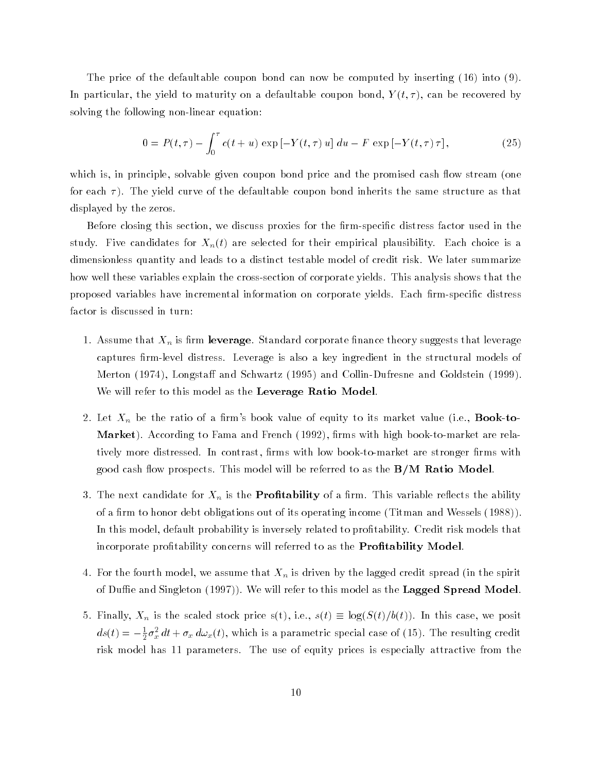The price of the defaultable coupon bond can now be computed by inserting (16) into (9). In particular, the yield to maturity on a defaultable coupon bond, $Y(t, \tau)$, can be recovered by solving the following non-linear equation:

$$0 = P(t, \tau) - \int_0^{\tau} c(t+u) \exp\left[-Y(t, \tau)\, u\right] du - F \exp\left[-Y(t, \tau)\, \tau\right], \tag{25}$$

which is, in principle, solvable given coupon bond price and the promised cash flow stream (one for each $\tau$). The yield curve of the defaultable coupon bond inherits the same structure as that displayed by the zeros.

Before closing this section, we discuss proxies for the firm-specific distress factor used in the study. Five candidates for $X_n(t)$ are selected for their empirical plausibility. Each choice is a dimensionless quantity and leads to a distinct testable model of credit risk. We later summarize how well these variables explain the cross-section of corporate yields. This analysis shows that the proposed variables have incremental information on corporate yields. Each firm-specific distress factor is discussed in turn:

1. Assume that $X_n$ is firm **leverage**. Standard corporate finance theory suggests that leverage captures firm-level distress. Leverage is also a key ingredient in the structural models of Merton (1974), Longstaff and Schwartz (1995) and Collin-Dufresne and Goldstein (1999). We will refer to this model as the **Leverage Ratio Model**.

2. Let $X_n$ be the ratio of a firm's book value of equity to its market value (i.e., **Book-to-Market**). According to Fama and French (1992), firms with high book-to-market are relatively more distressed. In contrast, firms with low book-to-market are stronger firms with good cash flow prospects. This model will be referred to as the **B/M Ratio Model**.

3. The next candidate for $X_n$ is the **Profitability** of a firm. This variable reflects the ability of a firm to honor debt obligations out of its operating income (Titman and Wessels (1988)). In this model, default probability is inversely related to profitability. Credit risk models that incorporate profitability concerns will referred to as the **Profitability Model**.

4. For the fourth model, we assume that $X_n$ is driven by the lagged credit spread (in the spirit of Duffie and Singleton (1997)). We will refer to this model as the **Lagged Spread Model**.

5. Finally, $X_n$ is the scaled stock price s(t), i.e., $s(t) \equiv \log(S(t)/b(t))$. In this case, we posit $ds(t) = -\frac{1}{2}\sigma_x^2\, dt + \sigma_x\, d\omega_x(t)$, which is a parametric special case of (15). The resulting credit risk model has 11 parameters. The use of equity prices is especially attractive from the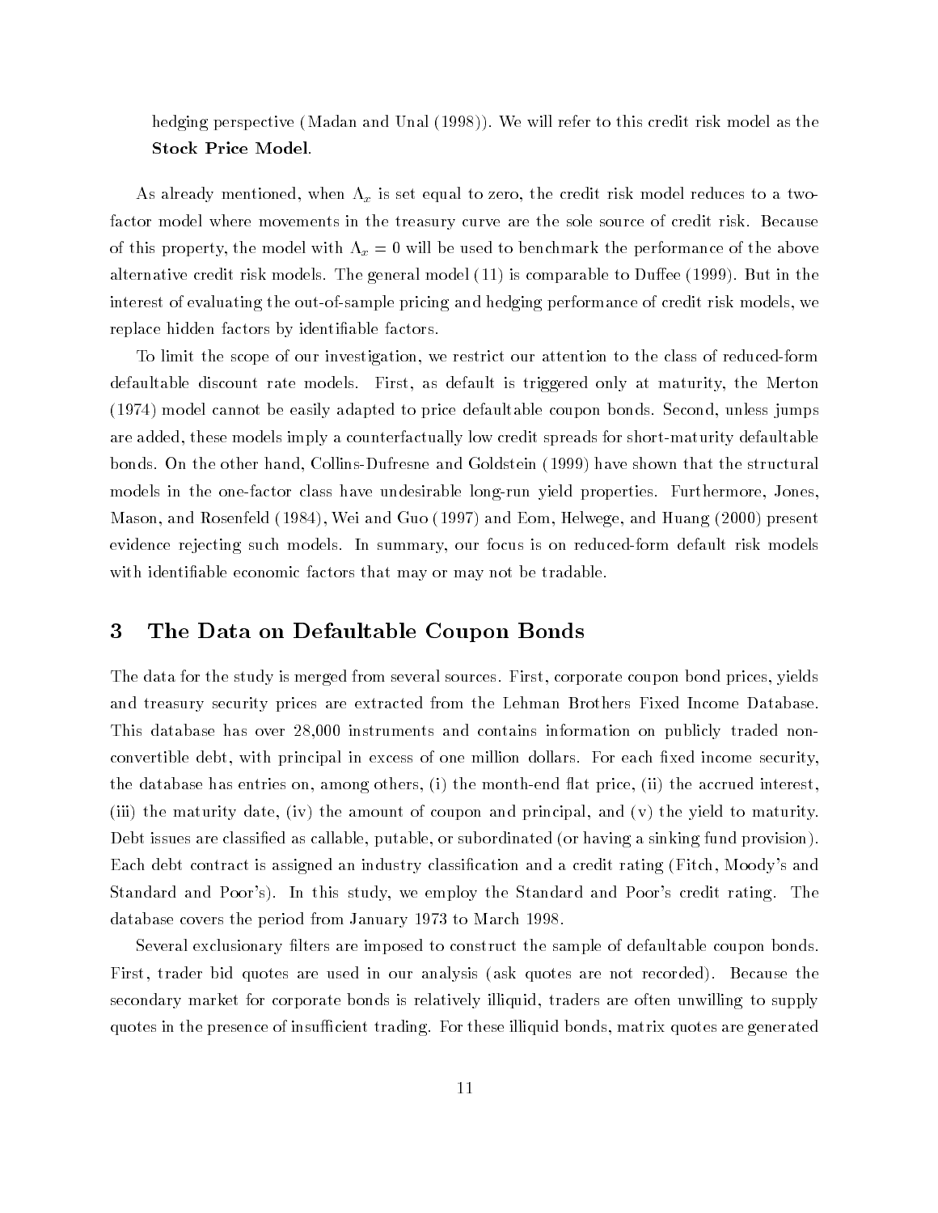hedging perspective (Madan and Unal (1998)). We will refer to this credit risk model as the **Stock Price Model**.

As already mentioned, when $\Lambda_x$ is set equal to zero, the credit risk model reduces to a two-factor model where movements in the treasury curve are the sole source of credit risk. Because of this property, the model with $\Lambda_x = 0$ will be used to benchmark the performance of the above alternative credit risk models. The general model (11) is comparable to Duffee (1999). But in the interest of evaluating the out-of-sample pricing and hedging performance of credit risk models, we replace hidden factors by identifiable factors.

To limit the scope of our investigation, we restrict our attention to the class of reduced-form defaultable discount rate models. First, as default is triggered only at maturity, the Merton (1974) model cannot be easily adapted to price defaultable coupon bonds. Second, unless jumps are added, these models imply a counterfactually low credit spreads for short-maturity defaultable bonds. On the other hand, Collins-Dufresne and Goldstein (1999) have shown that the structural models in the one-factor class have undesirable long-run yield properties. Furthermore, Jones, Mason, and Rosenfeld (1984), Wei and Guo (1997) and Eom, Helwege, and Huang (2000) present evidence rejecting such models. In summary, our focus is on reduced-form default risk models with identifiable economic factors that may or may not be tradable.

# 3 The Data on Defaultable Coupon Bonds

The data for the study is merged from several sources. First, corporate coupon bond prices, yields and treasury security prices are extracted from the Lehman Brothers Fixed Income Database. This database has over 28,000 instruments and contains information on publicly traded non-convertible debt, with principal in excess of one million dollars. For each fixed income security, the database has entries on, among others, (i) the month-end flat price, (ii) the accrued interest, (iii) the maturity date, (iv) the amount of coupon and principal, and (v) the yield to maturity. Debt issues are classified as callable, putable, or subordinated (or having a sinking fund provision). Each debt contract is assigned an industry classification and a credit rating (Fitch, Moody's and Standard and Poor's). In this study, we employ the Standard and Poor's credit rating. The database covers the period from January 1973 to March 1998.

Several exclusionary filters are imposed to construct the sample of defaultable coupon bonds. First, trader bid quotes are used in our analysis (ask quotes are not recorded). Because the secondary market for corporate bonds is relatively illiquid, traders are often unwilling to supply quotes in the presence of insufficient trading. For these illiquid bonds, matrix quotes are generated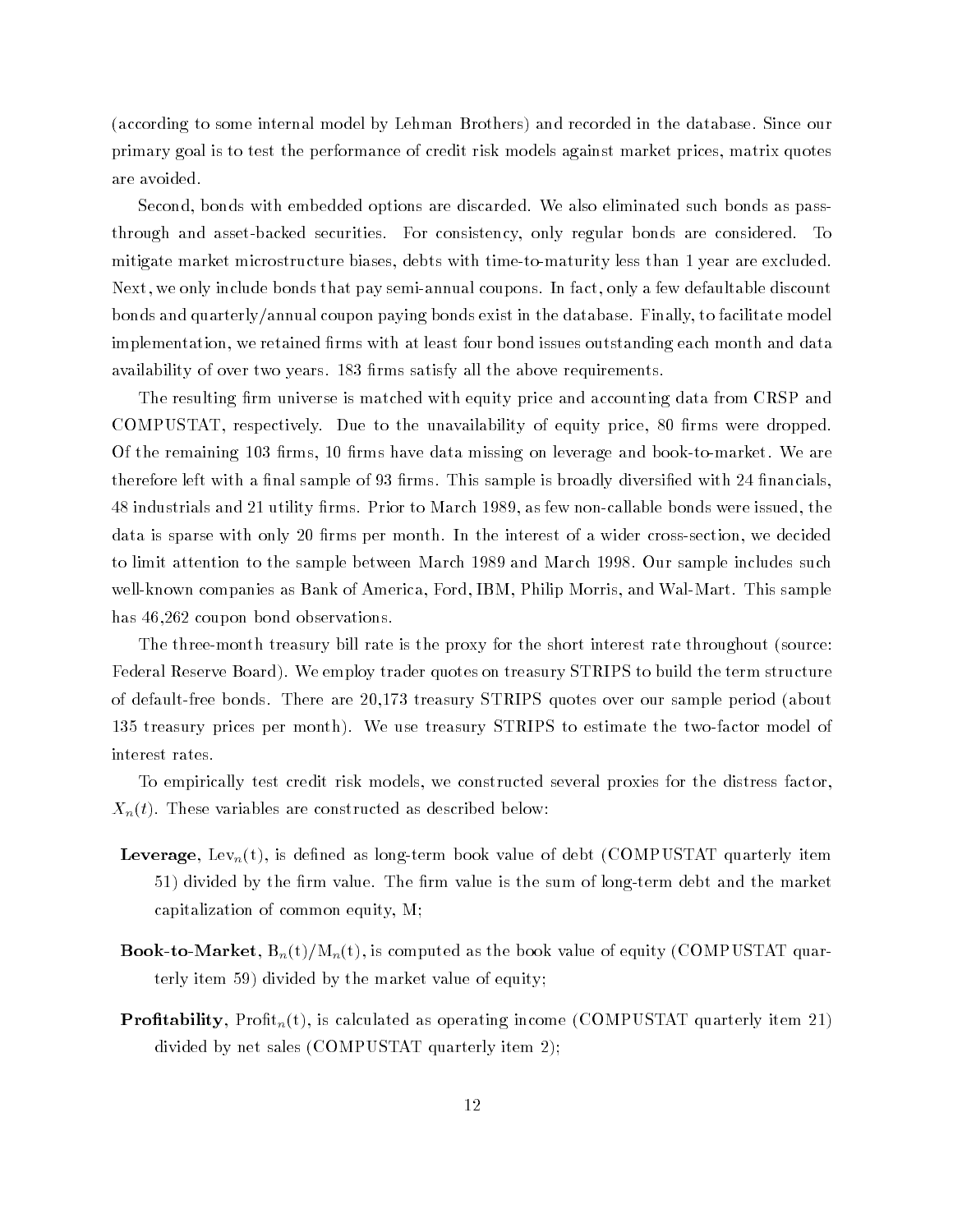(according to some internal model by Lehman Brothers) and recorded in the database. Since our primary goal is to test the performance of credit risk models against market prices, matrix quotes are avoided.

Second, bonds with embedded options are discarded. We also eliminated such bonds as pass-through and asset-backed securities. For consistency, only regular bonds are considered. To mitigate market microstructure biases, debts with time-to-maturity less than 1 year are excluded. Next, we only include bonds that pay semi-annual coupons. In fact, only a few defaultable discount bonds and quarterly/annual coupon paying bonds exist in the database. Finally, to facilitate model implementation, we retained firms with at least four bond issues outstanding each month and data availability of over two years. 183 firms satisfy all the above requirements.

The resulting firm universe is matched with equity price and accounting data from CRSP and COMPUSTAT, respectively. Due to the unavailability of equity price, 80 firms were dropped. Of the remaining 103 firms, 10 firms have data missing on leverage and book-to-market. We are therefore left with a final sample of 93 firms. This sample is broadly diversified with 24 financials, 48 industrials and 21 utility firms. Prior to March 1989, as few non-callable bonds were issued, the data is sparse with only 20 firms per month. In the interest of a wider cross-section, we decided to limit attention to the sample between March 1989 and March 1998. Our sample includes such well-known companies as Bank of America, Ford, IBM, Philip Morris, and Wal-Mart. This sample has 46,262 coupon bond observations.

The three-month treasury bill rate is the proxy for the short interest rate throughout (source: Federal Reserve Board). We employ trader quotes on treasury STRIPS to build the term structure of default-free bonds. There are 20,173 treasury STRIPS quotes over our sample period (about 135 treasury prices per month). We use treasury STRIPS to estimate the two-factor model of interest rates.

To empirically test credit risk models, we constructed several proxies for the distress factor, $X_n(t)$. These variables are constructed as described below:

- **Leverage**, $\mathrm{Lev}_n(\mathrm{t})$, is defined as long-term book value of debt (COMPUSTAT quarterly item 51) divided by the firm value. The firm value is the sum of long-term debt and the market capitalization of common equity, M;
- **Book-to-Market**, $\mathrm{B}_n(\mathrm{t})/\mathrm{M}_n(\mathrm{t})$, is computed as the book value of equity (COMPUSTAT quarterly item 59) divided by the market value of equity;
- **Profitability**, $\mathrm{Profit}_n(\mathrm{t})$, is calculated as operating income (COMPUSTAT quarterly item 21) divided by net sales (COMPUSTAT quarterly item 2);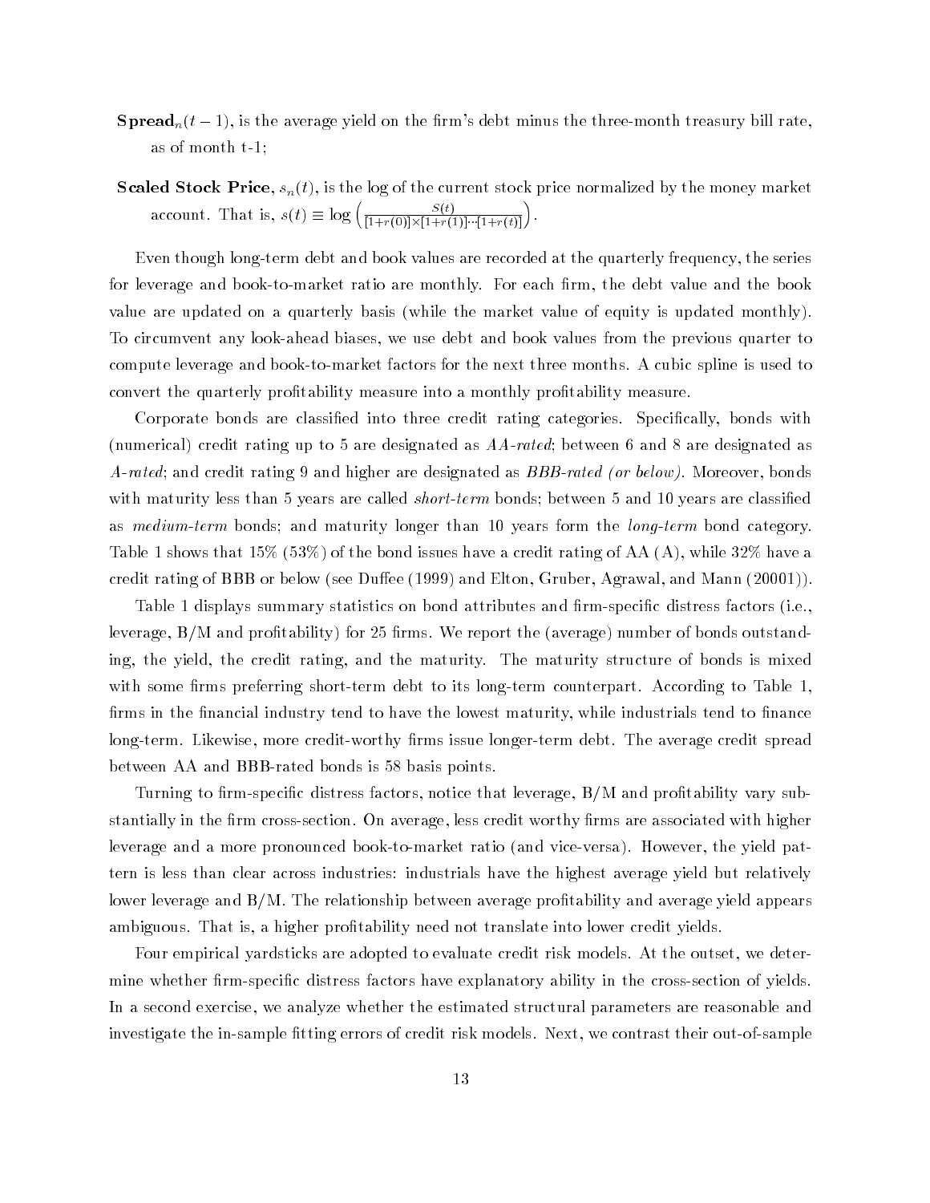- **Spread**$_n(t-1)$, is the average yield on the firm's debt minus the three-month treasury bill rate, as of month t-1;
- **Scaled Stock Price**, $s_n(t)$, is the log of the current stock price normalized by the money market account. That is, $s(t) \equiv \log\left(\frac{S(t)}{[1+r(0)]\times[1+r(1)]\cdots[1+r(t)]}\right)$.

Even though long-term debt and book values are recorded at the quarterly frequency, the series for leverage and book-to-market ratio are monthly. For each firm, the debt value and the book value are updated on a quarterly basis (while the market value of equity is updated monthly). To circumvent any look-ahead biases, we use debt and book values from the previous quarter to compute leverage and book-to-market factors for the next three months. A cubic spline is used to convert the quarterly profitability measure into a monthly profitability measure.

Corporate bonds are classified into three credit rating categories. Specifically, bonds with (numerical) credit rating up to 5 are designated as *AA-rated*; between 6 and 8 are designated as *A-rated*; and credit rating 9 and higher are designated as *BBB-rated (or below)*. Moreover, bonds with maturity less than 5 years are called *short-term* bonds; between 5 and 10 years are classified as *medium-term* bonds; and maturity longer than 10 years form the *long-term* bond category. Table 1 shows that 15% (53%) of the bond issues have a credit rating of AA (A), while 32% have a credit rating of BBB or below (see Duffee (1999) and Elton, Gruber, Agrawal, and Mann (20001)).

Table 1 displays summary statistics on bond attributes and firm-specific distress factors (i.e., leverage, B/M and profitability) for 25 firms. We report the (average) number of bonds outstanding, the yield, the credit rating, and the maturity. The maturity structure of bonds is mixed with some firms preferring short-term debt to its long-term counterpart. According to Table 1, firms in the financial industry tend to have the lowest maturity, while industrials tend to finance long-term. Likewise, more credit-worthy firms issue longer-term debt. The average credit spread between AA and BBB-rated bonds is 58 basis points.

Turning to firm-specific distress factors, notice that leverage, B/M and profitability vary substantially in the firm cross-section. On average, less credit worthy firms are associated with higher leverage and a more pronounced book-to-market ratio (and vice-versa). However, the yield pattern is less than clear across industries: industrials have the highest average yield but relatively lower leverage and B/M. The relationship between average profitability and average yield appears ambiguous. That is, a higher profitability need not translate into lower credit yields.

Four empirical yardsticks are adopted to evaluate credit risk models. At the outset, we determine whether firm-specific distress factors have explanatory ability in the cross-section of yields. In a second exercise, we analyze whether the estimated structural parameters are reasonable and investigate the in-sample fitting errors of credit risk models. Next, we contrast their out-of-sample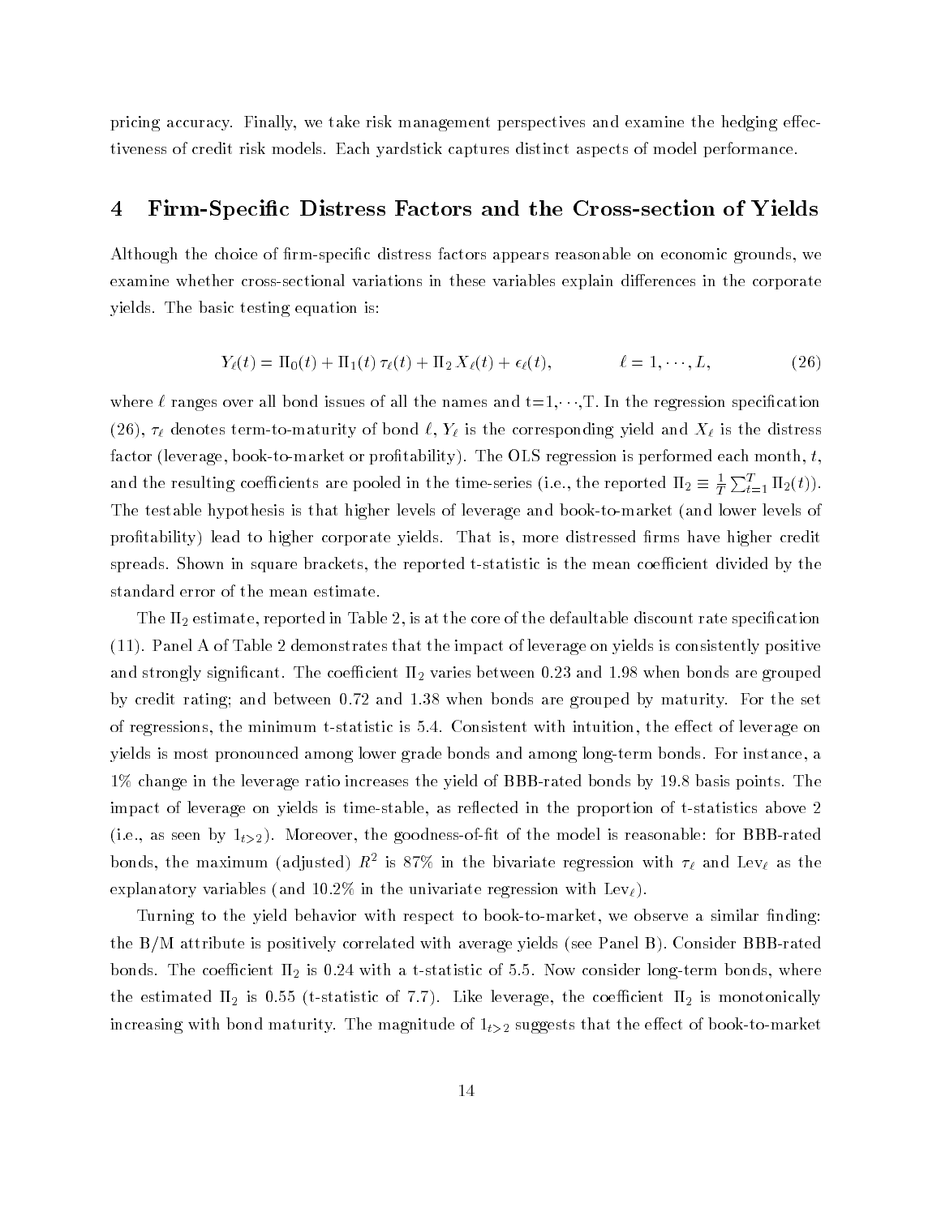pricing accuracy. Finally, we take risk management perspectives and examine the hedging effectiveness of credit risk models. Each yardstick captures distinct aspects of model performance.

## 4 Firm-Specific Distress Factors and the Cross-section of Yields

Although the choice of firm-specific distress factors appears reasonable on economic grounds, we examine whether cross-sectional variations in these variables explain differences in the corporate yields. The basic testing equation is:

$$Y_\ell(t) = \Pi_0(t) + \Pi_1(t)\,\tau_\ell(t) + \Pi_2\,X_\ell(t) + \epsilon_\ell(t), \qquad \ell = 1, \cdots, L, \tag{26}$$

where $\ell$ ranges over all bond issues of all the names and t=1,$\cdots$,T. In the regression specification (26), $\tau_\ell$ denotes term-to-maturity of bond $\ell$, $Y_\ell$ is the corresponding yield and $X_\ell$ is the distress factor (leverage, book-to-market or profitability). The OLS regression is performed each month, $t$, and the resulting coefficients are pooled in the time-series (i.e., the reported $\Pi_2 \equiv \frac{1}{T}\sum_{t=1}^{T} \Pi_2(t)$). The testable hypothesis is that higher levels of leverage and book-to-market (and lower levels of profitability) lead to higher corporate yields. That is, more distressed firms have higher credit spreads. Shown in square brackets, the reported t-statistic is the mean coefficient divided by the standard error of the mean estimate.

The $\Pi_2$ estimate, reported in Table 2, is at the core of the defaultable discount rate specification (11). Panel A of Table 2 demonstrates that the impact of leverage on yields is consistently positive and strongly significant. The coefficient $\Pi_2$ varies between 0.23 and 1.98 when bonds are grouped by credit rating; and between 0.72 and 1.38 when bonds are grouped by maturity. For the set of regressions, the minimum t-statistic is 5.4. Consistent with intuition, the effect of leverage on yields is most pronounced among lower grade bonds and among long-term bonds. For instance, a 1% change in the leverage ratio increases the yield of BBB-rated bonds by 19.8 basis points. The impact of leverage on yields is time-stable, as reflected in the proportion of t-statistics above 2 (i.e., as seen by $1_{t>2}$). Moreover, the goodness-of-fit of the model is reasonable: for BBB-rated bonds, the maximum (adjusted) $R^2$ is 87% in the bivariate regression with $\tau_\ell$ and $\text{Lev}_\ell$ as the explanatory variables (and 10.2% in the univariate regression with $\text{Lev}_\ell$).

Turning to the yield behavior with respect to book-to-market, we observe a similar finding: the B/M attribute is positively correlated with average yields (see Panel B). Consider BBB-rated bonds. The coefficient $\Pi_2$ is 0.24 with a t-statistic of 5.5. Now consider long-term bonds, where the estimated $\Pi_2$ is 0.55 (t-statistic of 7.7). Like leverage, the coefficient $\Pi_2$ is monotonically increasing with bond maturity. The magnitude of $1_{t>2}$ suggests that the effect of book-to-market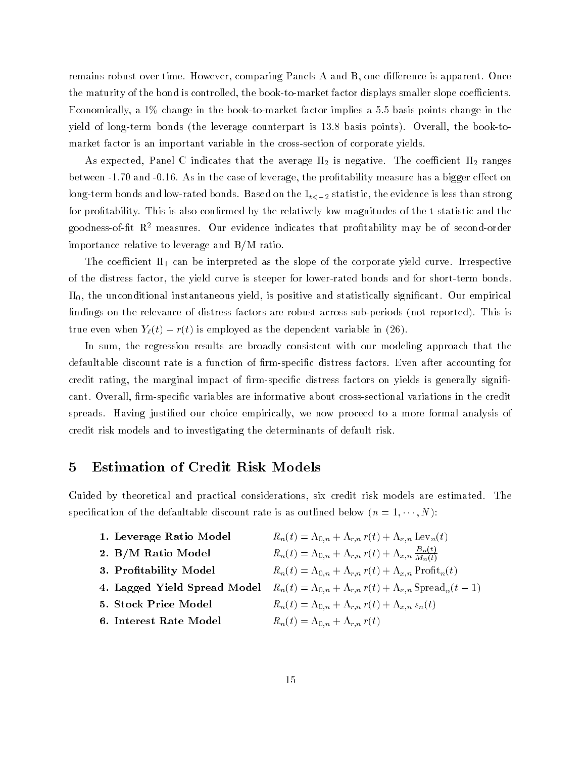remains robust over time. However, comparing Panels A and B, one difference is apparent. Once the maturity of the bond is controlled, the book-to-market factor displays smaller slope coefficients. Economically, a 1% change in the book-to-market factor implies a 5.5 basis points change in the yield of long-term bonds (the leverage counterpart is 13.8 basis points). Overall, the book-to-market factor is an important variable in the cross-section of corporate yields.

As expected, Panel C indicates that the average $\Pi_2$ is negative. The coefficient $\Pi_2$ ranges between -1.70 and -0.16. As in the case of leverage, the profitability measure has a bigger effect on long-term bonds and low-rated bonds. Based on the $1_{t<-2}$ statistic, the evidence is less than strong for profitability. This is also confirmed by the relatively low magnitudes of the t-statistic and the goodness-of-fit $R^2$ measures. Our evidence indicates that profitability may be of second-order importance relative to leverage and B/M ratio.

The coefficient $\Pi_1$ can be interpreted as the slope of the corporate yield curve. Irrespective of the distress factor, the yield curve is steeper for lower-rated bonds and for short-term bonds. $\Pi_0$, the unconditional instantaneous yield, is positive and statistically significant. Our empirical findings on the relevance of distress factors are robust across sub-periods (not reported). This is true even when $Y_\ell(t) - r(t)$ is employed as the dependent variable in (26).

In sum, the regression results are broadly consistent with our modeling approach that the defaultable discount rate is a function of firm-specific distress factors. Even after accounting for credit rating, the marginal impact of firm-specific distress factors on yields is generally significant. Overall, firm-specific variables are informative about cross-sectional variations in the credit spreads. Having justified our choice empirically, we now proceed to a more formal analysis of credit risk models and to investigating the determinants of default risk.

# 5 Estimation of Credit Risk Models

Guided by theoretical and practical considerations, six credit risk models are estimated. The specification of the defaultable discount rate is as outlined below ($n = 1, \cdots, N$):

1. **Leverage Ratio Model** $\quad R_n(t) = \Lambda_{0,n} + \Lambda_{r,n}\, r(t) + \Lambda_{x,n}\, \text{Lev}_n(t)$
2. **B/M Ratio Model** $\quad R_n(t) = \Lambda_{0,n} + \Lambda_{r,n}\, r(t) + \Lambda_{x,n}\, \frac{B_n(t)}{M_n(t)}$
3. **Profitability Model** $\quad R_n(t) = \Lambda_{0,n} + \Lambda_{r,n}\, r(t) + \Lambda_{x,n}\, \text{Profit}_n(t)$
4. **Lagged Yield Spread Model** $\quad R_n(t) = \Lambda_{0,n} + \Lambda_{r,n}\, r(t) + \Lambda_{x,n}\, \text{Spread}_n(t-1)$
5. **Stock Price Model** $\quad R_n(t) = \Lambda_{0,n} + \Lambda_{r,n}\, r(t) + \Lambda_{x,n}\, s_n(t)$
6. **Interest Rate Model** $\quad R_n(t) = \Lambda_{0,n} + \Lambda_{r,n}\, r(t)$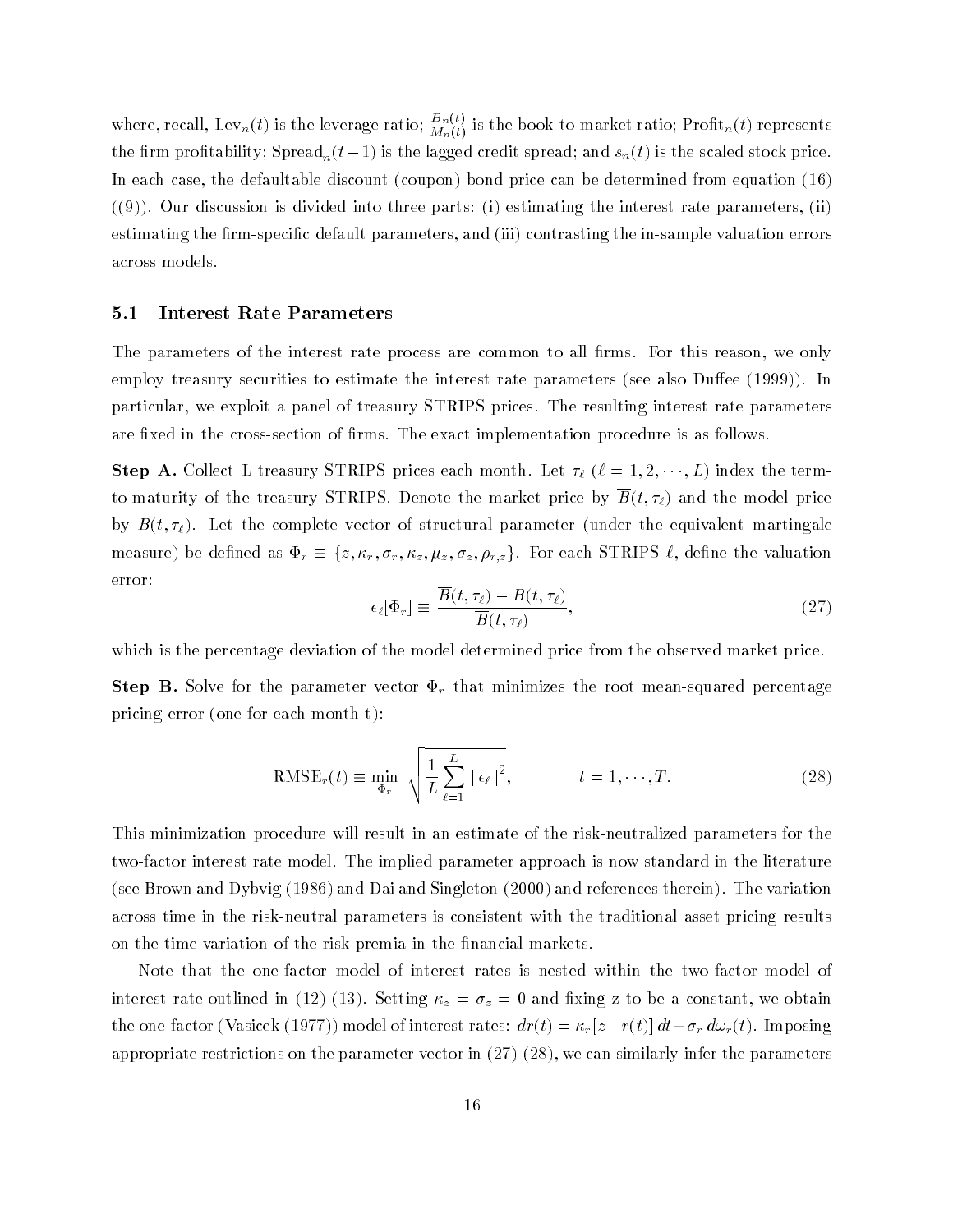where, recall, $\text{Lev}_n(t)$ is the leverage ratio; $\frac{B_n(t)}{M_n(t)}$ is the book-to-market ratio; $\text{Profit}_n(t)$ represents the firm profitability; $\text{Spread}_n(t-1)$ is the lagged credit spread; and $s_n(t)$ is the scaled stock price. In each case, the defaultable discount (coupon) bond price can be determined from equation (16) ((9)). Our discussion is divided into three parts: (i) estimating the interest rate parameters, (ii) estimating the firm-specific default parameters, and (iii) contrasting the in-sample valuation errors across models.

## 5.1 Interest Rate Parameters

The parameters of the interest rate process are common to all firms. For this reason, we only employ treasury securities to estimate the interest rate parameters (see also Duffee (1999)). In particular, we exploit a panel of treasury STRIPS prices. The resulting interest rate parameters are fixed in the cross-section of firms. The exact implementation procedure is as follows.

**Step A.** Collect L treasury STRIPS prices each month. Let $\tau_\ell$ ($\ell = 1, 2, \cdots, L$) index the term-to-maturity of the treasury STRIPS. Denote the market price by $\overline{B}(t, \tau_\ell)$ and the model price by $B(t, \tau_\ell)$. Let the complete vector of structural parameter (under the equivalent martingale measure) be defined as $\Phi_r \equiv \{z, \kappa_r, \sigma_r, \kappa_z, \mu_z, \sigma_z, \rho_{r,z}\}$. For each STRIPS $\ell$, define the valuation error:

$$\epsilon_\ell[\Phi_r] \equiv \frac{\overline{B}(t, \tau_\ell) - B(t, \tau_\ell)}{\overline{B}(t, \tau_\ell)}, \tag{27}$$

which is the percentage deviation of the model determined price from the observed market price.

**Step B.** Solve for the parameter vector $\Phi_r$ that minimizes the root mean-squared percentage pricing error (one for each month t):

$$\text{RMSE}_r(t) \equiv \min_{\Phi_r} \sqrt{\frac{1}{L} \sum_{\ell=1}^{L} |\, \epsilon_\ell \,|^2}, \qquad t = 1, \cdots, T. \tag{28}$$

This minimization procedure will result in an estimate of the risk-neutralized parameters for the two-factor interest rate model. The implied parameter approach is now standard in the literature (see Brown and Dybvig (1986) and Dai and Singleton (2000) and references therein). The variation across time in the risk-neutral parameters is consistent with the traditional asset pricing results on the time-variation of the risk premia in the financial markets.

Note that the one-factor model of interest rates is nested within the two-factor model of interest rate outlined in (12)-(13). Setting $\kappa_z = \sigma_z = 0$ and fixing z to be a constant, we obtain the one-factor (Vasicek (1977)) model of interest rates: $dr(t) = \kappa_r[z - r(t)]\, dt + \sigma_r\, d\omega_r(t)$. Imposing appropriate restrictions on the parameter vector in (27)-(28), we can similarly infer the parameters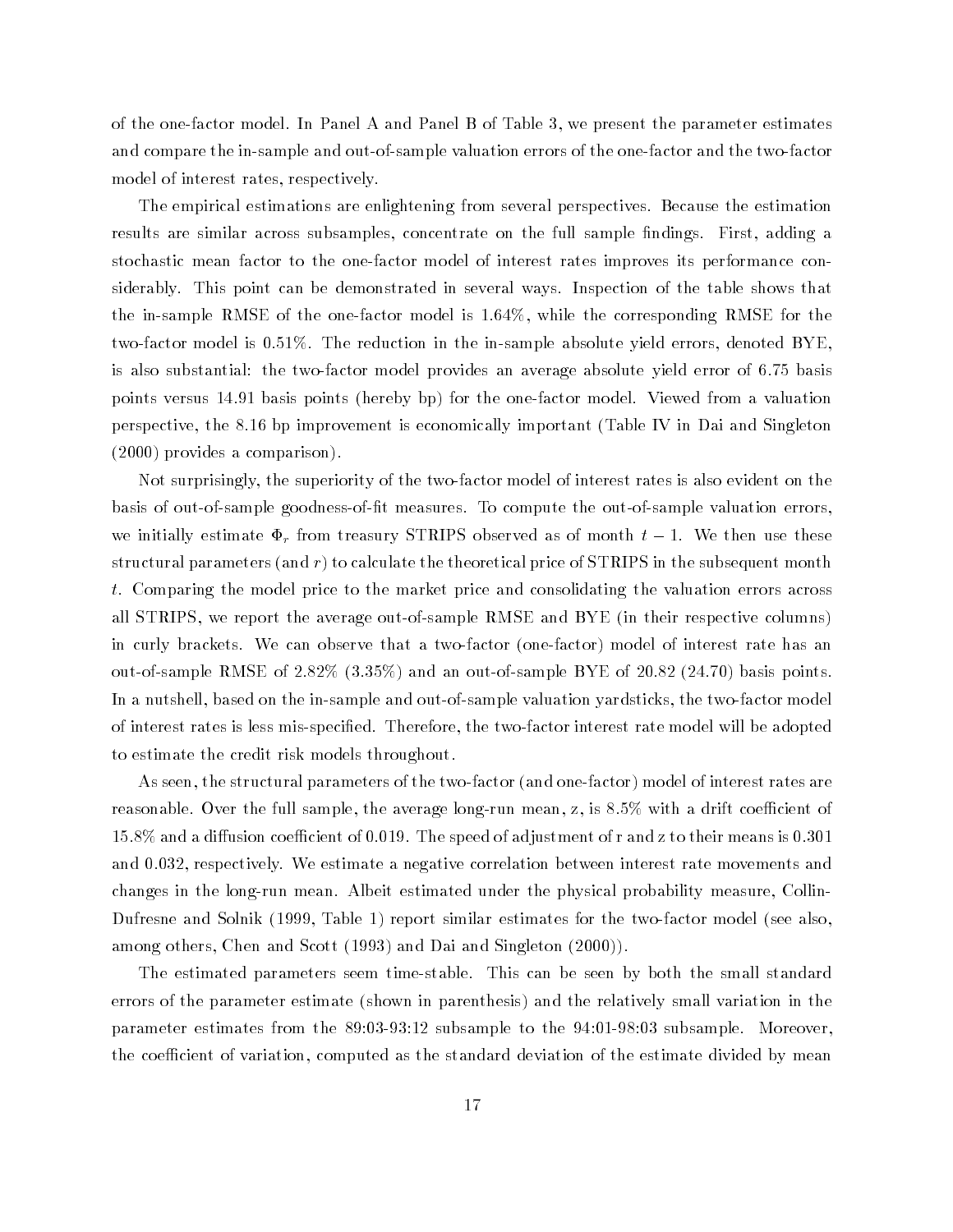of the one-factor model. In Panel A and Panel B of Table 3, we present the parameter estimates and compare the in-sample and out-of-sample valuation errors of the one-factor and the two-factor model of interest rates, respectively.

The empirical estimations are enlightening from several perspectives. Because the estimation results are similar across subsamples, concentrate on the full sample findings. First, adding a stochastic mean factor to the one-factor model of interest rates improves its performance considerably. This point can be demonstrated in several ways. Inspection of the table shows that the in-sample RMSE of the one-factor model is 1.64%, while the corresponding RMSE for the two-factor model is 0.51%. The reduction in the in-sample absolute yield errors, denoted BYE, is also substantial: the two-factor model provides an average absolute yield error of 6.75 basis points versus 14.91 basis points (hereby bp) for the one-factor model. Viewed from a valuation perspective, the 8.16 bp improvement is economically important (Table IV in Dai and Singleton (2000) provides a comparison).

Not surprisingly, the superiority of the two-factor model of interest rates is also evident on the basis of out-of-sample goodness-of-fit measures. To compute the out-of-sample valuation errors, we initially estimate $\Phi_r$ from treasury STRIPS observed as of month $t-1$. We then use these structural parameters (and $r$) to calculate the theoretical price of STRIPS in the subsequent month $t$. Comparing the model price to the market price and consolidating the valuation errors across all STRIPS, we report the average out-of-sample RMSE and BYE (in their respective columns) in curly brackets. We can observe that a two-factor (one-factor) model of interest rate has an out-of-sample RMSE of 2.82% (3.35%) and an out-of-sample BYE of 20.82 (24.70) basis points. In a nutshell, based on the in-sample and out-of-sample valuation yardsticks, the two-factor model of interest rates is less mis-specified. Therefore, the two-factor interest rate model will be adopted to estimate the credit risk models throughout.

As seen, the structural parameters of the two-factor (and one-factor) model of interest rates are reasonable. Over the full sample, the average long-run mean, z, is 8.5% with a drift coefficient of 15.8% and a diffusion coefficient of 0.019. The speed of adjustment of r and z to their means is 0.301 and 0.032, respectively. We estimate a negative correlation between interest rate movements and changes in the long-run mean. Albeit estimated under the physical probability measure, Collin-Dufresne and Solnik (1999, Table 1) report similar estimates for the two-factor model (see also, among others, Chen and Scott (1993) and Dai and Singleton (2000)).

The estimated parameters seem time-stable. This can be seen by both the small standard errors of the parameter estimate (shown in parenthesis) and the relatively small variation in the parameter estimates from the 89:03-93:12 subsample to the 94:01-98:03 subsample. Moreover, the coefficient of variation, computed as the standard deviation of the estimate divided by mean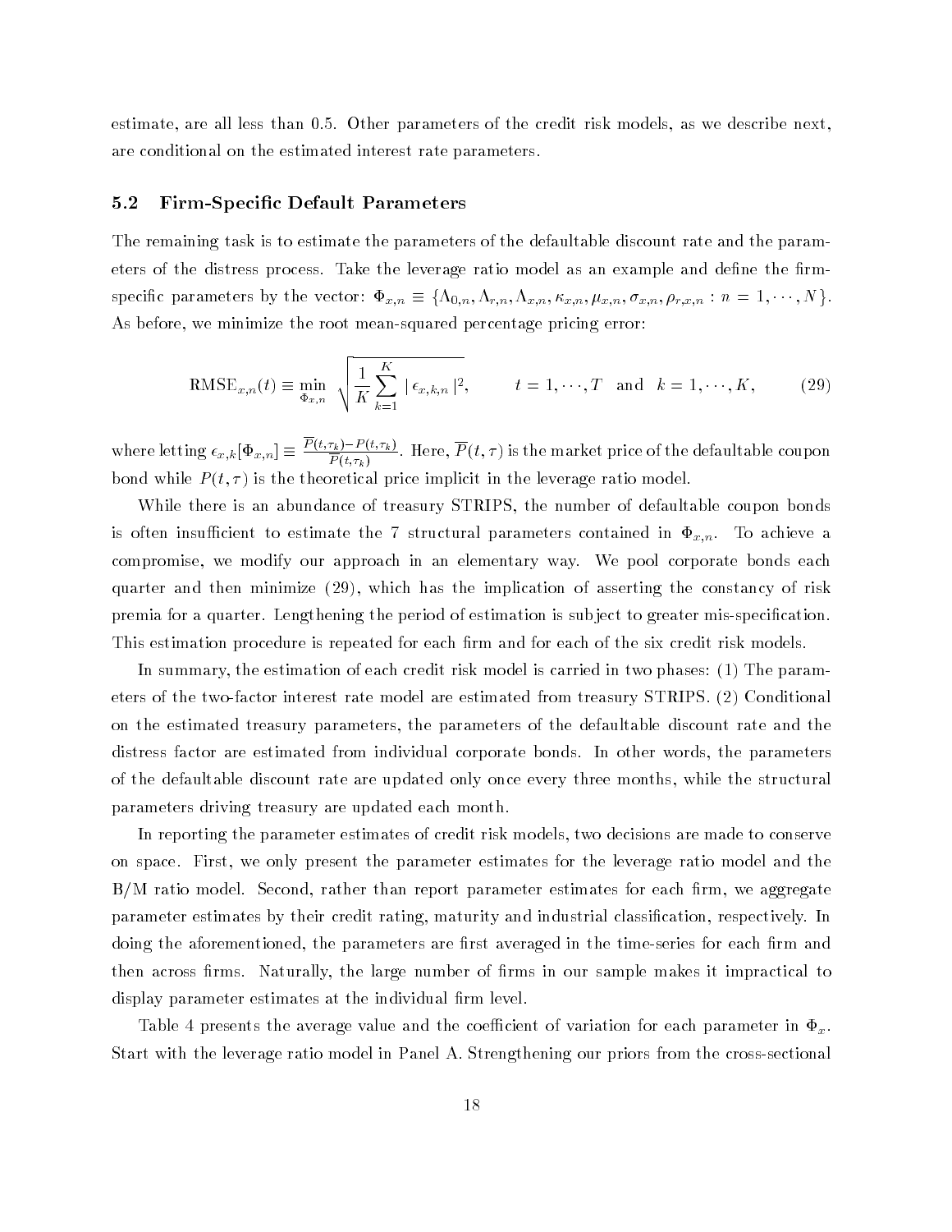estimate, are all less than 0.5. Other parameters of the credit risk models, as we describe next, are conditional on the estimated interest rate parameters.

### 5.2 Firm-Specific Default Parameters

The remaining task is to estimate the parameters of the defaultable discount rate and the parameters of the distress process. Take the leverage ratio model as an example and define the firm-specific parameters by the vector: $\Phi_{x,n} \equiv \{\Lambda_{0,n}, \Lambda_{r,n}, \Lambda_{x,n}, \kappa_{x,n}, \mu_{x,n}, \sigma_{x,n}, \rho_{r,x,n} : n = 1, \cdots, N\}$. As before, we minimize the root mean-squared percentage pricing error:

$$\text{RMSE}_{x,n}(t) \equiv \min_{\Phi_{x,n}} \sqrt{\frac{1}{K}\sum_{k=1}^{K} \mid \epsilon_{x,k,n} \mid^2}, \qquad t = 1, \cdots, T \quad \text{and} \quad k = 1, \cdots, K, \tag{29}$$

where letting $\epsilon_{x,k}[\Phi_{x,n}] \equiv \frac{\overline{P}(t,\tau_k) - P(t,\tau_k)}{\overline{P}(t,\tau_k)}$. Here, $\overline{P}(t,\tau)$ is the market price of the defaultable coupon bond while $P(t,\tau)$ is the theoretical price implicit in the leverage ratio model.

While there is an abundance of treasury STRIPS, the number of defaultable coupon bonds is often insufficient to estimate the 7 structural parameters contained in $\Phi_{x,n}$. To achieve a compromise, we modify our approach in an elementary way. We pool corporate bonds each quarter and then minimize (29), which has the implication of asserting the constancy of risk premia for a quarter. Lengthening the period of estimation is subject to greater mis-specification. This estimation procedure is repeated for each firm and for each of the six credit risk models.

In summary, the estimation of each credit risk model is carried in two phases: (1) The parameters of the two-factor interest rate model are estimated from treasury STRIPS. (2) Conditional on the estimated treasury parameters, the parameters of the defaultable discount rate and the distress factor are estimated from individual corporate bonds. In other words, the parameters of the defaultable discount rate are updated only once every three months, while the structural parameters driving treasury are updated each month.

In reporting the parameter estimates of credit risk models, two decisions are made to conserve on space. First, we only present the parameter estimates for the leverage ratio model and the B/M ratio model. Second, rather than report parameter estimates for each firm, we aggregate parameter estimates by their credit rating, maturity and industrial classification, respectively. In doing the aforementioned, the parameters are first averaged in the time-series for each firm and then across firms. Naturally, the large number of firms in our sample makes it impractical to display parameter estimates at the individual firm level.

Table 4 presents the average value and the coefficient of variation for each parameter in $\Phi_x$. Start with the leverage ratio model in Panel A. Strengthening our priors from the cross-sectional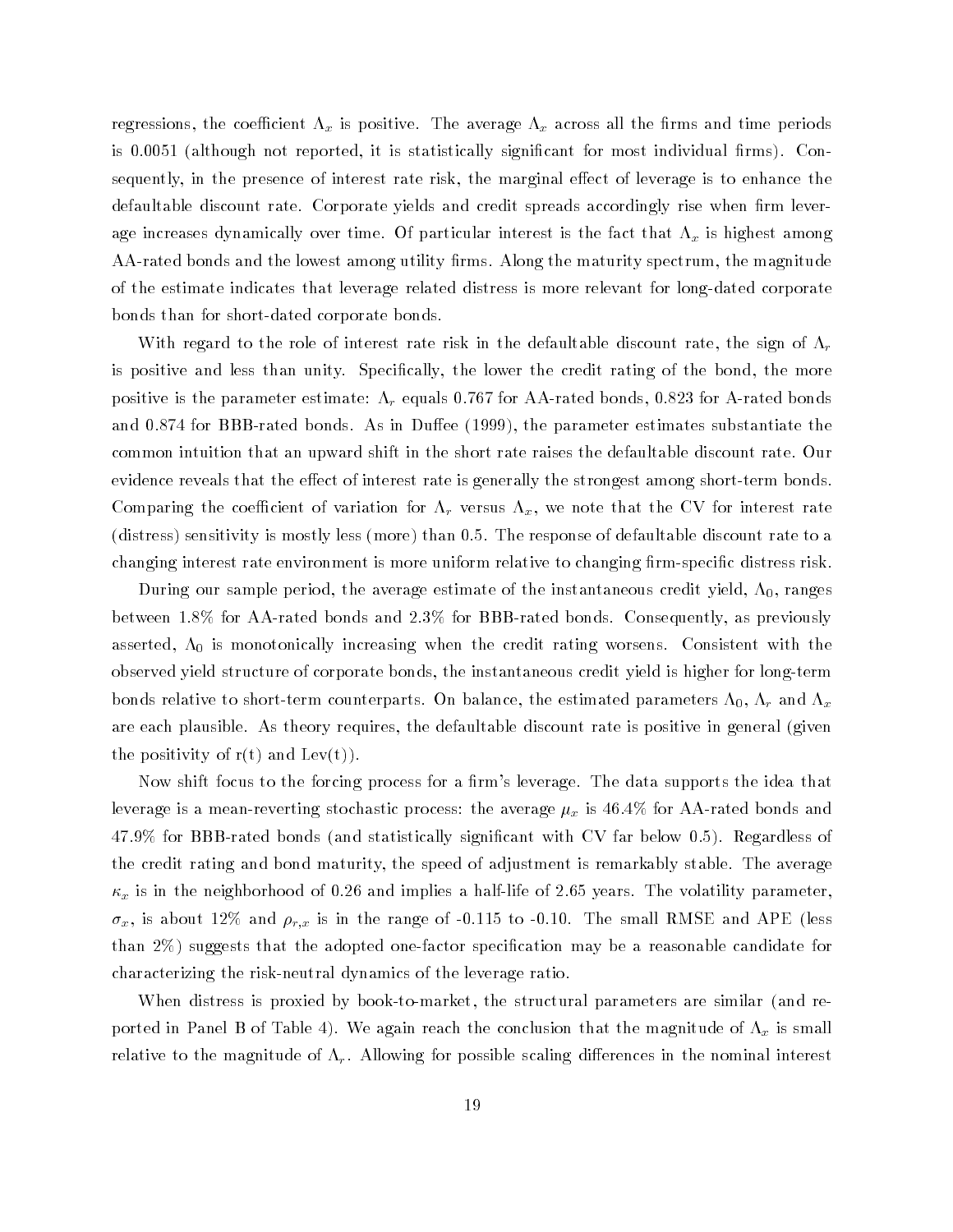regressions, the coefficient $\Lambda_x$ is positive. The average $\Lambda_x$ across all the firms and time periods is 0.0051 (although not reported, it is statistically significant for most individual firms). Consequently, in the presence of interest rate risk, the marginal effect of leverage is to enhance the defaultable discount rate. Corporate yields and credit spreads accordingly rise when firm leverage increases dynamically over time. Of particular interest is the fact that $\Lambda_x$ is highest among AA-rated bonds and the lowest among utility firms. Along the maturity spectrum, the magnitude of the estimate indicates that leverage related distress is more relevant for long-dated corporate bonds than for short-dated corporate bonds.

With regard to the role of interest rate risk in the defaultable discount rate, the sign of $\Lambda_r$ is positive and less than unity. Specifically, the lower the credit rating of the bond, the more positive is the parameter estimate: $\Lambda_r$ equals 0.767 for AA-rated bonds, 0.823 for A-rated bonds and 0.874 for BBB-rated bonds. As in Duffee (1999), the parameter estimates substantiate the common intuition that an upward shift in the short rate raises the defaultable discount rate. Our evidence reveals that the effect of interest rate is generally the strongest among short-term bonds. Comparing the coefficient of variation for $\Lambda_r$ versus $\Lambda_x$, we note that the CV for interest rate (distress) sensitivity is mostly less (more) than 0.5. The response of defaultable discount rate to a changing interest rate environment is more uniform relative to changing firm-specific distress risk.

During our sample period, the average estimate of the instantaneous credit yield, $\Lambda_0$, ranges between 1.8% for AA-rated bonds and 2.3% for BBB-rated bonds. Consequently, as previously asserted, $\Lambda_0$ is monotonically increasing when the credit rating worsens. Consistent with the observed yield structure of corporate bonds, the instantaneous credit yield is higher for long-term bonds relative to short-term counterparts. On balance, the estimated parameters $\Lambda_0$, $\Lambda_r$ and $\Lambda_x$ are each plausible. As theory requires, the defaultable discount rate is positive in general (given the positivity of r(t) and Lev(t)).

Now shift focus to the forcing process for a firm's leverage. The data supports the idea that leverage is a mean-reverting stochastic process: the average $\mu_x$ is 46.4% for AA-rated bonds and 47.9% for BBB-rated bonds (and statistically significant with CV far below 0.5). Regardless of the credit rating and bond maturity, the speed of adjustment is remarkably stable. The average $\kappa_x$ is in the neighborhood of 0.26 and implies a half-life of 2.65 years. The volatility parameter, $\sigma_x$, is about 12% and $\rho_{r,x}$ is in the range of -0.115 to -0.10. The small RMSE and APE (less than 2%) suggests that the adopted one-factor specification may be a reasonable candidate for characterizing the risk-neutral dynamics of the leverage ratio.

When distress is proxied by book-to-market, the structural parameters are similar (and reported in Panel B of Table 4). We again reach the conclusion that the magnitude of $\Lambda_x$ is small relative to the magnitude of $\Lambda_r$. Allowing for possible scaling differences in the nominal interest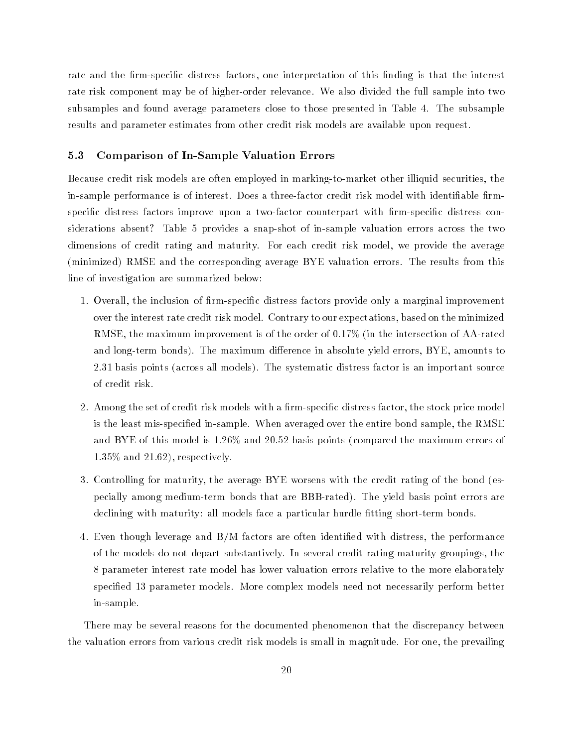rate and the firm-specific distress factors, one interpretation of this finding is that the interest rate risk component may be of higher-order relevance. We also divided the full sample into two subsamples and found average parameters close to those presented in Table 4. The subsample results and parameter estimates from other credit risk models are available upon request.

### 5.3 Comparison of In-Sample Valuation Errors

Because credit risk models are often employed in marking-to-market other illiquid securities, the in-sample performance is of interest. Does a three-factor credit risk model with identifiable firm-specific distress factors improve upon a two-factor counterpart with firm-specific distress considerations absent? Table 5 provides a snap-shot of in-sample valuation errors across the two dimensions of credit rating and maturity. For each credit risk model, we provide the average (minimized) RMSE and the corresponding average BYE valuation errors. The results from this line of investigation are summarized below:

1. Overall, the inclusion of firm-specific distress factors provide only a marginal improvement over the interest rate credit risk model. Contrary to our expectations, based on the minimized RMSE, the maximum improvement is of the order of 0.17% (in the intersection of AA-rated and long-term bonds). The maximum difference in absolute yield errors, BYE, amounts to 2.31 basis points (across all models). The systematic distress factor is an important source of credit risk.
2. Among the set of credit risk models with a firm-specific distress factor, the stock price model is the least mis-specified in-sample. When averaged over the entire bond sample, the RMSE and BYE of this model is 1.26% and 20.52 basis points (compared the maximum errors of 1.35% and 21.62), respectively.
3. Controlling for maturity, the average BYE worsens with the credit rating of the bond (especially among medium-term bonds that are BBB-rated). The yield basis point errors are declining with maturity: all models face a particular hurdle fitting short-term bonds.
4. Even though leverage and B/M factors are often identified with distress, the performance of the models do not depart substantively. In several credit rating-maturity groupings, the 8 parameter interest rate model has lower valuation errors relative to the more elaborately specified 13 parameter models. More complex models need not necessarily perform better in-sample.

There may be several reasons for the documented phenomenon that the discrepancy between the valuation errors from various credit risk models is small in magnitude. For one, the prevailing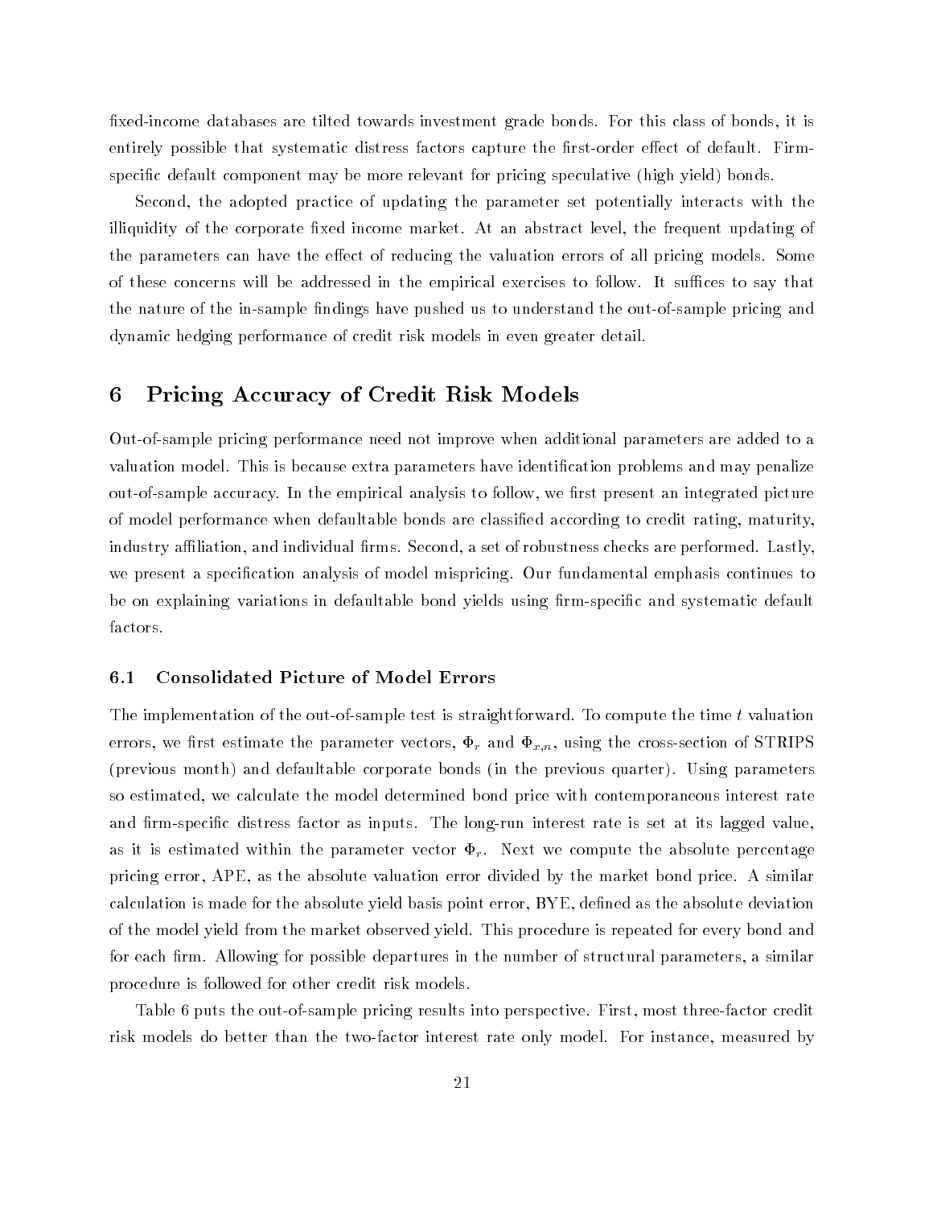fixed-income databases are tilted towards investment grade bonds. For this class of bonds, it is entirely possible that systematic distress factors capture the first-order effect of default. Firm-specific default component may be more relevant for pricing speculative (high yield) bonds.

Second, the adopted practice of updating the parameter set potentially interacts with the illiquidity of the corporate fixed income market. At an abstract level, the frequent updating of the parameters can have the effect of reducing the valuation errors of all pricing models. Some of these concerns will be addressed in the empirical exercises to follow. It suffices to say that the nature of the in-sample findings have pushed us to understand the out-of-sample pricing and dynamic hedging performance of credit risk models in even greater detail.

## 6 Pricing Accuracy of Credit Risk Models

Out-of-sample pricing performance need not improve when additional parameters are added to a valuation model. This is because extra parameters have identification problems and may penalize out-of-sample accuracy. In the empirical analysis to follow, we first present an integrated picture of model performance when defaultable bonds are classified according to credit rating, maturity, industry affiliation, and individual firms. Second, a set of robustness checks are performed. Lastly, we present a specification analysis of model mispricing. Our fundamental emphasis continues to be on explaining variations in defaultable bond yields using firm-specific and systematic default factors.

### 6.1 Consolidated Picture of Model Errors

The implementation of the out-of-sample test is straightforward. To compute the time $t$ valuation errors, we first estimate the parameter vectors, $\Phi_r$ and $\Phi_{x,n}$, using the cross-section of STRIPS (previous month) and defaultable corporate bonds (in the previous quarter). Using parameters so estimated, we calculate the model determined bond price with contemporaneous interest rate and firm-specific distress factor as inputs. The long-run interest rate is set at its lagged value, as it is estimated within the parameter vector $\Phi_r$. Next we compute the absolute percentage pricing error, APE, as the absolute valuation error divided by the market bond price. A similar calculation is made for the absolute yield basis point error, BYE, defined as the absolute deviation of the model yield from the market observed yield. This procedure is repeated for every bond and for each firm. Allowing for possible departures in the number of structural parameters, a similar procedure is followed for other credit risk models.

Table 6 puts the out-of-sample pricing results into perspective. First, most three-factor credit risk models do better than the two-factor interest rate only model. For instance, measured by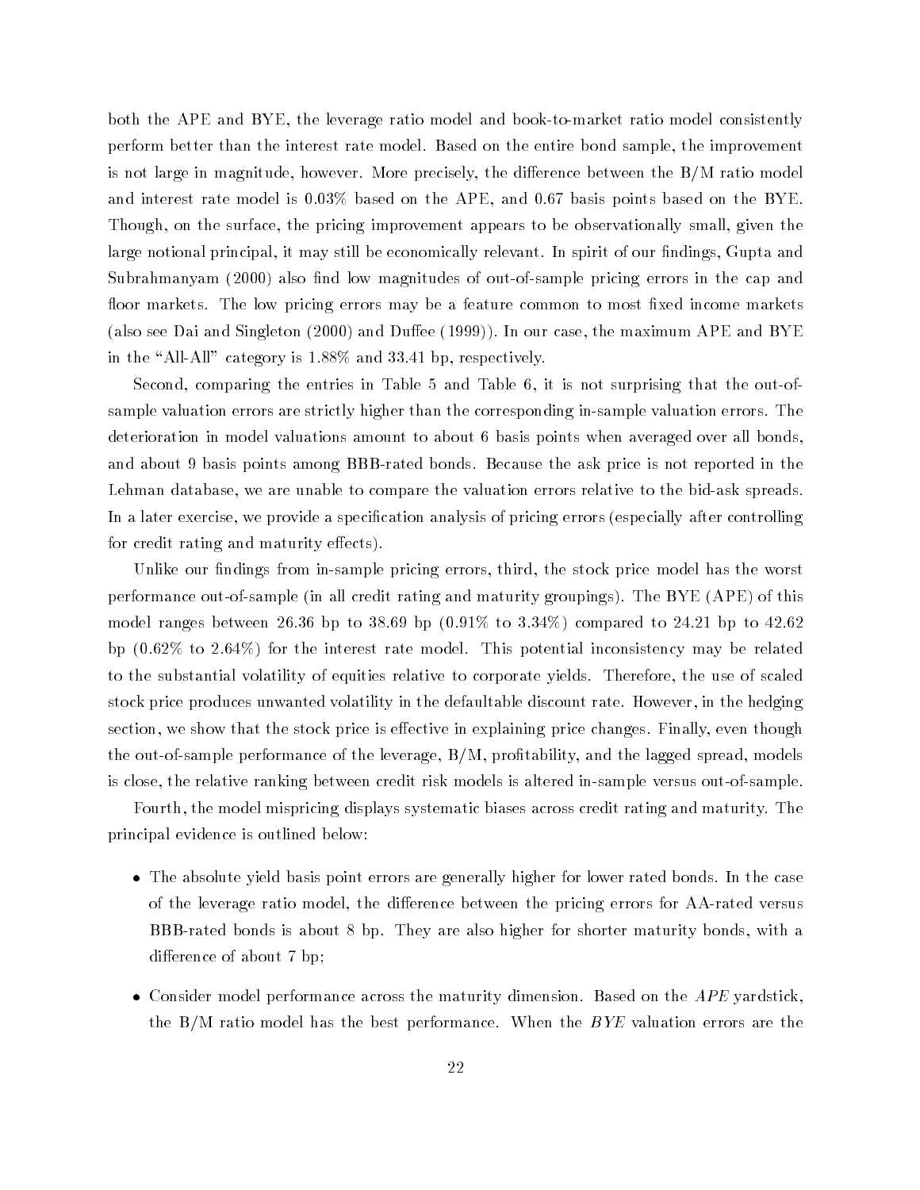both the APE and BYE, the leverage ratio model and book-to-market ratio model consistently perform better than the interest rate model. Based on the entire bond sample, the improvement is not large in magnitude, however. More precisely, the difference between the B/M ratio model and interest rate model is 0.03% based on the APE, and 0.67 basis points based on the BYE. Though, on the surface, the pricing improvement appears to be observationally small, given the large notional principal, it may still be economically relevant. In spirit of our findings, Gupta and Subrahmanyam (2000) also find low magnitudes of out-of-sample pricing errors in the cap and floor markets. The low pricing errors may be a feature common to most fixed income markets (also see Dai and Singleton (2000) and Duffee (1999)). In our case, the maximum APE and BYE in the "All-All" category is 1.88% and 33.41 bp, respectively.

Second, comparing the entries in Table 5 and Table 6, it is not surprising that the out-of-sample valuation errors are strictly higher than the corresponding in-sample valuation errors. The deterioration in model valuations amount to about 6 basis points when averaged over all bonds, and about 9 basis points among BBB-rated bonds. Because the ask price is not reported in the Lehman database, we are unable to compare the valuation errors relative to the bid-ask spreads. In a later exercise, we provide a specification analysis of pricing errors (especially after controlling for credit rating and maturity effects).

Unlike our findings from in-sample pricing errors, third, the stock price model has the worst performance out-of-sample (in all credit rating and maturity groupings). The BYE (APE) of this model ranges between 26.36 bp to 38.69 bp (0.91% to 3.34%) compared to 24.21 bp to 42.62 bp (0.62% to 2.64%) for the interest rate model. This potential inconsistency may be related to the substantial volatility of equities relative to corporate yields. Therefore, the use of scaled stock price produces unwanted volatility in the defaultable discount rate. However, in the hedging section, we show that the stock price is effective in explaining price changes. Finally, even though the out-of-sample performance of the leverage, B/M, profitability, and the lagged spread, models is close, the relative ranking between credit risk models is altered in-sample versus out-of-sample.

Fourth, the model mispricing displays systematic biases across credit rating and maturity. The principal evidence is outlined below:

- The absolute yield basis point errors are generally higher for lower rated bonds. In the case of the leverage ratio model, the difference between the pricing errors for AA-rated versus BBB-rated bonds is about 8 bp. They are also higher for shorter maturity bonds, with a difference of about 7 bp;
- Consider model performance across the maturity dimension. Based on the *APE* yardstick, the B/M ratio model has the best performance. When the *BYE* valuation errors are the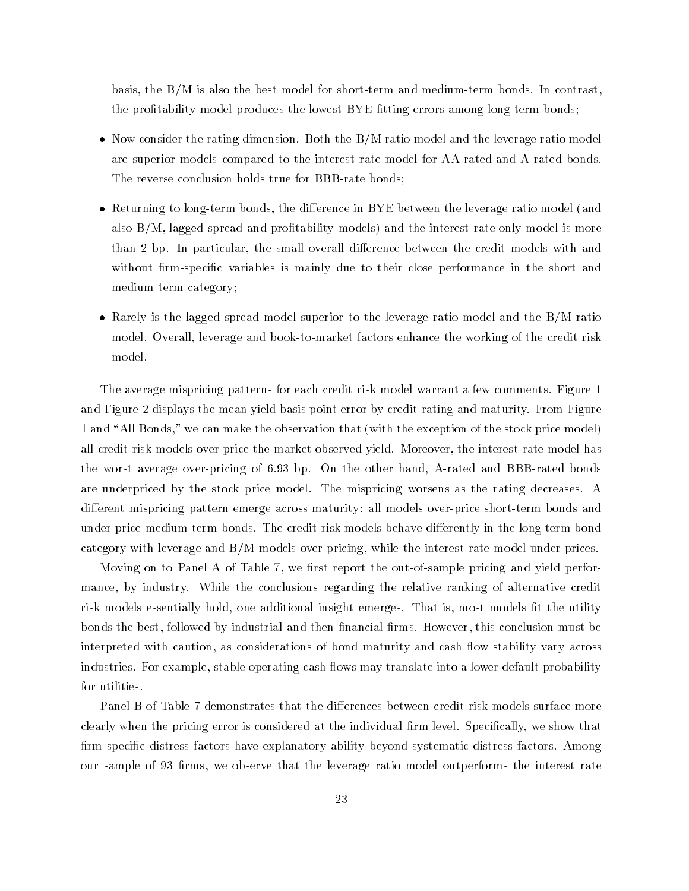basis, the B/M is also the best model for short-term and medium-term bonds. In contrast, the profitability model produces the lowest BYE fitting errors among long-term bonds;

- Now consider the rating dimension. Both the B/M ratio model and the leverage ratio model are superior models compared to the interest rate model for AA-rated and A-rated bonds. The reverse conclusion holds true for BBB-rate bonds;
- Returning to long-term bonds, the difference in BYE between the leverage ratio model (and also B/M, lagged spread and profitability models) and the interest rate only model is more than 2 bp. In particular, the small overall difference between the credit models with and without firm-specific variables is mainly due to their close performance in the short and medium term category;
- Rarely is the lagged spread model superior to the leverage ratio model and the B/M ratio model. Overall, leverage and book-to-market factors enhance the working of the credit risk model.

The average mispricing patterns for each credit risk model warrant a few comments. Figure 1 and Figure 2 displays the mean yield basis point error by credit rating and maturity. From Figure 1 and "All Bonds," we can make the observation that (with the exception of the stock price model) all credit risk models over-price the market observed yield. Moreover, the interest rate model has the worst average over-pricing of 6.93 bp. On the other hand, A-rated and BBB-rated bonds are underpriced by the stock price model. The mispricing worsens as the rating decreases. A different mispricing pattern emerge across maturity: all models over-price short-term bonds and under-price medium-term bonds. The credit risk models behave differently in the long-term bond category with leverage and B/M models over-pricing, while the interest rate model under-prices.

Moving on to Panel A of Table 7, we first report the out-of-sample pricing and yield performance, by industry. While the conclusions regarding the relative ranking of alternative credit risk models essentially hold, one additional insight emerges. That is, most models fit the utility bonds the best, followed by industrial and then financial firms. However, this conclusion must be interpreted with caution, as considerations of bond maturity and cash flow stability vary across industries. For example, stable operating cash flows may translate into a lower default probability for utilities.

Panel B of Table 7 demonstrates that the differences between credit risk models surface more clearly when the pricing error is considered at the individual firm level. Specifically, we show that firm-specific distress factors have explanatory ability beyond systematic distress factors. Among our sample of 93 firms, we observe that the leverage ratio model outperforms the interest rate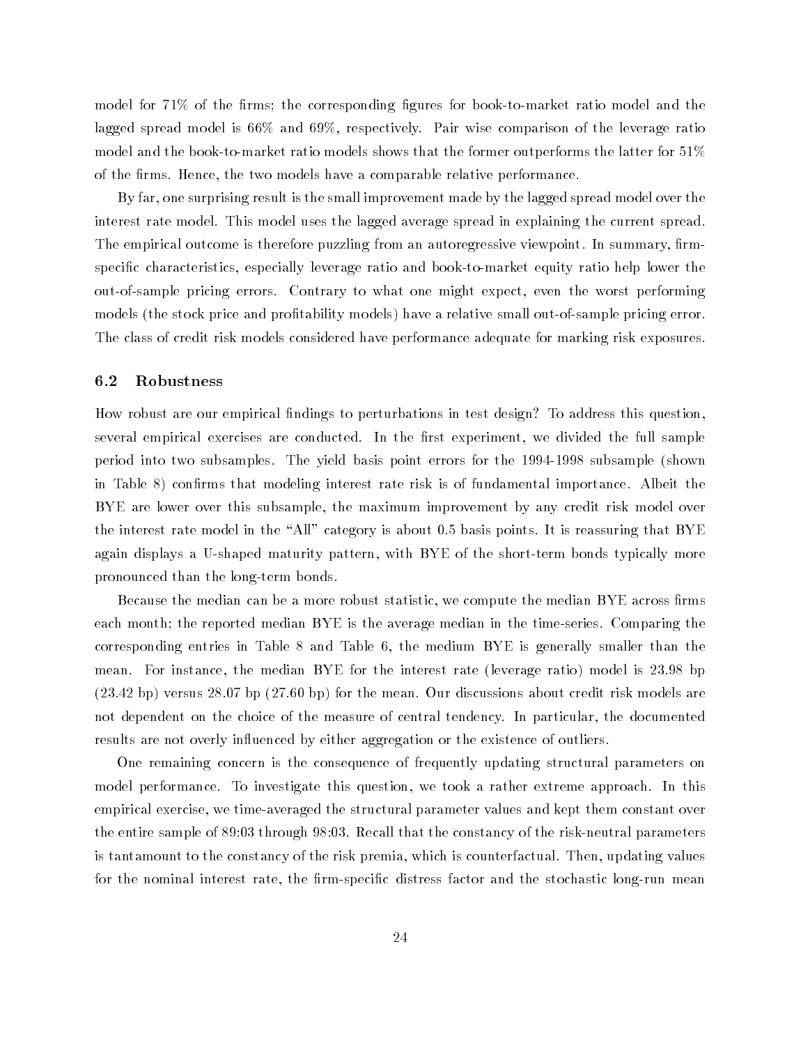model for 71% of the firms; the corresponding figures for book-to-market ratio model and the lagged spread model is 66% and 69%, respectively. Pair wise comparison of the leverage ratio model and the book-to-market ratio models shows that the former outperforms the latter for 51% of the firms. Hence, the two models have a comparable relative performance.

By far, one surprising result is the small improvement made by the lagged spread model over the interest rate model. This model uses the lagged average spread in explaining the current spread. The empirical outcome is therefore puzzling from an autoregressive viewpoint. In summary, firm-specific characteristics, especially leverage ratio and book-to-market equity ratio help lower the out-of-sample pricing errors. Contrary to what one might expect, even the worst performing models (the stock price and profitability models) have a relative small out-of-sample pricing error. The class of credit risk models considered have performance adequate for marking risk exposures.

### 6.2 Robustness

How robust are our empirical findings to perturbations in test design? To address this question, several empirical exercises are conducted. In the first experiment, we divided the full sample period into two subsamples. The yield basis point errors for the 1994-1998 subsample (shown in Table 8) confirms that modeling interest rate risk is of fundamental importance. Albeit the BYE are lower over this subsample, the maximum improvement by any credit risk model over the interest rate model in the "All" category is about 0.5 basis points. It is reassuring that BYE again displays a U-shaped maturity pattern, with BYE of the short-term bonds typically more pronounced than the long-term bonds.

Because the median can be a more robust statistic, we compute the median BYE across firms each month; the reported median BYE is the average median in the time-series. Comparing the corresponding entries in Table 8 and Table 6, the medium BYE is generally smaller than the mean. For instance, the median BYE for the interest rate (leverage ratio) model is 23.98 bp (23.42 bp) versus 28.07 bp (27.60 bp) for the mean. Our discussions about credit risk models are not dependent on the choice of the measure of central tendency. In particular, the documented results are not overly influenced by either aggregation or the existence of outliers.

One remaining concern is the consequence of frequently updating structural parameters on model performance. To investigate this question, we took a rather extreme approach. In this empirical exercise, we time-averaged the structural parameter values and kept them constant over the entire sample of 89:03 through 98:03. Recall that the constancy of the risk-neutral parameters is tantamount to the constancy of the risk premia, which is counterfactual. Then, updating values for the nominal interest rate, the firm-specific distress factor and the stochastic long-run mean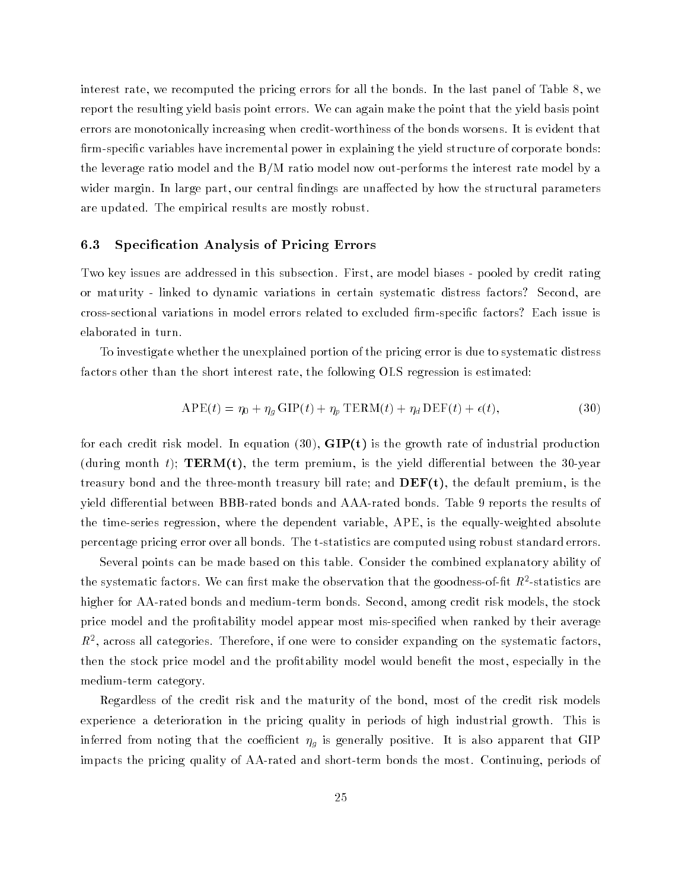interest rate, we recomputed the pricing errors for all the bonds. In the last panel of Table 8, we report the resulting yield basis point errors. We can again make the point that the yield basis point errors are monotonically increasing when credit-worthiness of the bonds worsens. It is evident that firm-specific variables have incremental power in explaining the yield structure of corporate bonds: the leverage ratio model and the B/M ratio model now out-performs the interest rate model by a wider margin. In large part, our central findings are unaffected by how the structural parameters are updated. The empirical results are mostly robust.

### 6.3 Specification Analysis of Pricing Errors

Two key issues are addressed in this subsection. First, are model biases - pooled by credit rating or maturity - linked to dynamic variations in certain systematic distress factors? Second, are cross-sectional variations in model errors related to excluded firm-specific factors? Each issue is elaborated in turn.

To investigate whether the unexplained portion of the pricing error is due to systematic distress factors other than the short interest rate, the following OLS regression is estimated:

$$\text{APE}(t) = \eta_0 + \eta_g \, \text{GIP}(t) + \eta_p \, \text{TERM}(t) + \eta_d \, \text{DEF}(t) + \epsilon(t), \tag{30}$$

for each credit risk model. In equation (30), **GIP(t)** is the growth rate of industrial production (during month $t$); **TERM(t)**, the term premium, is the yield differential between the 30-year treasury bond and the three-month treasury bill rate; and **DEF(t)**, the default premium, is the yield differential between BBB-rated bonds and AAA-rated bonds. Table 9 reports the results of the time-series regression, where the dependent variable, APE, is the equally-weighted absolute percentage pricing error over all bonds. The t-statistics are computed using robust standard errors.

Several points can be made based on this table. Consider the combined explanatory ability of the systematic factors. We can first make the observation that the goodness-of-fit $R^2$-statistics are higher for AA-rated bonds and medium-term bonds. Second, among credit risk models, the stock price model and the profitability model appear most mis-specified when ranked by their average $R^2$, across all categories. Therefore, if one were to consider expanding on the systematic factors, then the stock price model and the profitability model would benefit the most, especially in the medium-term category.

Regardless of the credit risk and the maturity of the bond, most of the credit risk models experience a deterioration in the pricing quality in periods of high industrial growth. This is inferred from noting that the coefficient $\eta_g$ is generally positive. It is also apparent that GIP impacts the pricing quality of AA-rated and short-term bonds the most. Continuing, periods of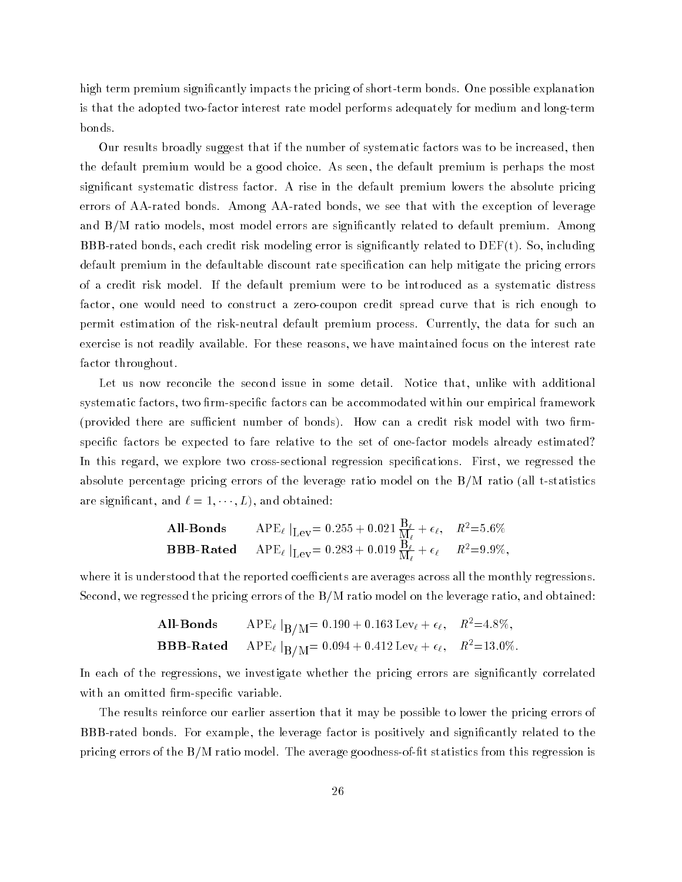high term premium significantly impacts the pricing of short-term bonds. One possible explanation is that the adopted two-factor interest rate model performs adequately for medium and long-term bonds.

Our results broadly suggest that if the number of systematic factors was to be increased, then the default premium would be a good choice. As seen, the default premium is perhaps the most significant systematic distress factor. A rise in the default premium lowers the absolute pricing errors of AA-rated bonds. Among AA-rated bonds, we see that with the exception of leverage and B/M ratio models, most model errors are significantly related to default premium. Among BBB-rated bonds, each credit risk modeling error is significantly related to DEF(t). So, including default premium in the defaultable discount rate specification can help mitigate the pricing errors of a credit risk model. If the default premium were to be introduced as a systematic distress factor, one would need to construct a zero-coupon credit spread curve that is rich enough to permit estimation of the risk-neutral default premium process. Currently, the data for such an exercise is not readily available. For these reasons, we have maintained focus on the interest rate factor throughout.

Let us now reconcile the second issue in some detail. Notice that, unlike with additional systematic factors, two firm-specific factors can be accommodated within our empirical framework (provided there are sufficient number of bonds). How can a credit risk model with two firm-specific factors be expected to fare relative to the set of one-factor models already estimated? In this regard, we explore two cross-sectional regression specifications. First, we regressed the absolute percentage pricing errors of the leverage ratio model on the B/M ratio (all t-statistics are significant, and $\ell = 1, \cdots, L$), and obtained:

$$\textbf{All-Bonds} \qquad \mathrm{APE}_\ell \,|_{\mathrm{Lev}} = 0.255 + 0.021 \, \frac{\mathrm{B}_\ell}{\mathrm{M}_\ell} + \epsilon_\ell, \quad R^2 = 5.6\%$$

$$\textbf{BBB-Rated} \qquad \mathrm{APE}_\ell \,|_{\mathrm{Lev}} = 0.283 + 0.019 \, \frac{\mathrm{B}_\ell}{\mathrm{M}_\ell} + \epsilon_\ell \quad R^2 = 9.9\%,$$

where it is understood that the reported coefficients are averages across all the monthly regressions. Second, we regressed the pricing errors of the B/M ratio model on the leverage ratio, and obtained:

$$\textbf{All-Bonds} \qquad \mathrm{APE}_\ell \,|_{\mathrm{B/M}} = 0.190 + 0.163 \, \mathrm{Lev}_\ell + \epsilon_\ell, \quad R^2 = 4.8\%,$$

$$\textbf{BBB-Rated} \qquad \mathrm{APE}_\ell \,|_{\mathrm{B/M}} = 0.094 + 0.412 \, \mathrm{Lev}_\ell + \epsilon_\ell, \quad R^2 = 13.0\%.$$

In each of the regressions, we investigate whether the pricing errors are significantly correlated with an omitted firm-specific variable.

The results reinforce our earlier assertion that it may be possible to lower the pricing errors of BBB-rated bonds. For example, the leverage factor is positively and significantly related to the pricing errors of the B/M ratio model. The average goodness-of-fit statistics from this regression is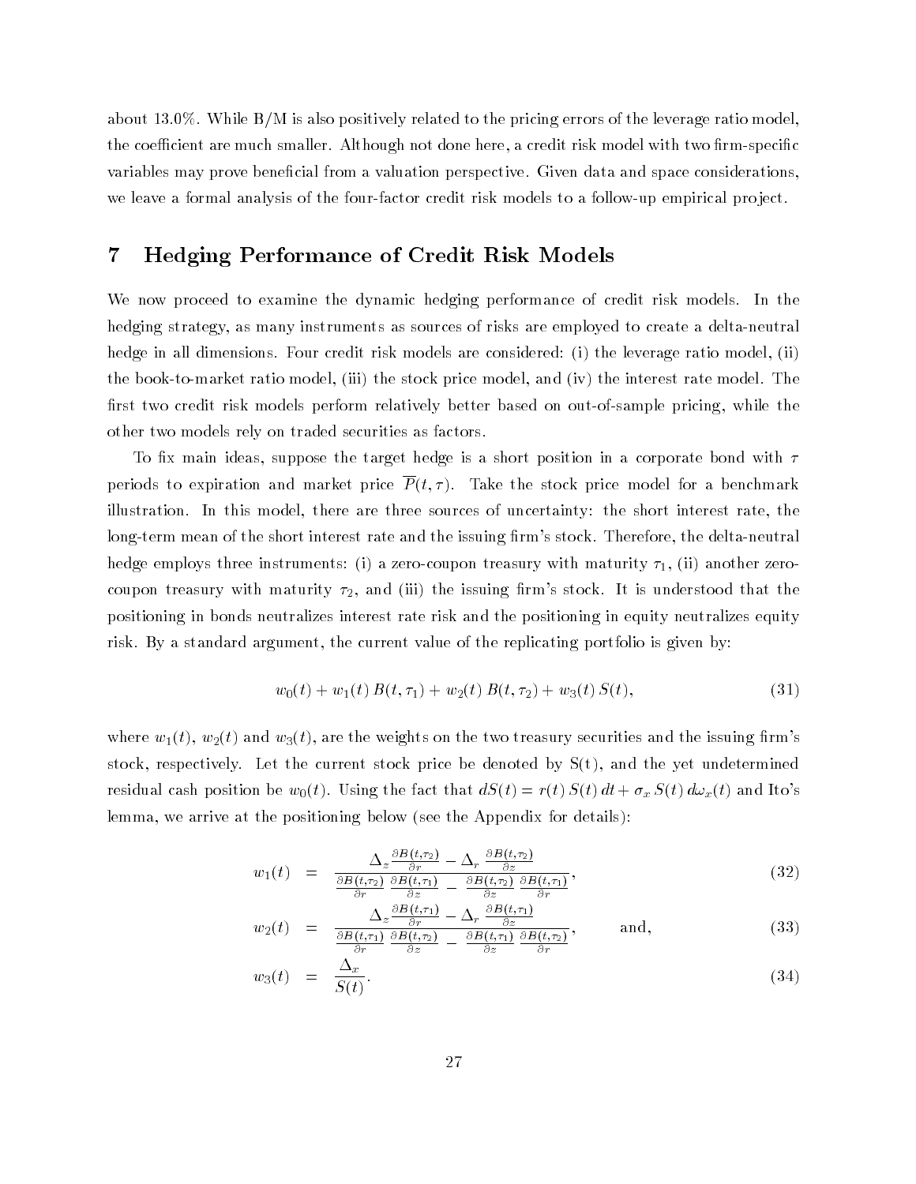about 13.0%. While B/M is also positively related to the pricing errors of the leverage ratio model, the coefficient are much smaller. Although not done here, a credit risk model with two firm-specific variables may prove beneficial from a valuation perspective. Given data and space considerations, we leave a formal analysis of the four-factor credit risk models to a follow-up empirical project.

## 7 Hedging Performance of Credit Risk Models

We now proceed to examine the dynamic hedging performance of credit risk models. In the hedging strategy, as many instruments as sources of risks are employed to create a delta-neutral hedge in all dimensions. Four credit risk models are considered: (i) the leverage ratio model, (ii) the book-to-market ratio model, (iii) the stock price model, and (iv) the interest rate model. The first two credit risk models perform relatively better based on out-of-sample pricing, while the other two models rely on traded securities as factors.

To fix main ideas, suppose the target hedge is a short position in a corporate bond with $\tau$ periods to expiration and market price $\overline{P}(t, \tau)$. Take the stock price model for a benchmark illustration. In this model, there are three sources of uncertainty: the short interest rate, the long-term mean of the short interest rate and the issuing firm's stock. Therefore, the delta-neutral hedge employs three instruments: (i) a zero-coupon treasury with maturity $\tau_1$, (ii) another zero-coupon treasury with maturity $\tau_2$, and (iii) the issuing firm's stock. It is understood that the positioning in bonds neutralizes interest rate risk and the positioning in equity neutralizes equity risk. By a standard argument, the current value of the replicating portfolio is given by:

$$w_0(t) + w_1(t)\, B(t, \tau_1) + w_2(t)\, B(t, \tau_2) + w_3(t)\, S(t), \tag{31}$$

where $w_1(t)$, $w_2(t)$ and $w_3(t)$, are the weights on the two treasury securities and the issuing firm's stock, respectively. Let the current stock price be denoted by S(t), and the yet undetermined residual cash position be $w_0(t)$. Using the fact that $dS(t) = r(t)\, S(t)\, dt + \sigma_x\, S(t)\, d\omega_x(t)$ and Ito's lemma, we arrive at the positioning below (see the Appendix for details):

$$w_1(t) = \frac{\Delta_z \frac{\partial B(t,\tau_2)}{\partial r} - \Delta_r \frac{\partial B(t,\tau_2)}{\partial z}}{\frac{\partial B(t,\tau_2)}{\partial r}\frac{\partial B(t,\tau_1)}{\partial z} - \frac{\partial B(t,\tau_2)}{\partial z}\frac{\partial B(t,\tau_1)}{\partial r}}, \tag{32}$$

$$w_2(t) = \frac{\Delta_z \frac{\partial B(t,\tau_1)}{\partial r} - \Delta_r \frac{\partial B(t,\tau_1)}{\partial z}}{\frac{\partial B(t,\tau_1)}{\partial r}\frac{\partial B(t,\tau_2)}{\partial z} - \frac{\partial B(t,\tau_1)}{\partial z}\frac{\partial B(t,\tau_2)}{\partial r}}, \qquad \text{and,} \tag{33}$$

$$w_3(t) = \frac{\Delta_x}{S(t)}. \tag{34}$$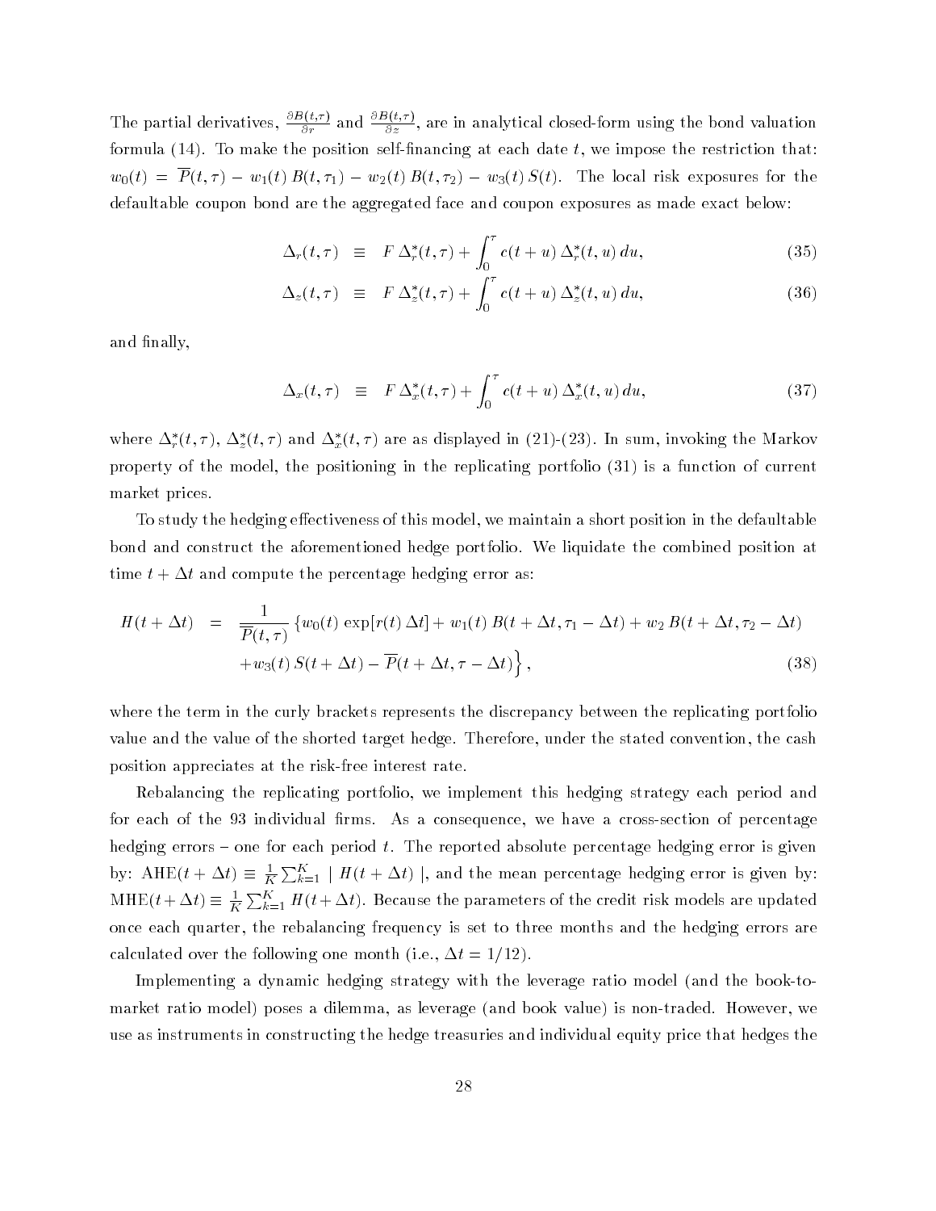The partial derivatives, $\frac{\partial B(t,\tau)}{\partial r}$ and $\frac{\partial B(t,\tau)}{\partial z}$, are in analytical closed-form using the bond valuation formula (14). To make the position self-financing at each date $t$, we impose the restriction that: $w_0(t) = \overline{P}(t,\tau) - w_1(t)\,B(t,\tau_1) - w_2(t)\,B(t,\tau_2) - w_3(t)\,S(t)$. The local risk exposures for the defaultable coupon bond are the aggregated face and coupon exposures as made exact below:

$$\Delta_r(t,\tau) \equiv F\,\Delta_r^*(t,\tau) + \int_0^\tau c(t+u)\,\Delta_r^*(t,u)\,du, \tag{35}$$

$$\Delta_z(t,\tau) \equiv F\,\Delta_z^*(t,\tau) + \int_0^\tau c(t+u)\,\Delta_z^*(t,u)\,du, \tag{36}$$

and finally,

$$\Delta_x(t,\tau) \equiv F\,\Delta_x^*(t,\tau) + \int_0^\tau c(t+u)\,\Delta_x^*(t,u)\,du, \tag{37}$$

where $\Delta_r^*(t,\tau)$, $\Delta_z^*(t,\tau)$ and $\Delta_x^*(t,\tau)$ are as displayed in (21)-(23). In sum, invoking the Markov property of the model, the positioning in the replicating portfolio (31) is a function of current market prices.

To study the hedging effectiveness of this model, we maintain a short position in the defaultable bond and construct the aforementioned hedge portfolio. We liquidate the combined position at time $t + \Delta t$ and compute the percentage hedging error as:

$$\begin{aligned} H(t+\Delta t) &= \frac{1}{\overline{P}(t,\tau)} \left\{ w_0(t)\exp[r(t)\,\Delta t] + w_1(t)\,B(t+\Delta t,\tau_1 - \Delta t) + w_2\,B(t+\Delta t,\tau_2-\Delta t) \right. \\ &\quad \left. + w_3(t)\,S(t+\Delta t) - \overline{P}(t+\Delta t,\tau-\Delta t) \right\}, \end{aligned} \tag{38}$$

where the term in the curly brackets represents the discrepancy between the replicating portfolio value and the value of the shorted target hedge. Therefore, under the stated convention, the cash position appreciates at the risk-free interest rate.

Rebalancing the replicating portfolio, we implement this hedging strategy each period and for each of the 93 individual firms. As a consequence, we have a cross-section of percentage hedging errors – one for each period $t$. The reported absolute percentage hedging error is given by: $\text{AHE}(t+\Delta t) \equiv \frac{1}{K}\sum_{k=1}^{K} \mid H(t+\Delta t) \mid$, and the mean percentage hedging error is given by: $\text{MHE}(t+\Delta t) \equiv \frac{1}{K}\sum_{k=1}^{K} H(t+\Delta t)$. Because the parameters of the credit risk models are updated once each quarter, the rebalancing frequency is set to three months and the hedging errors are calculated over the following one month (i.e., $\Delta t = 1/12$).

Implementing a dynamic hedging strategy with the leverage ratio model (and the book-to-market ratio model) poses a dilemma, as leverage (and book value) is non-traded. However, we use as instruments in constructing the hedge treasuries and individual equity price that hedges the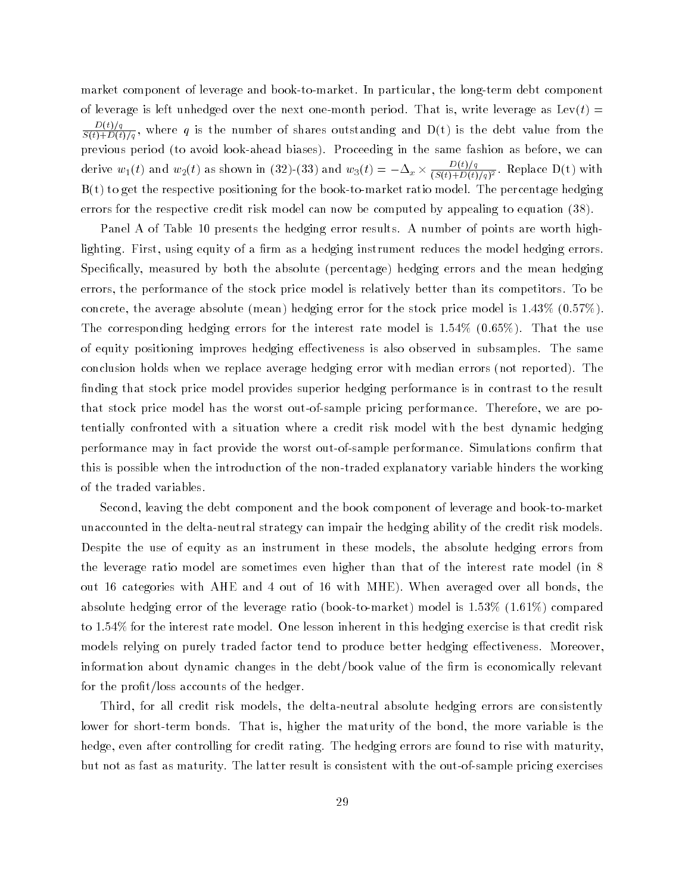market component of leverage and book-to-market. In particular, the long-term debt component of leverage is left unhedged over the next one-month period. That is, write leverage as $\text{Lev}(t) = \frac{D(t)/q}{S(t)+D(t)/q}$, where $q$ is the number of shares outstanding and D(t) is the debt value from the previous period (to avoid look-ahead biases). Proceeding in the same fashion as before, we can derive $w_1(t)$ and $w_2(t)$ as shown in (32)-(33) and $w_3(t) = -\Delta_x \times \frac{D(t)/q}{(S(t)+D(t)/q)^2}$. Replace D(t) with B(t) to get the respective positioning for the book-to-market ratio model. The percentage hedging errors for the respective credit risk model can now be computed by appealing to equation (38).

Panel A of Table 10 presents the hedging error results. A number of points are worth highlighting. First, using equity of a firm as a hedging instrument reduces the model hedging errors. Specifically, measured by both the absolute (percentage) hedging errors and the mean hedging errors, the performance of the stock price model is relatively better than its competitors. To be concrete, the average absolute (mean) hedging error for the stock price model is 1.43% (0.57%). The corresponding hedging errors for the interest rate model is 1.54% (0.65%). That the use of equity positioning improves hedging effectiveness is also observed in subsamples. The same conclusion holds when we replace average hedging error with median errors (not reported). The finding that stock price model provides superior hedging performance is in contrast to the result that stock price model has the worst out-of-sample pricing performance. Therefore, we are potentially confronted with a situation where a credit risk model with the best dynamic hedging performance may in fact provide the worst out-of-sample performance. Simulations confirm that this is possible when the introduction of the non-traded explanatory variable hinders the working of the traded variables.

Second, leaving the debt component and the book component of leverage and book-to-market unaccounted in the delta-neutral strategy can impair the hedging ability of the credit risk models. Despite the use of equity as an instrument in these models, the absolute hedging errors from the leverage ratio model are sometimes even higher than that of the interest rate model (in 8 out 16 categories with AHE and 4 out of 16 with MHE). When averaged over all bonds, the absolute hedging error of the leverage ratio (book-to-market) model is 1.53% (1.61%) compared to 1.54% for the interest rate model. One lesson inherent in this hedging exercise is that credit risk models relying on purely traded factor tend to produce better hedging effectiveness. Moreover, information about dynamic changes in the debt/book value of the firm is economically relevant for the profit/loss accounts of the hedger.

Third, for all credit risk models, the delta-neutral absolute hedging errors are consistently lower for short-term bonds. That is, higher the maturity of the bond, the more variable is the hedge, even after controlling for credit rating. The hedging errors are found to rise with maturity, but not as fast as maturity. The latter result is consistent with the out-of-sample pricing exercises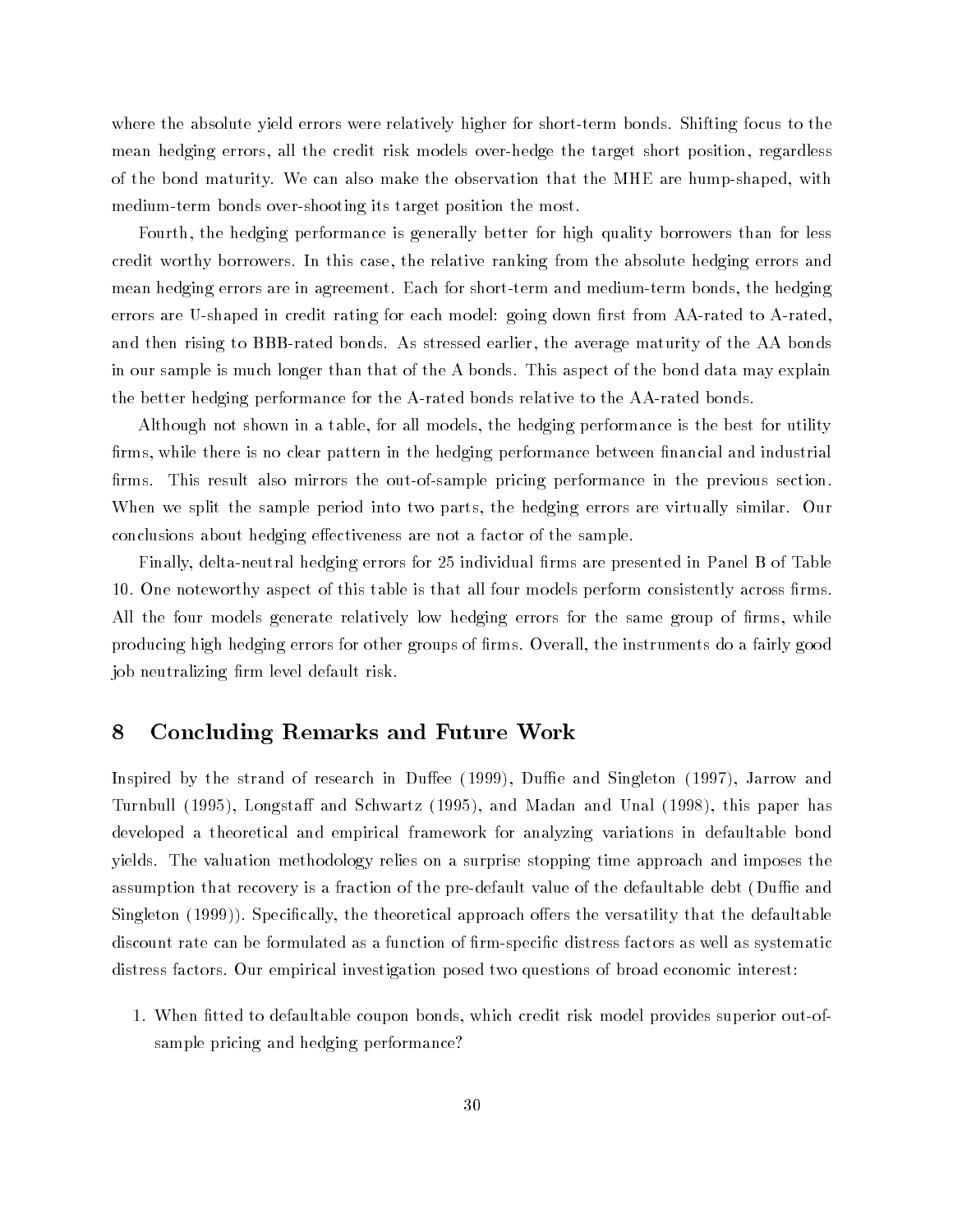where the absolute yield errors were relatively higher for short-term bonds. Shifting focus to the mean hedging errors, all the credit risk models over-hedge the target short position, regardless of the bond maturity. We can also make the observation that the MHE are hump-shaped, with medium-term bonds over-shooting its target position the most.

Fourth, the hedging performance is generally better for high quality borrowers than for less credit worthy borrowers. In this case, the relative ranking from the absolute hedging errors and mean hedging errors are in agreement. Each for short-term and medium-term bonds, the hedging errors are U-shaped in credit rating for each model: going down first from AA-rated to A-rated, and then rising to BBB-rated bonds. As stressed earlier, the average maturity of the AA bonds in our sample is much longer than that of the A bonds. This aspect of the bond data may explain the better hedging performance for the A-rated bonds relative to the AA-rated bonds.

Although not shown in a table, for all models, the hedging performance is the best for utility firms, while there is no clear pattern in the hedging performance between financial and industrial firms. This result also mirrors the out-of-sample pricing performance in the previous section. When we split the sample period into two parts, the hedging errors are virtually similar. Our conclusions about hedging effectiveness are not a factor of the sample.

Finally, delta-neutral hedging errors for 25 individual firms are presented in Panel B of Table 10. One noteworthy aspect of this table is that all four models perform consistently across firms. All the four models generate relatively low hedging errors for the same group of firms, while producing high hedging errors for other groups of firms. Overall, the instruments do a fairly good job neutralizing firm level default risk.

## 8 Concluding Remarks and Future Work

Inspired by the strand of research in Duffee (1999), Duffie and Singleton (1997), Jarrow and Turnbull (1995), Longstaff and Schwartz (1995), and Madan and Unal (1998), this paper has developed a theoretical and empirical framework for analyzing variations in defaultable bond yields. The valuation methodology relies on a surprise stopping time approach and imposes the assumption that recovery is a fraction of the pre-default value of the defaultable debt (Duffie and Singleton (1999)). Specifically, the theoretical approach offers the versatility that the defaultable discount rate can be formulated as a function of firm-specific distress factors as well as systematic distress factors. Our empirical investigation posed two questions of broad economic interest:

1. When fitted to defaultable coupon bonds, which credit risk model provides superior out-of-sample pricing and hedging performance?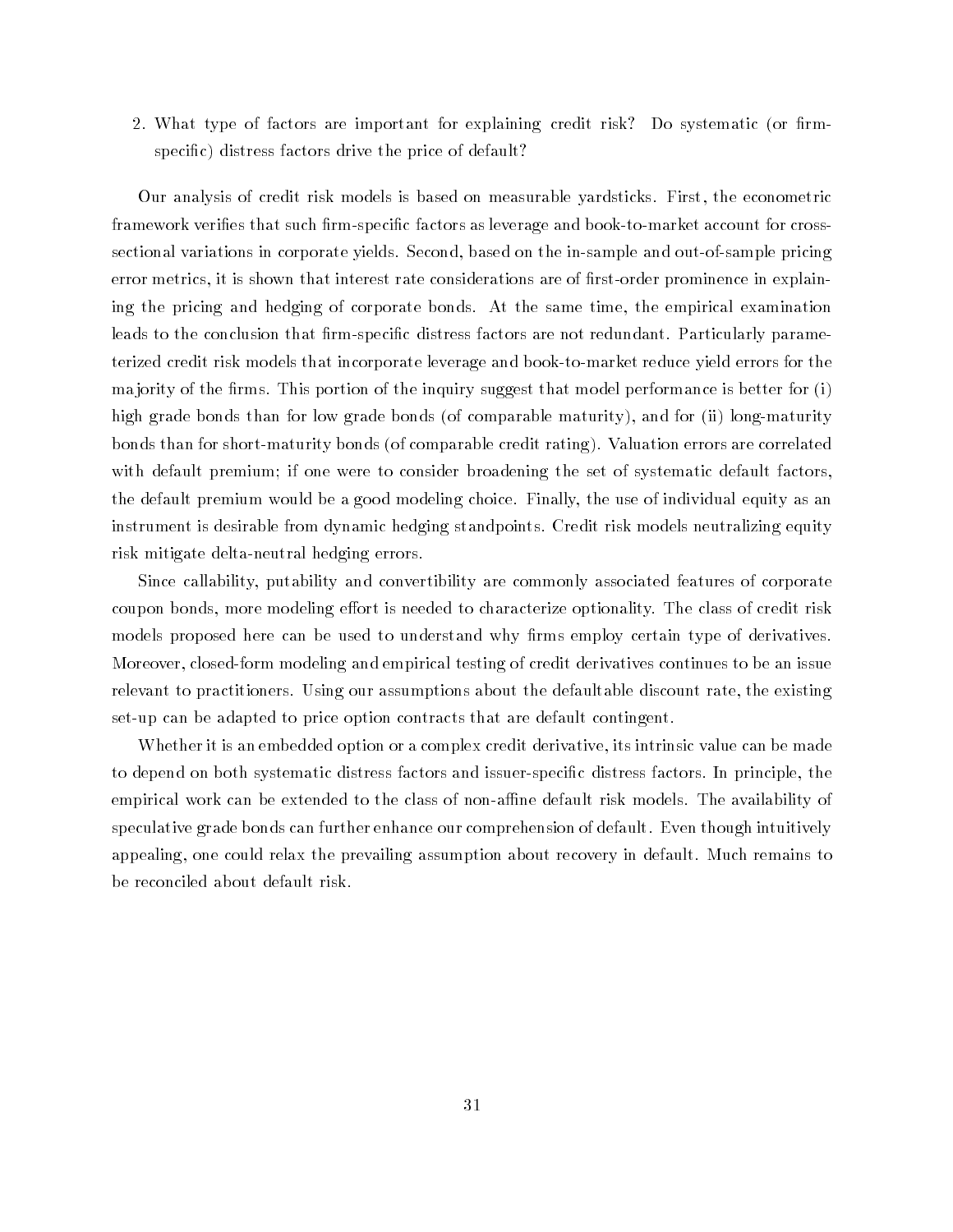2. What type of factors are important for explaining credit risk? Do systematic (or firm-specific) distress factors drive the price of default?

Our analysis of credit risk models is based on measurable yardsticks. First, the econometric framework verifies that such firm-specific factors as leverage and book-to-market account for cross-sectional variations in corporate yields. Second, based on the in-sample and out-of-sample pricing error metrics, it is shown that interest rate considerations are of first-order prominence in explaining the pricing and hedging of corporate bonds. At the same time, the empirical examination leads to the conclusion that firm-specific distress factors are not redundant. Particularly parameterized credit risk models that incorporate leverage and book-to-market reduce yield errors for the majority of the firms. This portion of the inquiry suggest that model performance is better for (i) high grade bonds than for low grade bonds (of comparable maturity), and for (ii) long-maturity bonds than for short-maturity bonds (of comparable credit rating). Valuation errors are correlated with default premium; if one were to consider broadening the set of systematic default factors, the default premium would be a good modeling choice. Finally, the use of individual equity as an instrument is desirable from dynamic hedging standpoints. Credit risk models neutralizing equity risk mitigate delta-neutral hedging errors.

Since callability, putability and convertibility are commonly associated features of corporate coupon bonds, more modeling effort is needed to characterize optionality. The class of credit risk models proposed here can be used to understand why firms employ certain type of derivatives. Moreover, closed-form modeling and empirical testing of credit derivatives continues to be an issue relevant to practitioners. Using our assumptions about the defaultable discount rate, the existing set-up can be adapted to price option contracts that are default contingent.

Whether it is an embedded option or a complex credit derivative, its intrinsic value can be made to depend on both systematic distress factors and issuer-specific distress factors. In principle, the empirical work can be extended to the class of non-affine default risk models. The availability of speculative grade bonds can further enhance our comprehension of default. Even though intuitively appealing, one could relax the prevailing assumption about recovery in default. Much remains to be reconciled about default risk.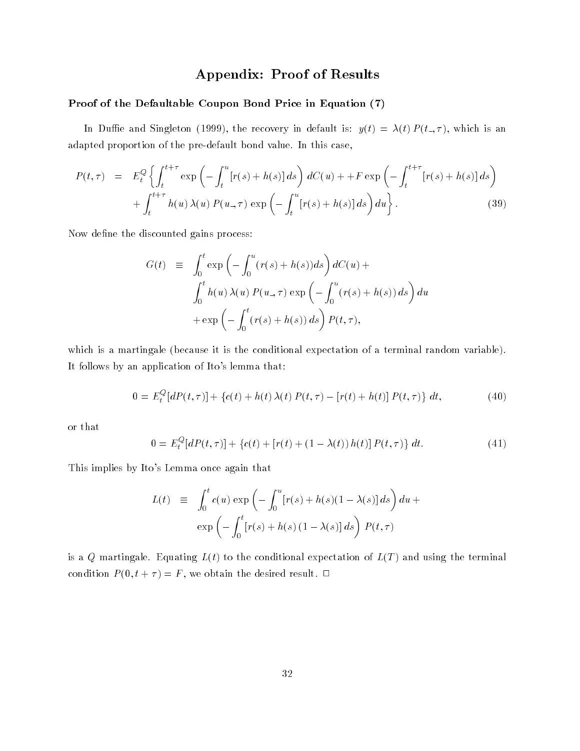# Appendix: Proof of Results

### Proof of the Defaultable Coupon Bond Price in Equation (7)

In Duffie and Singleton (1999), the recovery in default is: $y(t) = \lambda(t)\, P(t_-, \tau)$, which is an adapted proportion of the pre-default bond value. In this case,

$$
\begin{aligned}
P(t,\tau) \quad = \quad & E_t^Q \left\{ \int_t^{t+\tau} \exp\left( - \int_t^u [r(s) + h(s)]\, ds \right) dC(u) + + F \exp\left( - \int_t^{t+\tau} [r(s) + h(s)]\, ds \right) \right. \\
& \left. + \int_t^{t+\tau} h(u)\, \lambda(u)\, P(u_-, \tau)\, \exp\left( - \int_t^u [r(s) + h(s)]\, ds \right) du \right\}. \qquad (39)
\end{aligned}
$$

Now define the discounted gains process:

$$
\begin{aligned}
G(t) \quad \equiv \quad & \int_0^t \exp\left( - \int_0^u (r(s) + h(s)) ds \right) dC(u) + \\
& \int_0^t h(u)\, \lambda(u)\, P(u_-, \tau)\, \exp\left( - \int_0^u (r(s) + h(s))\, ds \right) du \\
& + \exp\left( - \int_0^t (r(s) + h(s))\, ds \right) P(t, \tau),
\end{aligned}
$$

which is a martingale (because it is the conditional expectation of a terminal random variable). It follows by an application of Ito's lemma that:

$$
0 = E_t^Q[dP(t,\tau)] + \{c(t) + h(t)\, \lambda(t)\, P(t,\tau) - [r(t) + h(t)]\, P(t,\tau)\}\, dt, \qquad (40)
$$

or that

$$
0 = E_t^Q[dP(t,\tau)] + \{c(t) + [r(t) + (1 - \lambda(t))\, h(t)]\, P(t,\tau)\}\, dt. \qquad (41)
$$

This implies by Ito's Lemma once again that

$$
\begin{aligned}
L(t) \quad \equiv \quad & \int_0^t c(u) \exp\left( - \int_0^u [r(s) + h(s)(1 - \lambda(s)]\, ds \right) du + \\
& \exp\left( - \int_0^t [r(s) + h(s)\,(1 - \lambda(s)]\, ds \right) P(t,\tau)
\end{aligned}
$$

is a $Q$ martingale. Equating $L(t)$ to the conditional expectation of $L(T)$ and using the terminal condition $P(0, t+\tau) = F$, we obtain the desired result. □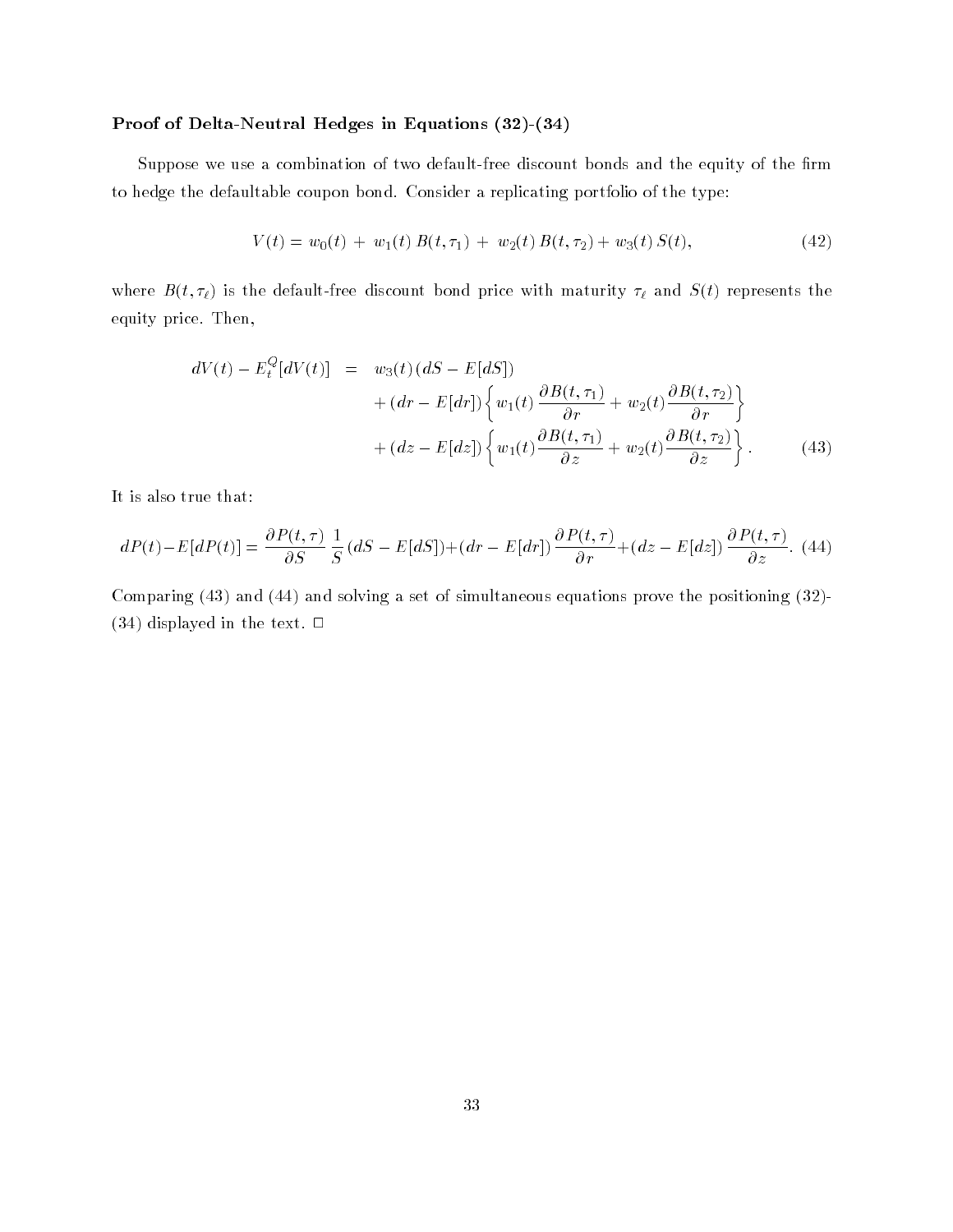**Proof of Delta-Neutral Hedges in Equations (32)-(34)**

Suppose we use a combination of two default-free discount bonds and the equity of the firm to hedge the defaultable coupon bond. Consider a replicating portfolio of the type:

$$V(t) = w_0(t) + w_1(t)\, B(t, \tau_1) + w_2(t)\, B(t, \tau_2) + w_3(t)\, S(t), \tag{42}$$

where $B(t, \tau_\ell)$ is the default-free discount bond price with maturity $\tau_\ell$ and $S(t)$ represents the equity price. Then,

$$\begin{aligned} dV(t) - E_t^Q[dV(t)] \;=\;& w_3(t)\,(dS - E[dS]) \\ &+ (dr - E[dr])\left\{ w_1(t)\,\frac{\partial B(t,\tau_1)}{\partial r} + w_2(t)\frac{\partial B(t,\tau_2)}{\partial r} \right\} \\ &+ (dz - E[dz])\left\{ w_1(t)\frac{\partial B(t,\tau_1)}{\partial z} + w_2(t)\frac{\partial B(t,\tau_2)}{\partial z} \right\}. \end{aligned} \tag{43}$$

It is also true that:

$$dP(t) - E[dP(t)] = \frac{\partial P(t,\tau)}{\partial S}\,\frac{1}{S}\,(dS - E[dS]) + (dr - E[dr])\,\frac{\partial P(t,\tau)}{\partial r} + (dz - E[dz])\,\frac{\partial P(t,\tau)}{\partial z}. \tag{44}$$

Comparing (43) and (44) and solving a set of simultaneous equations prove the positioning (32)-(34) displayed in the text. □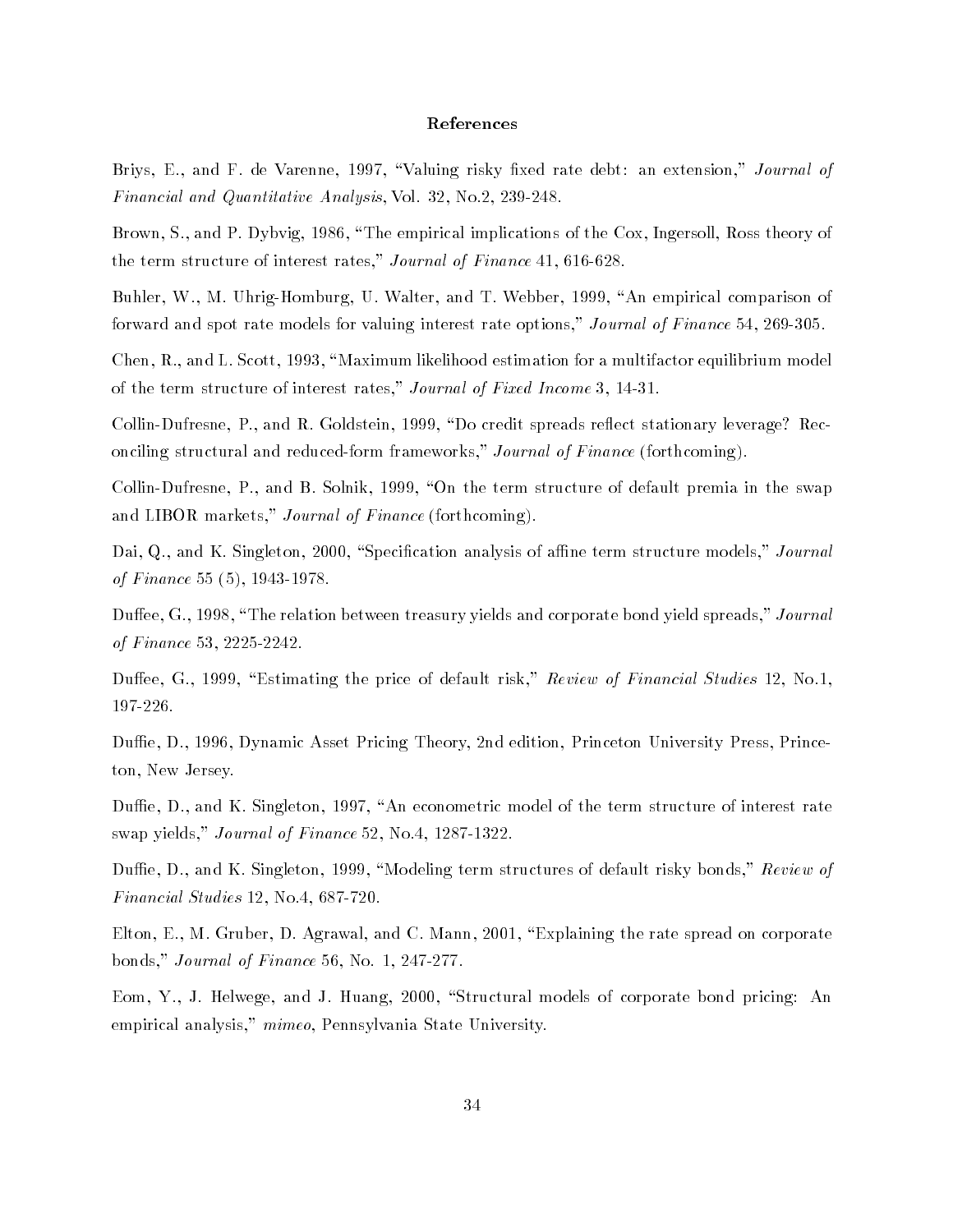## References

Briys, E., and F. de Varenne, 1997, "Valuing risky fixed rate debt: an extension," *Journal of Financial and Quantitative Analysis*, Vol. 32, No.2, 239-248.

Brown, S., and P. Dybvig, 1986, "The empirical implications of the Cox, Ingersoll, Ross theory of the term structure of interest rates," *Journal of Finance* 41, 616-628.

Buhler, W., M. Uhrig-Homburg, U. Walter, and T. Webber, 1999, "An empirical comparison of forward and spot rate models for valuing interest rate options," *Journal of Finance* 54, 269-305.

Chen, R., and L. Scott, 1993, "Maximum likelihood estimation for a multifactor equilibrium model of the term structure of interest rates," *Journal of Fixed Income* 3, 14-31.

Collin-Dufresne, P., and R. Goldstein, 1999, "Do credit spreads reflect stationary leverage? Reconciling structural and reduced-form frameworks," *Journal of Finance* (forthcoming).

Collin-Dufresne, P., and B. Solnik, 1999, "On the term structure of default premia in the swap and LIBOR markets," *Journal of Finance* (forthcoming).

Dai, Q., and K. Singleton, 2000, "Specification analysis of affine term structure models," *Journal of Finance* 55 (5), 1943-1978.

Duffee, G., 1998, "The relation between treasury yields and corporate bond yield spreads," *Journal of Finance* 53, 2225-2242.

Duffee, G., 1999, "Estimating the price of default risk," *Review of Financial Studies* 12, No.1, 197-226.

Duffie, D., 1996, Dynamic Asset Pricing Theory, 2nd edition, Princeton University Press, Princeton, New Jersey.

Duffie, D., and K. Singleton, 1997, "An econometric model of the term structure of interest rate swap yields," *Journal of Finance* 52, No.4, 1287-1322.

Duffie, D., and K. Singleton, 1999, "Modeling term structures of default risky bonds," *Review of Financial Studies* 12, No.4, 687-720.

Elton, E., M. Gruber, D. Agrawal, and C. Mann, 2001, "Explaining the rate spread on corporate bonds," *Journal of Finance* 56, No. 1, 247-277.

Eom, Y., J. Helwege, and J. Huang, 2000, "Structural models of corporate bond pricing: An empirical analysis," *mimeo*, Pennsylvania State University.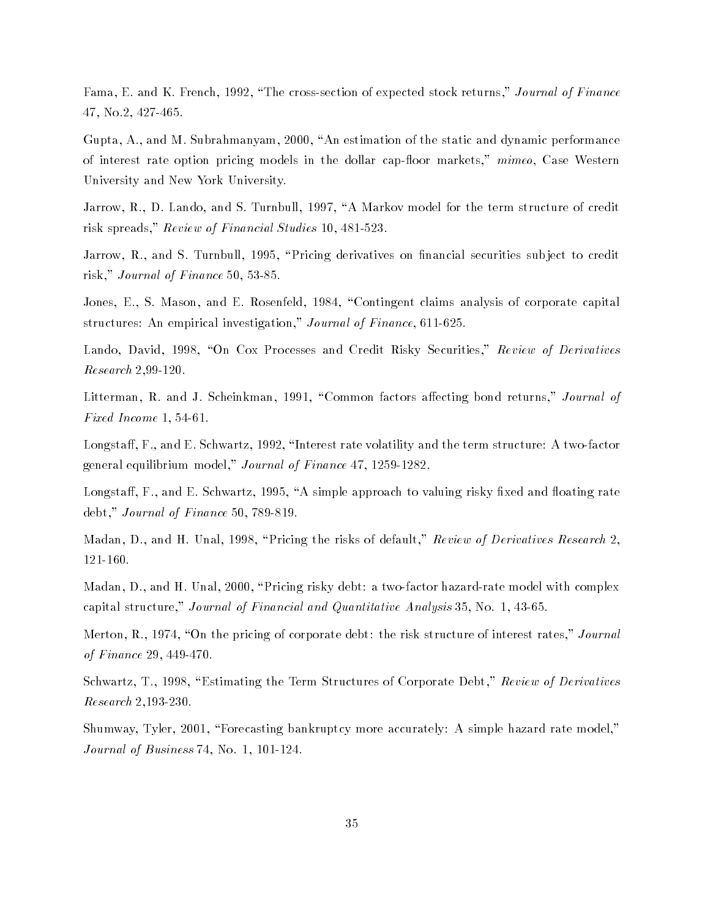Fama, E. and K. French, 1992, "The cross-section of expected stock returns," *Journal of Finance* 47, No.2, 427-465.

Gupta, A., and M. Subrahmanyam, 2000, "An estimation of the static and dynamic performance of interest rate option pricing models in the dollar cap-floor markets," *mimeo*, Case Western University and New York University.

Jarrow, R., D. Lando, and S. Turnbull, 1997, "A Markov model for the term structure of credit risk spreads," *Review of Financial Studies* 10, 481-523.

Jarrow, R., and S. Turnbull, 1995, "Pricing derivatives on financial securities subject to credit risk," *Journal of Finance* 50, 53-85.

Jones, E., S. Mason, and E. Rosenfeld, 1984, "Contingent claims analysis of corporate capital structures: An empirical investigation," *Journal of Finance*, 611-625.

Lando, David, 1998, "On Cox Processes and Credit Risky Securities," *Review of Derivatives Research* 2,99-120.

Litterman, R. and J. Scheinkman, 1991, "Common factors affecting bond returns," *Journal of Fixed Income* 1, 54-61.

Longstaff, F., and E. Schwartz, 1992, "Interest rate volatility and the term structure: A two-factor general equilibrium model," *Journal of Finance* 47, 1259-1282.

Longstaff, F., and E. Schwartz, 1995, "A simple approach to valuing risky fixed and floating rate debt," *Journal of Finance* 50, 789-819.

Madan, D., and H. Unal, 1998, "Pricing the risks of default," *Review of Derivatives Research* 2, 121-160.

Madan, D., and H. Unal, 2000, "Pricing risky debt: a two-factor hazard-rate model with complex capital structure," *Journal of Financial and Quantitative Analysis* 35, No. 1, 43-65.

Merton, R., 1974, "On the pricing of corporate debt: the risk structure of interest rates," *Journal of Finance* 29, 449-470.

Schwartz, T., 1998, "Estimating the Term Structures of Corporate Debt," *Review of Derivatives Research* 2,193-230.

Shumway, Tyler, 2001, "Forecasting bankruptcy more accurately: A simple hazard rate model," *Journal of Business* 74, No. 1, 101-124.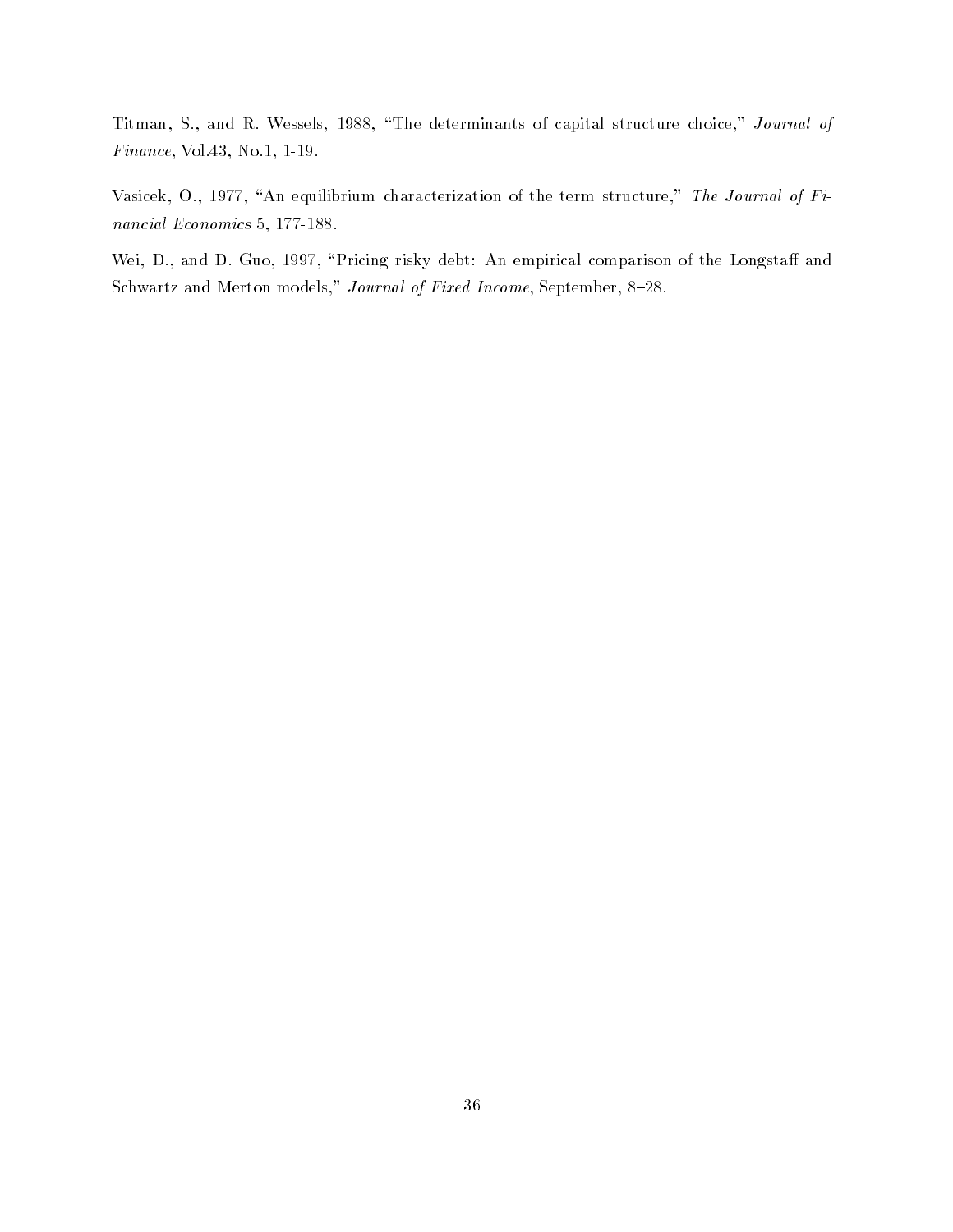Titman, S., and R. Wessels, 1988, "The determinants of capital structure choice," *Journal of Finance*, Vol.43, No.1, 1-19.

Vasicek, O., 1977, "An equilibrium characterization of the term structure," *The Journal of Financial Economics* 5, 177-188.

Wei, D., and D. Guo, 1997, "Pricing risky debt: An empirical comparison of the Longstaff and Schwartz and Merton models," *Journal of Fixed Income*, September, 8–28.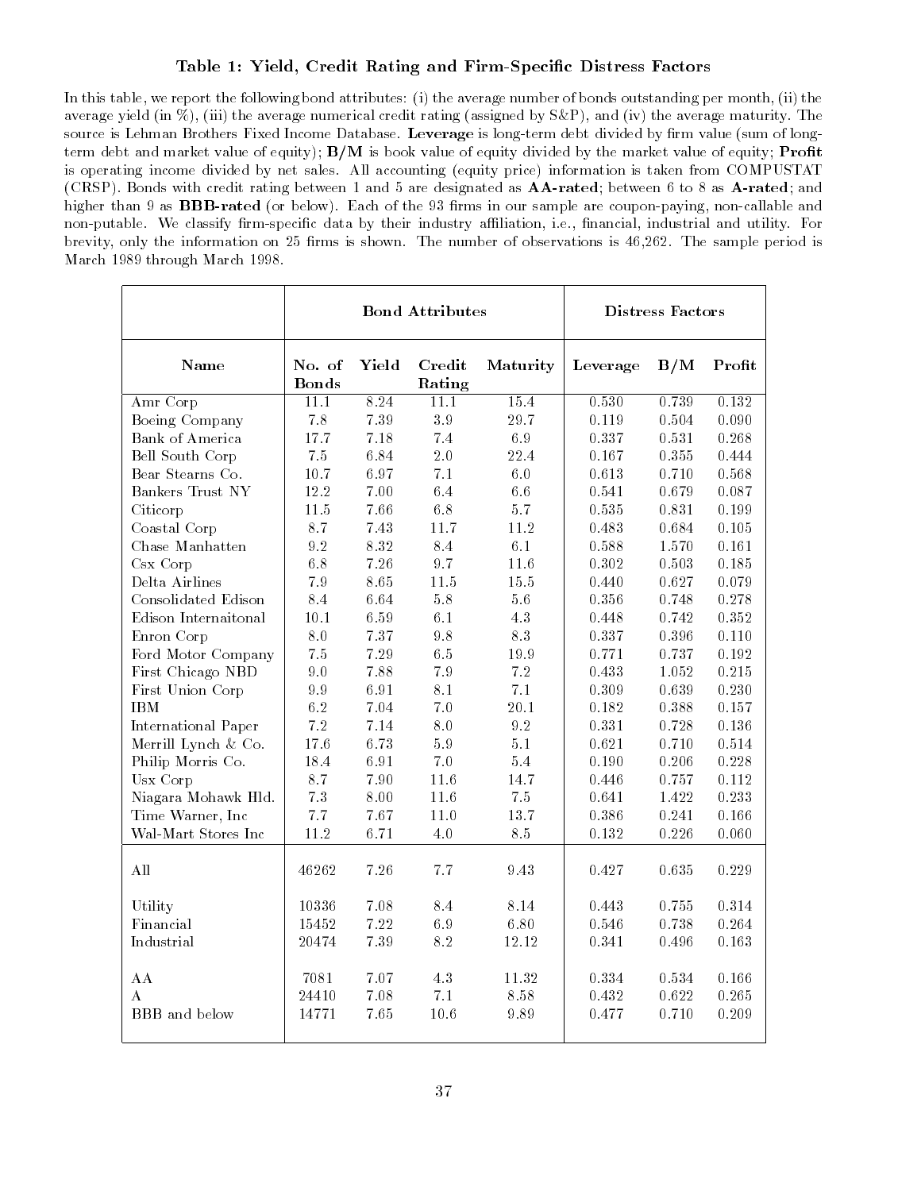### Table 1: Yield, Credit Rating and Firm-Specific Distress Factors

In this table, we report the following bond attributes: (i) the average number of bonds outstanding per month, (ii) the average yield (in %), (iii) the average numerical credit rating (assigned by S&P), and (iv) the average maturity. The source is Lehman Brothers Fixed Income Database. **Leverage** is long-term debt divided by firm value (sum of long-term debt and market value of equity); **B/M** is book value of equity divided by the market value of equity; **Profit** is operating income divided by net sales. All accounting (equity price) information is taken from COMPUSTAT (CRSP). Bonds with credit rating between 1 and 5 are designated as **AA-rated**; between 6 to 8 as **A-rated**; and higher than 9 as **BBB-rated** (or below). Each of the 93 firms in our sample are coupon-paying, non-callable and non-putable. We classify firm-specific data by their industry affiliation, i.e., financial, industrial and utility. For brevity, only the information on 25 firms is shown. The number of observations is 46,262. The sample period is March 1989 through March 1998.

| | **Bond Attributes** | | | | **Distress Factors** | | |
|---|---|---|---|---|---|---|---|
| **Name** | **No. of Bonds** | **Yield** | **Credit Rating** | **Maturity** | **Leverage** | **B/M** | **Profit** |
| Amr Corp | 11.1 | 8.24 | 11.1 | 15.4 | 0.530 | 0.739 | 0.132 |
| Boeing Company | 7.8 | 7.39 | 3.9 | 29.7 | 0.119 | 0.504 | 0.090 |
| Bank of America | 17.7 | 7.18 | 7.4 | 6.9 | 0.337 | 0.531 | 0.268 |
| Bell South Corp | 7.5 | 6.84 | 2.0 | 22.4 | 0.167 | 0.355 | 0.444 |
| Bear Stearns Co. | 10.7 | 6.97 | 7.1 | 6.0 | 0.613 | 0.710 | 0.568 |
| Bankers Trust NY | 12.2 | 7.00 | 6.4 | 6.6 | 0.541 | 0.679 | 0.087 |
| Citicorp | 11.5 | 7.66 | 6.8 | 5.7 | 0.535 | 0.831 | 0.199 |
| Coastal Corp | 8.7 | 7.43 | 11.7 | 11.2 | 0.483 | 0.684 | 0.105 |
| Chase Manhatten | 9.2 | 8.32 | 8.4 | 6.1 | 0.588 | 1.570 | 0.161 |
| Csx Corp | 6.8 | 7.26 | 9.7 | 11.6 | 0.302 | 0.503 | 0.185 |
| Delta Airlines | 7.9 | 8.65 | 11.5 | 15.5 | 0.440 | 0.627 | 0.079 |
| Consolidated Edison | 8.4 | 6.64 | 5.8 | 5.6 | 0.356 | 0.748 | 0.278 |
| Edison Internaitonal | 10.1 | 6.59 | 6.1 | 4.3 | 0.448 | 0.742 | 0.352 |
| Enron Corp | 8.0 | 7.37 | 9.8 | 8.3 | 0.337 | 0.396 | 0.110 |
| Ford Motor Company | 7.5 | 7.29 | 6.5 | 19.9 | 0.771 | 0.737 | 0.192 |
| First Chicago NBD | 9.0 | 7.88 | 7.9 | 7.2 | 0.433 | 1.052 | 0.215 |
| First Union Corp | 9.9 | 6.91 | 8.1 | 7.1 | 0.309 | 0.639 | 0.230 |
| IBM | 6.2 | 7.04 | 7.0 | 20.1 | 0.182 | 0.388 | 0.157 |
| International Paper | 7.2 | 7.14 | 8.0 | 9.2 | 0.331 | 0.728 | 0.136 |
| Merrill Lynch & Co. | 17.6 | 6.73 | 5.9 | 5.1 | 0.621 | 0.710 | 0.514 |
| Philip Morris Co. | 18.4 | 6.91 | 7.0 | 5.4 | 0.190 | 0.206 | 0.228 |
| Usx Corp | 8.7 | 7.90 | 11.6 | 14.7 | 0.446 | 0.757 | 0.112 |
| Niagara Mohawk Hld. | 7.3 | 8.00 | 11.6 | 7.5 | 0.641 | 1.422 | 0.233 |
| Time Warner, Inc | 7.7 | 7.67 | 11.0 | 13.7 | 0.386 | 0.241 | 0.166 |
| Wal-Mart Stores Inc | 11.2 | 6.71 | 4.0 | 8.5 | 0.132 | 0.226 | 0.060 |
| All | 46262 | 7.26 | 7.7 | 9.43 | 0.427 | 0.635 | 0.229 |
| Utility | 10336 | 7.08 | 8.4 | 8.14 | 0.443 | 0.755 | 0.314 |
| Financial | 15452 | 7.22 | 6.9 | 6.80 | 0.546 | 0.738 | 0.264 |
| Industrial | 20474 | 7.39 | 8.2 | 12.12 | 0.341 | 0.496 | 0.163 |
| AA | 7081 | 7.07 | 4.3 | 11.32 | 0.334 | 0.534 | 0.166 |
| A | 24410 | 7.08 | 7.1 | 8.58 | 0.432 | 0.622 | 0.265 |
| BBB and below | 14771 | 7.65 | 10.6 | 9.89 | 0.477 | 0.710 | 0.209 |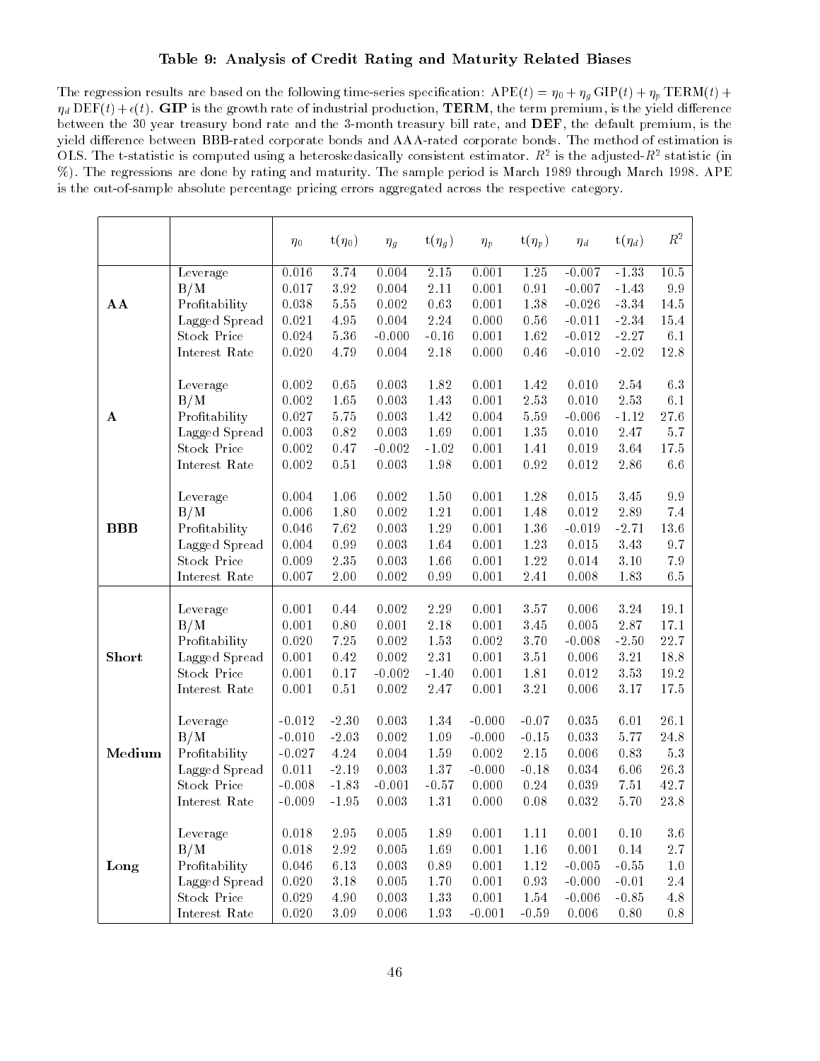### Table 9: Analysis of Credit Rating and Maturity Related Biases

The regression results are based on the following time-series specification: $\text{APE}(t) = \eta_0 + \eta_g \, \text{GIP}(t) + \eta_p \, \text{TERM}(t) + \eta_d \, \text{DEF}(t) + \epsilon(t)$. **GIP** is the growth rate of industrial production, **TERM**, the term premium, is the yield difference between the 30 year treasury bond rate and the 3-month treasury bill rate, and **DEF**, the default premium, is the yield difference between BBB-rated corporate bonds and AAA-rated corporate bonds. The method of estimation is OLS. The t-statistic is computed using a heteroskedasically consistent estimator. $R^2$ is the adjusted-$R^2$ statistic (in %). The regressions are done by rating and maturity. The sample period is March 1989 through March 1998. APE is the out-of-sample absolute percentage pricing errors aggregated across the respective category.

| | | $\eta_0$ | t($\eta_0$) | $\eta_g$ | t($\eta_g$) | $\eta_p$ | t($\eta_p$) | $\eta_d$ | t($\eta_d$) | $R^2$ |
|---|---|---|---|---|---|---|---|---|---|---|
| **AA** | Leverage | 0.016 | 3.74 | 0.004 | 2.15 | 0.001 | 1.25 | -0.007 | -1.33 | 10.5 |
| | B/M | 0.017 | 3.92 | 0.004 | 2.11 | 0.001 | 0.91 | -0.007 | -1.43 | 9.9 |
| | Profitability | 0.038 | 5.55 | 0.002 | 0.63 | 0.001 | 1.38 | -0.026 | -3.34 | 14.5 |
| | Lagged Spread | 0.021 | 4.95 | 0.004 | 2.24 | 0.000 | 0.56 | -0.011 | -2.34 | 15.4 |
| | Stock Price | 0.024 | 5.36 | -0.000 | -0.16 | 0.001 | 1.62 | -0.012 | -2.27 | 6.1 |
| | Interest Rate | 0.020 | 4.79 | 0.004 | 2.18 | 0.000 | 0.46 | -0.010 | -2.02 | 12.8 |
| **A** | Leverage | 0.002 | 0.65 | 0.003 | 1.82 | 0.001 | 1.42 | 0.010 | 2.54 | 6.3 |
| | B/M | 0.002 | 1.65 | 0.003 | 1.43 | 0.001 | 2.53 | 0.010 | 2.53 | 6.1 |
| | Profitability | 0.027 | 5.75 | 0.003 | 1.42 | 0.004 | 5.59 | -0.006 | -1.12 | 27.6 |
| | Lagged Spread | 0.003 | 0.82 | 0.003 | 1.69 | 0.001 | 1.35 | 0.010 | 2.47 | 5.7 |
| | Stock Price | 0.002 | 0.47 | -0.002 | -1.02 | 0.001 | 1.41 | 0.019 | 3.64 | 17.5 |
| | Interest Rate | 0.002 | 0.51 | 0.003 | 1.98 | 0.001 | 0.92 | 0.012 | 2.86 | 6.6 |
| **BBB** | Leverage | 0.004 | 1.06 | 0.002 | 1.50 | 0.001 | 1.28 | 0.015 | 3.45 | 9.9 |
| | B/M | 0.006 | 1.80 | 0.002 | 1.21 | 0.001 | 1.48 | 0.012 | 2.89 | 7.4 |
| | Profitability | 0.046 | 7.62 | 0.003 | 1.29 | 0.001 | 1.36 | -0.019 | -2.71 | 13.6 |
| | Lagged Spread | 0.004 | 0.99 | 0.003 | 1.64 | 0.001 | 1.23 | 0.015 | 3.43 | 9.7 |
| | Stock Price | 0.009 | 2.35 | 0.003 | 1.66 | 0.001 | 1.22 | 0.014 | 3.10 | 7.9 |
| | Interest Rate | 0.007 | 2.00 | 0.002 | 0.99 | 0.001 | 2.41 | 0.008 | 1.83 | 6.5 |
| **Short** | Leverage | 0.001 | 0.44 | 0.002 | 2.29 | 0.001 | 3.57 | 0.006 | 3.24 | 19.1 |
| | B/M | 0.001 | 0.80 | 0.001 | 2.18 | 0.001 | 3.45 | 0.005 | 2.87 | 17.1 |
| | Profitability | 0.020 | 7.25 | 0.002 | 1.53 | 0.002 | 3.70 | -0.008 | -2.50 | 22.7 |
| | Lagged Spread | 0.001 | 0.42 | 0.002 | 2.31 | 0.001 | 3.51 | 0.006 | 3.21 | 18.8 |
| | Stock Price | 0.001 | 0.17 | -0.002 | -1.40 | 0.001 | 1.81 | 0.012 | 3.53 | 19.2 |
| | Interest Rate | 0.001 | 0.51 | 0.002 | 2.47 | 0.001 | 3.21 | 0.006 | 3.17 | 17.5 |
| **Medium** | Leverage | -0.012 | -2.30 | 0.003 | 1.34 | -0.000 | -0.07 | 0.035 | 6.01 | 26.1 |
| | B/M | -0.010 | -2.03 | 0.002 | 1.09 | -0.000 | -0.15 | 0.033 | 5.77 | 24.8 |
| | Profitability | -0.027 | 4.24 | 0.004 | 1.59 | 0.002 | 2.15 | 0.006 | 0.83 | 5.3 |
| | Lagged Spread | 0.011 | -2.19 | 0.003 | 1.37 | -0.000 | -0.18 | 0.034 | 6.06 | 26.3 |
| | Stock Price | -0.008 | -1.83 | -0.001 | -0.57 | 0.000 | 0.24 | 0.039 | 7.51 | 42.7 |
| | Interest Rate | -0.009 | -1.95 | 0.003 | 1.31 | 0.000 | 0.08 | 0.032 | 5.70 | 23.8 |
| **Long** | Leverage | 0.018 | 2.95 | 0.005 | 1.89 | 0.001 | 1.11 | 0.001 | 0.10 | 3.6 |
| | B/M | 0.018 | 2.92 | 0.005 | 1.69 | 0.001 | 1.16 | 0.001 | 0.14 | 2.7 |
| | Profitability | 0.046 | 6.13 | 0.003 | 0.89 | 0.001 | 1.12 | -0.005 | -0.55 | 1.0 |
| | Lagged Spread | 0.020 | 3.18 | 0.005 | 1.70 | 0.001 | 0.93 | -0.000 | -0.01 | 2.4 |
| | Stock Price | 0.029 | 4.90 | 0.003 | 1.33 | 0.001 | 1.54 | -0.006 | -0.85 | 4.8 |
| | Interest Rate | 0.020 | 3.09 | 0.006 | 1.93 | -0.001 | -0.59 | 0.006 | 0.80 | 0.8 |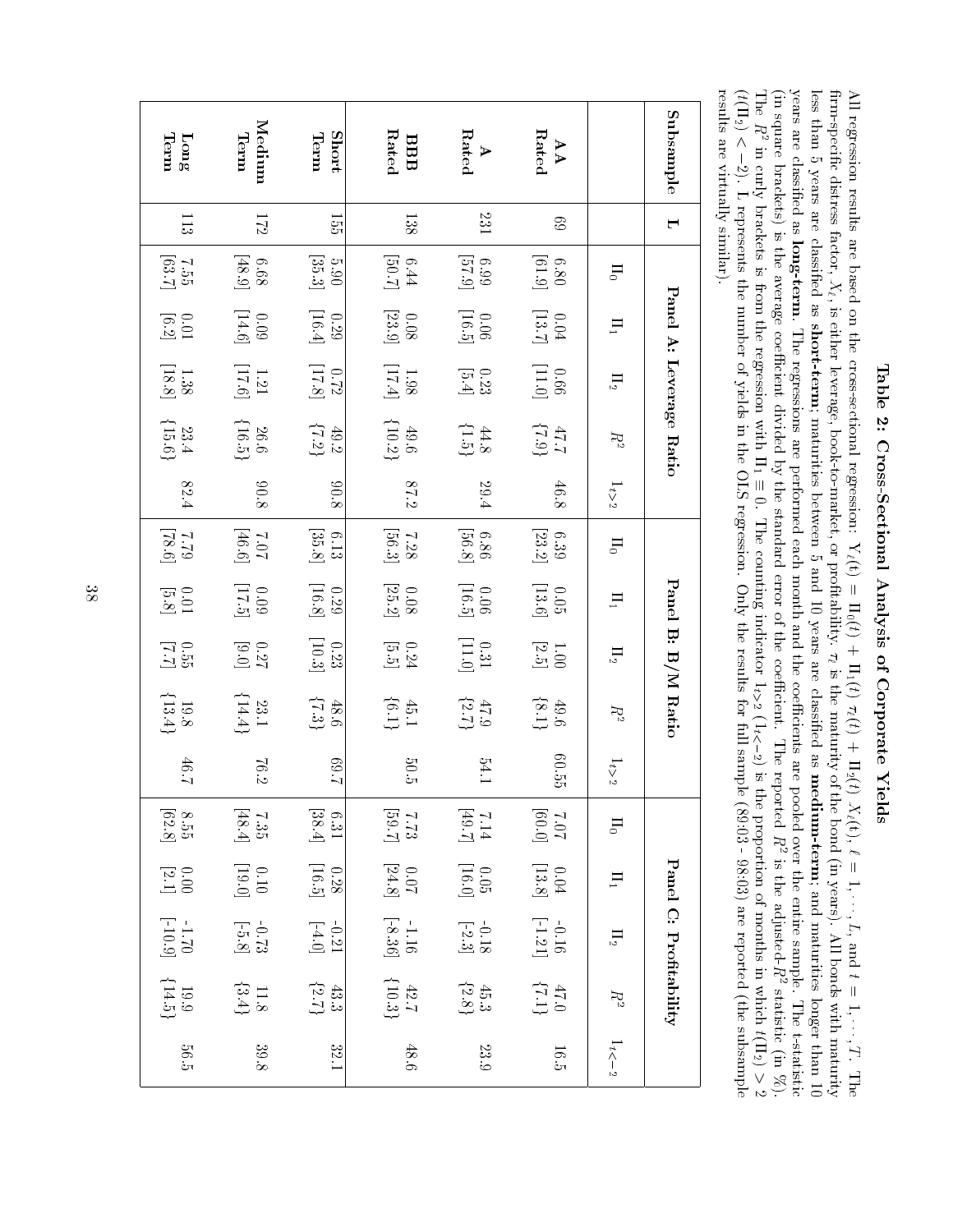# Table 2: Cross-Sectional Analysis of Corporate Yields

All regression results are based on the cross-sectional regression: $Y_\ell(t) = \Pi_0(t) + \Pi_1(t)\,\tau_\ell(t) + \Pi_2(t)\,X_\ell(t)$, $\ell = 1, \cdots, L$, and $t = 1, \cdots, T$. The firm-specific distress factor, $X_\ell$, is either leverage, book-to-market, or profitability. $\tau_\ell$ is the maturity of the bond (in years). All bonds with maturity less than 5 years are classified as **short-term**; maturities between 5 and 10 years are classified as **medium-term**; and maturities longer than 10 years are classified as **long-term**. The regressions are performed each month and the coefficients are pooled over the entire sample. The t-statistic (in square brackets) is the average coefficient divided by the standard error of the coefficient. The reported $R^2$ is the adjusted-$R^2$ statistic (in %). The $R^2$ in curly brackets is from the regression with $\Pi_1 \equiv 0$. The counting indicator $1_{t>2}$ ($1_{t<-2}$) is the proportion of months in which $t(\Pi_2) > 2$ ($t(\Pi_2) < -2$). L represents the number of yields in the OLS regression. Only the results for full sample (89:03 - 98:03) are reported (the subsample results are virtually similar).

| Subsample | L | Panel A: Leverage Ratio | | | | | Panel B: B/M Ratio | | | | | Panel C: Profitability | | | | |
|---|---|---|---|---|---|---|---|---|---|---|---|---|---|---|---|---|
| | | $\Pi_0$ | $\Pi_1$ | $\Pi_2$ | $R^2$ | $1_{t>2}$ | $\Pi_0$ | $\Pi_1$ | $\Pi_2$ | $R^2$ | $1_{t>2}$ | $\Pi_0$ | $\Pi_1$ | $\Pi_2$ | $R^2$ | $1_{t<-2}$ |
| **AA Rated** | 69 | 6.80 | 0.04 | 0.66 | 47.7 | 46.8 | 6.39 | 0.05 | 1.00 | 49.6 | 60.55 | 7.07 | 0.04 | -0.16 | 47.0 | 16.5 |
| | | [61.9] | [13.7] | [11.0] | {7.9} | | [23.2] | [13.6] | [2.5] | {8.1} | | [60.0] | [13.8] | [-1.21] | {7.1} | |
| **A Rated** | 231 | 6.99 | 0.06 | 0.23 | 44.8 | 29.4 | 6.86 | 0.06 | 0.31 | 47.9 | 54.1 | 7.14 | 0.05 | -0.18 | 45.3 | 23.9 |
| | | [57.9] | [16.5] | [5.4] | {1.5} | | [56.8] | [16.5] | [11.0] | {2.7} | | [49.7] | [16.0] | [-2.3] | {2.8} | |
| **BBB Rated** | 138 | 6.44 | 0.08 | 1.98 | 49.6 | 87.2 | 7.28 | 0.08 | 0.24 | 45.1 | 50.5 | 7.73 | 0.07 | -1.16 | 42.7 | 48.6 |
| | | [50.7] | [23.9] | [17.4] | {10.2} | | [56.3] | [25.2] | [5.5] | {6.1} | | [59.7] | [24.8] | [-8.36] | {10.3} | |
| **Short Term** | 155 | 5.90 | 0.29 | 0.72 | 49.2 | 90.8 | 6.13 | 0.29 | 0.23 | 48.6 | 69.7 | 6.31 | 0.28 | -0.21 | 43.3 | 32.1 |
| | | [35.3] | [16.4] | [17.8] | {7.2} | | [35.8] | [16.8] | [10.3] | {7.3} | | [38.4] | [16.5] | [-4.0] | {2.7} | |
| **Medium Term** | 172 | 6.68 | 0.09 | 1.21 | 26.6 | 90.8 | 7.07 | 0.09 | 0.27 | 23.1 | 76.2 | 7.35 | 0.10 | -0.73 | 11.8 | 39.8 |
| | | [48.9] | [14.6] | [17.6] | {16.5} | | [46.6] | [17.5] | [9.0] | {14.4} | | [48.4] | [19.0] | [-5.8] | {3.4} | |
| **Long Term** | 113 | 7.55 | 0.01 | 1.38 | 23.4 | 82.4 | 7.79 | 0.01 | 0.55 | 19.8 | 46.7 | 8.55 | 0.00 | -1.70 | 19.9 | 56.5 |
| | | [63.7] | [6.2] | [18.8] | {15.6} | | [78.6] | [5.8] | [7.7] | {13.4} | | [62.8] | [2.1] | [-10.9] | {14.5} | |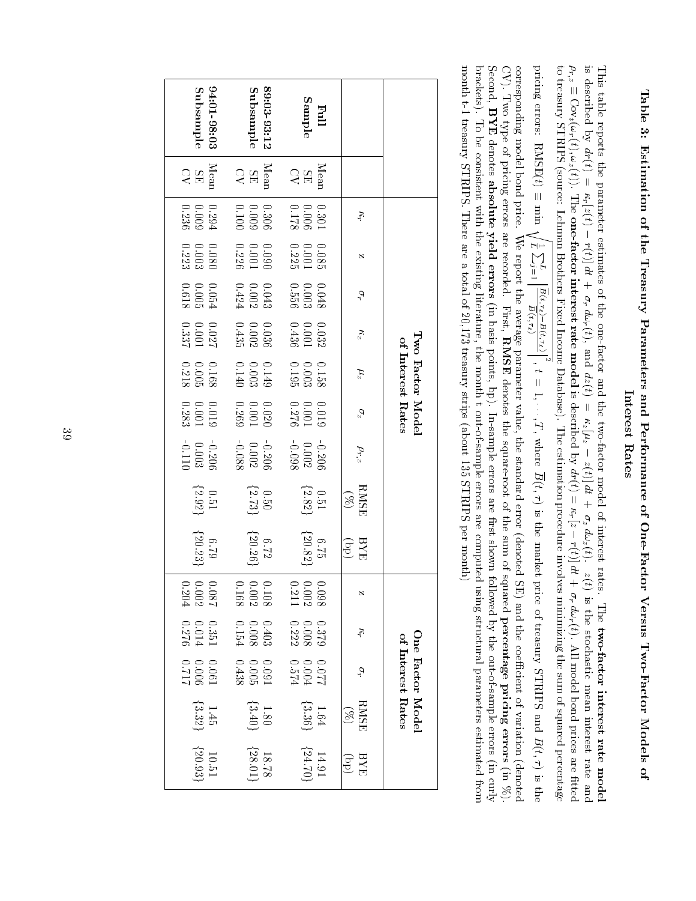# Table 3: Estimation of the Treasury Parameters and Performance of One-Factor Versus Two-Factor Models of Interest Rates

This table reports the parameter estimates of the one-factor and the two-factor model of interest rates. The **two-factor interest rate model** is described by $dr(t) = \kappa_r[z(t) - r(t)]\,dt + \sigma_r\,d\omega_r(t)$, and $dz(t) = \kappa_z[\mu_z - z(t)]\,dt + \sigma_z\,d\omega_z(t)$. $z(t)$ is the stochastic mean interest rate and $\rho_{r,z} \equiv \text{Cov}_t(\omega_r(t), \omega_z(t))$. The **one-factor interest rate model** is described by $dr(t) = \kappa_r[z - r(t)]\,dt + \sigma_r\,d\omega_r(t)$. All model bond prices are fitted to treasury STRIPS (source: Lehman Brothers Fixed Income Database). The estimation procedure involves minimizing the sum of squared percentage pricing errors: $\text{RMSE}(t) \equiv \min \sqrt{\frac{1}{L}\sum_{\ell=1}^{L}\left|\frac{\widehat{B}(t,\tau_\ell) - B(t,\tau_\ell)}{\widehat{B}(t,\tau_\ell)}\right|^2}$, $t = 1, \cdots, T$, where $\widehat{B}(t,\tau)$ is the market price of treasury STRIPS and $B(t,\tau)$ is the corresponding model bond price. We report the average parameter value, the standard error (denoted SE) and the coefficient of variation (denoted CV). Two type of pricing errors are recorded. First, **RMSE** denotes the square-root of the sum of squared **percentage pricing errors** (in %). Second, **BYE** denotes **absolute yield errors** (in basis points, bp). In-sample errors are first shown followed by the out-of-sample errors (in curly brackets). To be consistent with the existing literature, the month t out-of-sample errors are computed using structural parameters estimated from month t-1 treasury STRIPS. There are a total of 20,173 treasury strips (about 135 STRIPS per month)

| | | Two Factor Model of Interest Rates | | | | | | | | | One Factor Model of Interest Rates | | | | |
|---|---|---|---|---|---|---|---|---|---|---|---|---|---|---|---|
| | | $\kappa_r$ | $z$ | $\sigma_r$ | $\kappa_z$ | $\mu_z$ | $\sigma_z$ | $\rho_{r,z}$ | RMSE (%) | BYE (bp) | $z$ | $\kappa_r$ | $\sigma_r$ | RMSE (%) | BYE (bp) |
| **Full Sample** | Mean | 0.301 | 0.085 | 0.048 | 0.032 | 0.158 | 0.019 | -0.206 | 0.51 | 6.75 | 0.098 | 0.379 | 0.077 | 1.64 | 14.91 |
| | SE | 0.006 | 0.001 | 0.003 | 0.001 | 0.003 | 0.001 | 0.002 | {2.82} | {20.82} | 0.002 | 0.008 | 0.004 | {3.36} | {24.70} |
| | CV | 0.178 | 0.225 | 0.556 | 0.436 | 0.195 | 0.276 | -0.098 | | | 0.211 | 0.222 | 0.574 | | |
| **89:03-93:12 Subsample** | Mean | 0.306 | 0.090 | 0.043 | 0.036 | 0.149 | 0.020 | -0.206 | 0.50 | 6.72 | 0.108 | 0.403 | 0.091 | 1.80 | 18.78 |
| | SE | 0.009 | 0.001 | 0.002 | 0.002 | 0.003 | 0.001 | 0.002 | {2.73} | {20.26} | 0.002 | 0.008 | 0.005 | {3.40} | {28.01} |
| | CV | 0.100 | 0.226 | 0.424 | 0.435 | 0.140 | 0.269 | -0.088 | | | 0.168 | 0.154 | 0.438 | | |
| **94:01-98:03 Subsample** | Mean | 0.294 | 0.080 | 0.054 | 0.027 | 0.168 | 0.019 | -0.206 | 0.51 | 6.79 | 0.087 | 0.351 | 0.061 | 1.45 | 10.51 |
| | SE | 0.009 | 0.003 | 0.005 | 0.001 | 0.005 | 0.001 | 0.003 | {2.92} | {20.23} | 0.002 | 0.014 | 0.006 | {3.32} | {20.93} |
| | CV | 0.236 | 0.223 | 0.618 | 0.337 | 0.218 | 0.283 | -0.110 | | | 0.204 | 0.276 | 0.717 | | |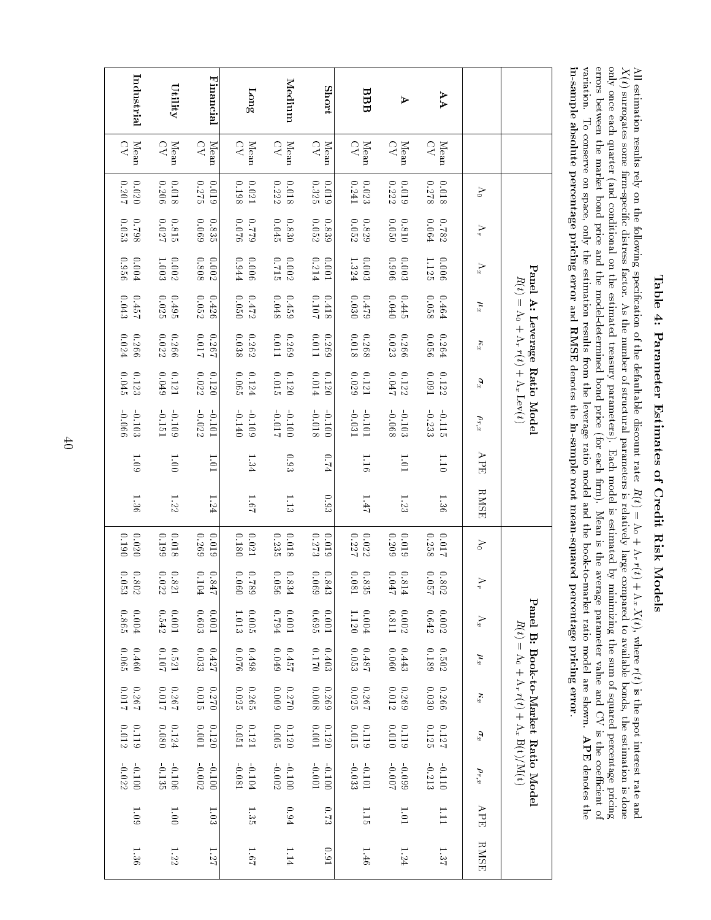# Table 4: Parameter Estimates of Credit Risk Models

All estimation results rely on the following specification of the defaultable discount rate: $R(t) = \Lambda_0 + \Lambda_r\, r(t) + \Lambda_x\, X(t)$, where $r(t)$ is the spot interest rate and $X(t)$ surrogates some firm-specific distress factor. As the number of structural parameters is relatively large compared to available bonds, the estimation is done only once each quarter (and conditional on the estimated treasury parameters). Each model is estimated by minimizing the sum of squared percentage pricing errors between the market bond price and the model-determined bond price (for each firm). Mean is the average parameter value and CV is the coefficient of variation. To conserve on space, only the estimation results from the leverage ratio model and the book-to-market ratio model are shown. **APE** denotes the **in-sample absolute percentage pricing error** and **RMSE** denotes the **in-sample root mean-squared percentage pricing error**.

| | | Panel A: Leverage Ratio Model $R(t) = \Lambda_0 + \Lambda_r\, r(t) + \Lambda_x\, \text{Lev}(t)$ | | | | | | | | | Panel B: Book-to-Market Ratio Model $R(t) = \Lambda_0 + \Lambda_r\, r(t) + \Lambda_x\, \text{B}(t)/\text{M}(t)$ | | | | | | | | |
|---|---|---|---|---|---|---|---|---|---|---|---|---|---|---|---|---|---|---|---|
| | | $\Lambda_0$ | $\Lambda_r$ | $\Lambda_x$ | $\mu_x$ | $\kappa_x$ | $\sigma_x$ | $\rho_{r,x}$ | APE | RMSE | $\Lambda_0$ | $\Lambda_r$ | $\Lambda_x$ | $\mu_x$ | $\kappa_x$ | $\sigma_x$ | $\rho_{r,x}$ | APE | RMSE |
| **AA** | Mean | 0.018 | 0.782 | 0.006 | 0.464 | 0.264 | 0.122 | -0.115 | 1.10 | 1.36 | 0.017 | 0.802 | 0.002 | 0.502 | 0.266 | 0.127 | -0.110 | 1.11 | 1.37 |
| | CV | 0.278 | 0.064 | 1.125 | 0.058 | 0.056 | 0.091 | -0.233 | | | 0.258 | 0.057 | 0.642 | 0.189 | 0.030 | 0.125 | -0.213 | | |
| **A** | Mean | 0.019 | 0.810 | 0.003 | 0.445 | 0.266 | 0.122 | -0.103 | 1.01 | 1.23 | 0.019 | 0.814 | 0.002 | 0.443 | 0.269 | 0.119 | -0.099 | 1.01 | 1.24 |
| | CV | 0.222 | 0.050 | 0.906 | 0.040 | 0.023 | 0.047 | -0.068 | | | 0.209 | 0.047 | 0.811 | 0.060 | 0.012 | 0.010 | -0.007 | | |
| **BBB** | Mean | 0.023 | 0.829 | 0.003 | 0.479 | 0.268 | 0.121 | -0.101 | 1.16 | 1.47 | 0.022 | 0.835 | 0.004 | 0.487 | 0.267 | 0.119 | -0.101 | 1.15 | 1.46 |
| | CV | 0.241 | 0.052 | 1.324 | 0.030 | 0.018 | 0.029 | -0.031 | | | 0.227 | 0.081 | 1.120 | 0.053 | 0.025 | 0.015 | -0.033 | | |
| **Short** | Mean | 0.019 | 0.839 | 0.001 | 0.418 | 0.269 | 0.120 | -0.100 | 0.74 | 0.93 | 0.019 | 0.843 | 0.001 | 0.403 | 0.269 | 0.120 | -0.100 | 0.73 | 0.91 |
| | CV | 0.325 | 0.052 | 0.214 | 0.107 | 0.011 | 0.014 | -0.018 | | | 0.273 | 0.069 | 0.695 | 0.170 | 0.008 | 0.001 | -0.001 | | |
| **Medium** | Mean | 0.018 | 0.830 | 0.002 | 0.459 | 0.269 | 0.120 | -0.100 | 0.93 | 1.13 | 0.018 | 0.834 | 0.001 | 0.457 | 0.270 | 0.120 | -0.100 | 0.94 | 1.14 |
| | CV | 0.222 | 0.045 | 0.715 | 0.048 | 0.011 | 0.015 | -0.017 | | | 0.235 | 0.056 | 0.794 | 0.049 | 0.009 | 0.005 | -0.002 | | |
| **Long** | Mean | 0.021 | 0.779 | 0.006 | 0.472 | 0.262 | 0.124 | -0.109 | 1.34 | 1.67 | 0.021 | 0.789 | 0.005 | 0.498 | 0.265 | 0.121 | -0.104 | 1.35 | 1.67 |
| | CV | 0.198 | 0.076 | 0.944 | 0.050 | 0.038 | 0.065 | -0.140 | | | 0.180 | 0.060 | 1.013 | 0.076 | 0.025 | 0.051 | -0.081 | | |
| **Financial** | Mean | 0.019 | 0.835 | 0.002 | 0.426 | 0.267 | 0.120 | -0.101 | 1.01 | 1.24 | 0.019 | 0.847 | 0.001 | 0.427 | 0.270 | 0.120 | -0.100 | 1.03 | 1.27 |
| | CV | 0.275 | 0.069 | 0.808 | 0.052 | 0.017 | 0.022 | -0.022 | | | 0.269 | 0.104 | 0.603 | 0.033 | 0.015 | 0.001 | -0.002 | | |
| **Utility** | Mean | 0.018 | 0.815 | 0.002 | 0.495 | 0.266 | 0.121 | -0.109 | 1.00 | 1.22 | 0.018 | 0.821 | 0.001 | 0.521 | 0.267 | 0.124 | -0.106 | 1.00 | 1.22 |
| | CV | 0.206 | 0.027 | 1.003 | 0.025 | 0.022 | 0.049 | -0.151 | | | 0.199 | 0.022 | 0.542 | 0.107 | 0.017 | 0.080 | -0.135 | | |
| **Industrial** | Mean | 0.020 | 0.798 | 0.004 | 0.457 | 0.266 | 0.123 | -0.103 | 1.09 | 1.36 | 0.020 | 0.802 | 0.004 | 0.460 | 0.267 | 0.119 | -0.100 | 1.09 | 1.36 |
| | CV | 0.207 | 0.053 | 0.956 | 0.043 | 0.024 | 0.045 | -0.066 | | | 0.190 | 0.053 | 0.865 | 0.065 | 0.017 | 0.012 | -0.022 | | |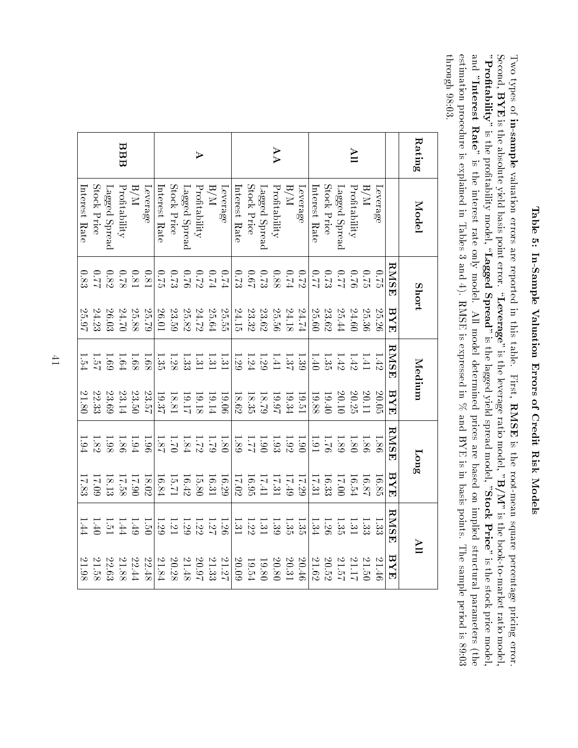# Table 5: In-Sample Valuation Errors of Credit Risk Models

Two types of **in-sample** valuation errors are reported in this table. First, **RMSE** is the root-mean square percentage pricing error. Second, **BYE** is the absolute yield basis point error. "**Leverage**" is the leverage ratio model, "**B/M**" is the book-to-market ratio model, "**Profitability**" is the profitability model, "**Lagged Spread**" is the lagged yield spread model, "**Stock Price**" is the stock price model, and "**Interest Rate**" is the interest rate only model. All model determined prices are based on implied structural parameters (the estimation procedure is explained in Tables 3 and 4). RMSE is expressed in % and BYE is in basis points. The sample period is 89:03 through 98:03.

| Rating | Model | Short | | Medium | | Long | | All | |
|---|---|---|---|---|---|---|---|---|---|
| | | **RMSE** | **BYE** | **RMSE** | **BYE** | **RMSE** | **BYE** | **RMSE** | **BYE** |
| **All** | Leverage | 0.75 | 25.26 | 1.42 | 20.05 | 1.86 | 16.85 | 1.33 | 21.46 |
| | B/M | 0.75 | 25.36 | 1.41 | 20.11 | 1.86 | 16.87 | 1.33 | 21.50 |
| | Profitability | 0.76 | 24.60 | 1.42 | 20.25 | 1.80 | 16.54 | 1.31 | 21.17 |
| | Lagged Spread | 0.77 | 25.44 | 1.42 | 20.10 | 1.89 | 17.00 | 1.35 | 21.57 |
| | Stock Price | 0.73 | 23.62 | 1.35 | 19.40 | 1.76 | 16.33 | 1.26 | 20.52 |
| | Interest Rate | 0.77 | 25.60 | 1.40 | 19.88 | 1.91 | 17.31 | 1.34 | 21.62 |
| **AA** | Leverage | 0.72 | 24.74 | 1.39 | 19.51 | 1.90 | 17.29 | 1.35 | 20.46 |
| | B/M | 0.74 | 24.18 | 1.37 | 19.34 | 1.92 | 17.49 | 1.35 | 20.31 |
| | Profitability | 0.88 | 25.56 | 1.41 | 19.97 | 1.93 | 17.31 | 1.39 | 20.80 |
| | Lagged Spread | 0.73 | 23.62 | 1.29 | 18.79 | 1.90 | 17.41 | 1.31 | 19.80 |
| | Stock Price | 0.67 | 23.32 | 1.24 | 18.35 | 1.77 | 16.95 | 1.22 | 19.54 |
| | Interest Rate | 0.73 | 24.15 | 1.29 | 18.62 | 1.89 | 17.02 | 1.31 | 20.09 |
| **A** | Leverage | 0.74 | 25.55 | 1.31 | 19.06 | 1.80 | 16.29 | 1.26 | 21.27 |
| | B/M | 0.74 | 25.64 | 1.31 | 19.14 | 1.79 | 16.31 | 1.27 | 21.33 |
| | Profitability | 0.72 | 24.72 | 1.31 | 19.18 | 1.72 | 15.80 | 1.22 | 20.97 |
| | Lagged Spread | 0.76 | 25.82 | 1.33 | 19.17 | 1.84 | 16.42 | 1.29 | 21.48 |
| | Stock Price | 0.73 | 23.59 | 1.28 | 18.81 | 1.70 | 15.71 | 1.21 | 20.28 |
| | Interest Rate | 0.75 | 26.01 | 1.35 | 19.37 | 1.87 | 16.84 | 1.29 | 21.84 |
| **BBB** | Leverage | 0.81 | 25.79 | 1.68 | 23.57 | 1.96 | 18.02 | 1.50 | 22.48 |
| | B/M | 0.81 | 25.88 | 1.68 | 23.50 | 1.94 | 17.90 | 1.49 | 22.44 |
| | Profitability | 0.78 | 24.70 | 1.64 | 23.14 | 1.86 | 17.58 | 1.44 | 21.88 |
| | Lagged Spread | 0.82 | 26.03 | 1.69 | 23.69 | 1.98 | 18.13 | 1.51 | 22.63 |
| | Stock Price | 0.77 | 24.23 | 1.57 | 22.33 | 1.82 | 17.09 | 1.40 | 21.58 |
| | Interest Rate | 0.83 | 25.97 | 1.54 | 21.80 | 1.94 | 17.83 | 1.44 | 21.98 |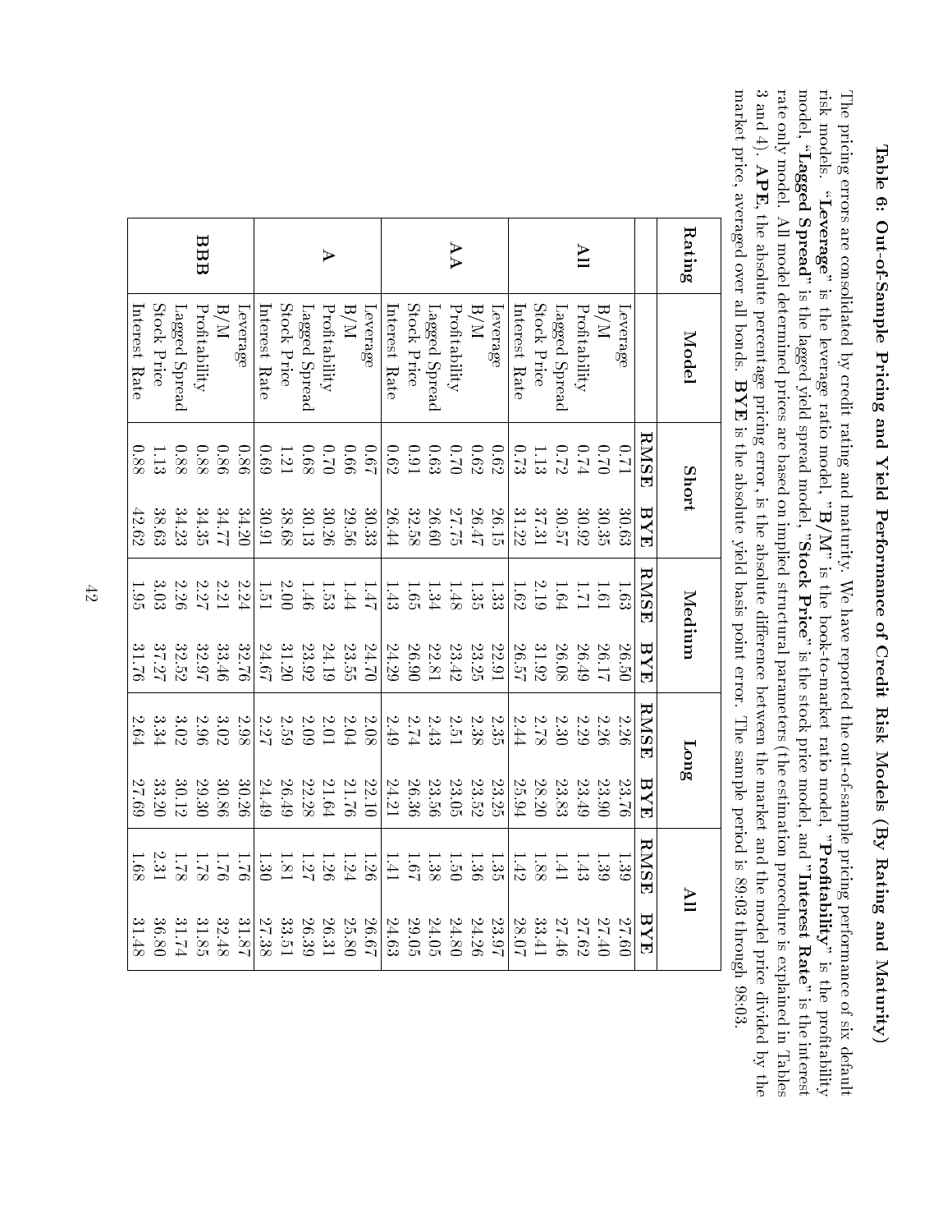## Table 6: Out-of-Sample Pricing and Yield Performance of Credit Risk Models (By Rating and Maturity)

The pricing errors are consolidated by credit rating and maturity. We have reported the out-of-sample pricing performance of six default risk models. "**Leverage**" is the leverage ratio model, "**B/M**" is the book-to-market ratio model, "**Profitability**" is the profitability model, "**Lagged Spread**" is the lagged yield spread model, "**Stock Price**" is the stock price model, and "**Interest Rate**" is the interest rate only model. All model determined prices are based on implied structural parameters (the estimation procedure is explained in Tables 3 and 4). **APE**, the absolute percentage pricing error, is the absolute difference between the market and the model price divided by the market price, averaged over all bonds. **BYE** is the absolute yield basis point error. The sample period is 89:03 through 98:03.

| Rating | Model | Short | | Medium | | Long | | All | |
|---|---|---|---|---|---|---|---|---|---|
| | | **RMSE** | **BYE** | **RMSE** | **BYE** | **RMSE** | **BYE** | **RMSE** | **BYE** |
| **All** | Leverage | 0.71 | 30.63 | 1.63 | 26.50 | 2.26 | 23.76 | 1.39 | 27.60 |
| | B/M | 0.70 | 30.35 | 1.61 | 26.17 | 2.26 | 23.90 | 1.39 | 27.40 |
| | Profitability | 0.74 | 30.92 | 1.71 | 26.49 | 2.29 | 23.49 | 1.43 | 27.62 |
| | Lagged Spread | 0.72 | 30.57 | 1.64 | 26.08 | 2.30 | 23.83 | 1.41 | 27.46 |
| | Stock Price | 1.13 | 37.31 | 2.19 | 31.92 | 2.78 | 28.20 | 1.88 | 33.41 |
| | Interest Rate | 0.73 | 31.22 | 1.62 | 26.57 | 2.44 | 25.94 | 1.42 | 28.07 |
| **AA** | Leverage | 0.62 | 26.15 | 1.33 | 22.91 | 2.35 | 23.25 | 1.35 | 23.97 |
| | B/M | 0.62 | 26.47 | 1.35 | 23.25 | 2.38 | 23.52 | 1.36 | 24.26 |
| | Profitability | 0.70 | 27.75 | 1.48 | 23.42 | 2.51 | 23.05 | 1.50 | 24.80 |
| | Lagged Spread | 0.63 | 26.60 | 1.34 | 22.81 | 2.43 | 23.56 | 1.38 | 24.05 |
| | Stock Price | 0.91 | 32.58 | 1.65 | 26.90 | 2.74 | 26.36 | 1.67 | 29.05 |
| | Interest Rate | 0.62 | 26.44 | 1.43 | 24.29 | 2.49 | 24.21 | 1.41 | 24.63 |
| **A** | Leverage | 0.67 | 30.33 | 1.47 | 24.70 | 2.08 | 22.10 | 1.26 | 26.67 |
| | B/M | 0.66 | 29.56 | 1.44 | 23.55 | 2.04 | 21.76 | 1.24 | 25.80 |
| | Profitability | 0.70 | 30.26 | 1.53 | 24.19 | 2.01 | 21.64 | 1.26 | 26.31 |
| | Lagged Spread | 0.68 | 30.13 | 1.46 | 23.92 | 2.09 | 22.28 | 1.27 | 26.39 |
| | Stock Price | 1.21 | 38.68 | 2.00 | 31.20 | 2.59 | 26.49 | 1.81 | 33.51 |
| | Interest Rate | 0.69 | 30.91 | 1.51 | 24.67 | 2.27 | 24.49 | 1.30 | 27.38 |
| **BBB** | Leverage | 0.86 | 34.20 | 2.24 | 32.76 | 2.98 | 30.26 | 1.76 | 31.87 |
| | B/M | 0.86 | 34.77 | 2.21 | 33.46 | 3.02 | 30.86 | 1.76 | 32.48 |
| | Profitability | 0.88 | 34.35 | 2.27 | 32.97 | 2.96 | 29.30 | 1.78 | 31.85 |
| | Lagged Spread | 0.88 | 34.23 | 2.26 | 32.52 | 3.02 | 30.12 | 1.78 | 31.74 |
| | Stock Price | 1.13 | 38.63 | 3.03 | 37.27 | 3.34 | 33.20 | 2.31 | 36.80 |
| | Interest Rate | 0.88 | 42.62 | 1.95 | 31.76 | 2.64 | 27.69 | 1.68 | 31.48 |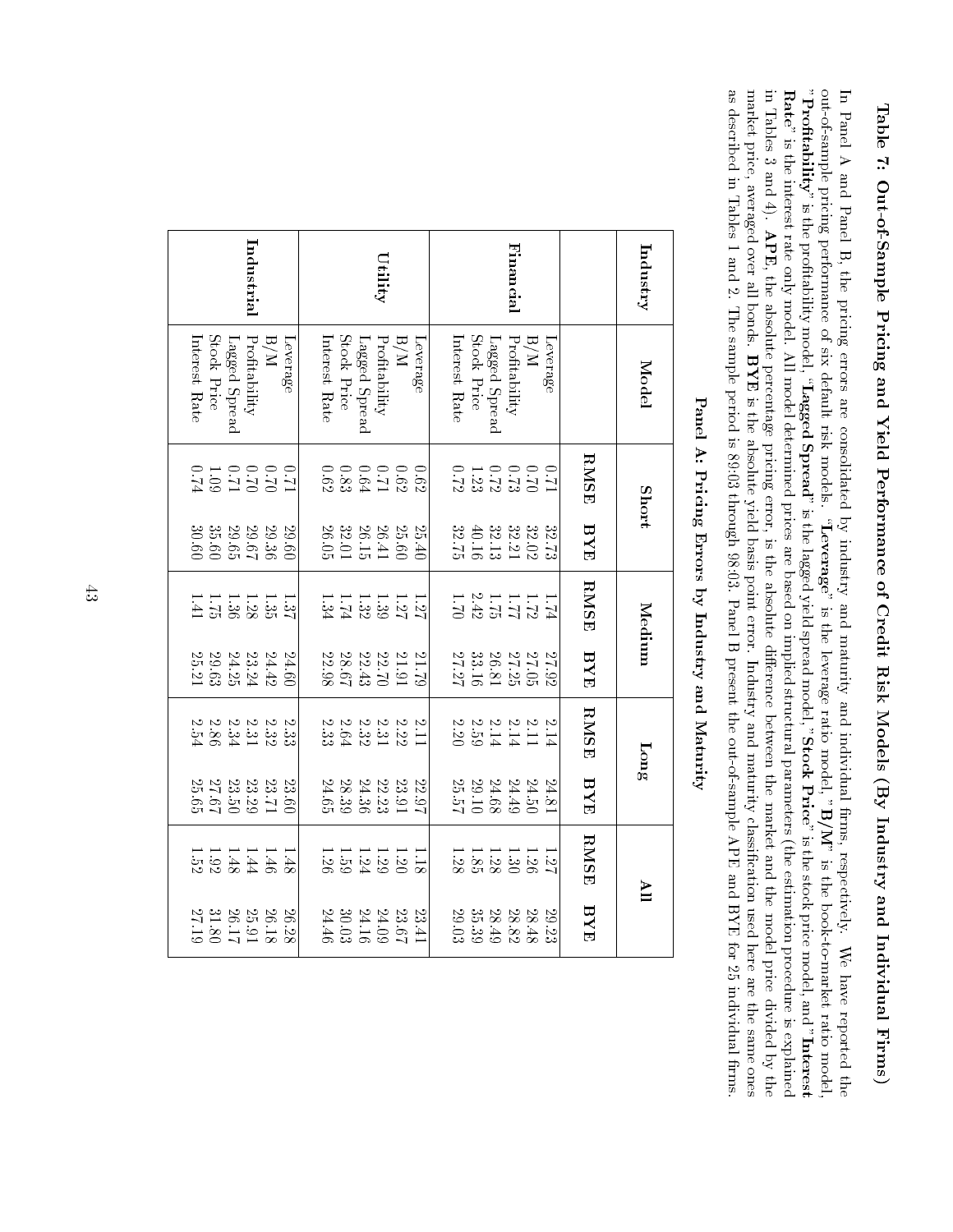## Table 7: Out-of-Sample Pricing and Yield Performance of Credit Risk Models (By Industry and Individual Firms)

In Panel A and Panel B, the pricing errors are consolidated by industry and maturity and individual firms, respectively. We have reported the out-of-sample pricing performance of six default risk models. "**Leverage**" is the leverage ratio model, "**B/M**" is the book-to-market ratio model, "**Profitability**" is the profitability model, "**Lagged Spread**" is the lagged yield spread model, "**Stock Price**" is the stock price model, and "**Interest Rate**" is the interest rate only model. All model determined prices are based on implied structural parameters (the estimation procedure is explained in Tables 3 and 4). **APE**, the absolute percentage pricing error, is the absolute difference between the market and the model price divided by the market price, averaged over all bonds. **BYE** is the absolute yield basis point error. Industry and maturity classification used here are the same ones as described in Tables 1 and 2. The sample period is 89:03 through 98:03. Panel B present the out-of-sample APE and BYE for 25 individual firms.

### Panel A: Pricing Errors by Industry and Maturity

| Industry | Model | Short | | Medium | | Long | | All | |
|---|---|---|---|---|---|---|---|---|---|
| | | RMSE | BYE | RMSE | BYE | RMSE | BYE | RMSE | BYE |
| **Financial** | Leverage | 0.71 | 32.73 | 1.74 | 27.92 | 2.14 | 24.81 | 1.27 | 29.23 |
| | B/M | 0.70 | 32.02 | 1.72 | 27.05 | 2.11 | 24.50 | 1.26 | 28.48 |
| | Profitability | 0.73 | 32.21 | 1.77 | 27.25 | 2.14 | 24.49 | 1.30 | 28.82 |
| | Lagged Spread | 0.72 | 32.13 | 1.75 | 26.81 | 2.14 | 24.68 | 1.28 | 28.49 |
| | Stock Price | 1.23 | 40.16 | 2.42 | 33.16 | 2.59 | 29.10 | 1.85 | 35.39 |
| | Interest Rate | 0.72 | 32.75 | 1.70 | 27.27 | 2.20 | 25.57 | 1.28 | 29.03 |
| **Utility** | Leverage | 0.62 | 25.40 | 1.27 | 21.79 | 2.11 | 22.97 | 1.18 | 23.41 |
| | B/M | 0.62 | 25.60 | 1.27 | 21.91 | 2.22 | 23.91 | 1.20 | 23.67 |
| | Profitability | 0.71 | 26.41 | 1.39 | 22.70 | 2.31 | 22.23 | 1.29 | 24.09 |
| | Lagged Spread | 0.64 | 26.15 | 1.32 | 22.43 | 2.32 | 24.36 | 1.24 | 24.16 |
| | Stock Price | 0.83 | 32.01 | 1.74 | 28.67 | 2.64 | 28.39 | 1.59 | 30.03 |
| | Interest Rate | 0.62 | 26.05 | 1.34 | 22.98 | 2.33 | 24.65 | 1.26 | 24.46 |
| **Industrial** | Leverage | 0.71 | 29.60 | 1.37 | 24.60 | 2.33 | 23.60 | 1.48 | 26.28 |
| | B/M | 0.70 | 29.36 | 1.35 | 24.42 | 2.32 | 23.71 | 1.46 | 26.18 |
| | Profitability | 0.70 | 29.67 | 1.28 | 23.24 | 2.31 | 23.29 | 1.44 | 25.91 |
| | Lagged Spread | 0.71 | 29.65 | 1.36 | 24.25 | 2.34 | 23.50 | 1.48 | 26.17 |
| | Stock Price | 1.09 | 35.60 | 1.75 | 29.63 | 2.86 | 27.67 | 1.92 | 31.80 |
| | Interest Rate | 0.74 | 30.60 | 1.41 | 25.21 | 2.54 | 25.65 | 1.52 | 27.19 |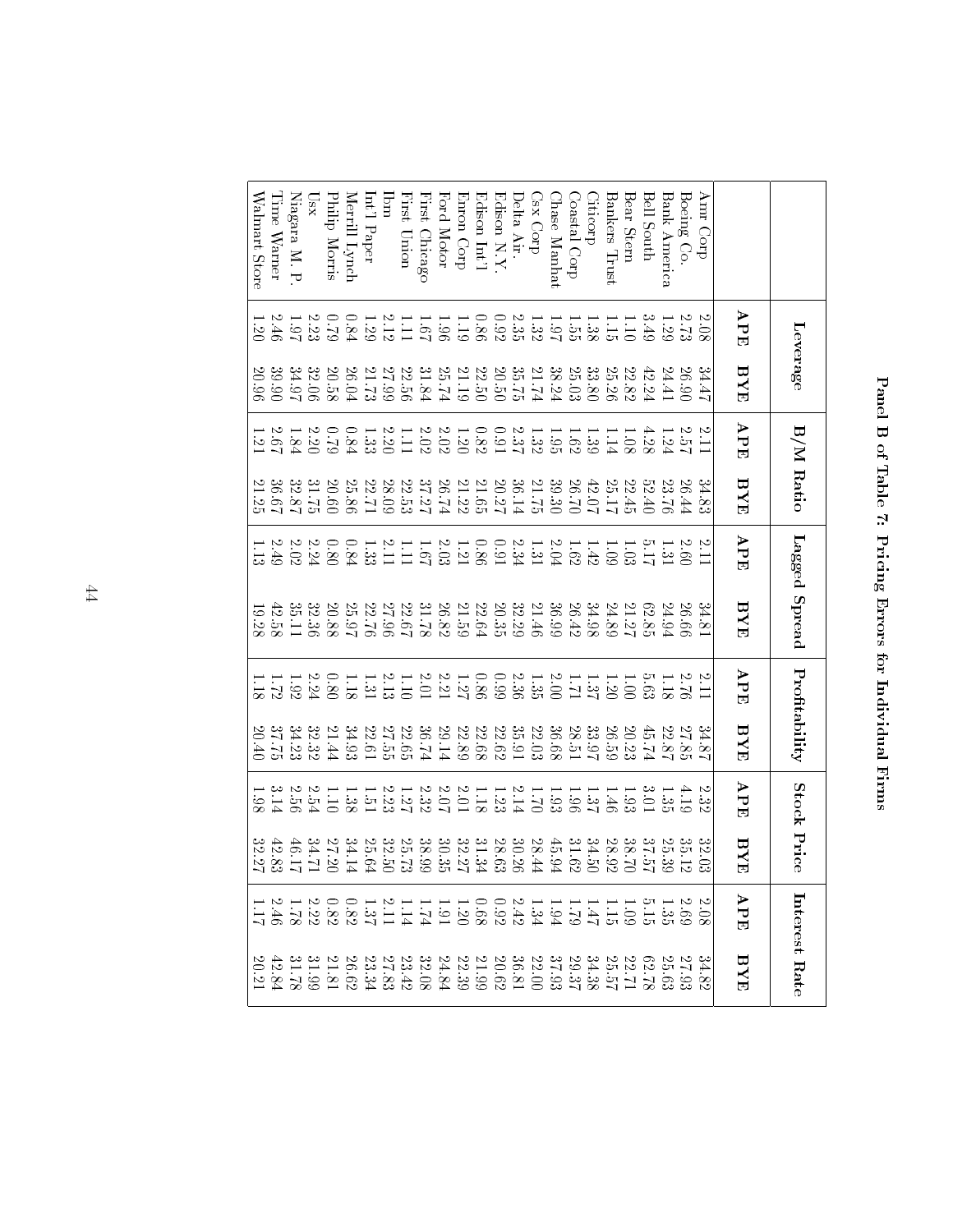## Panel B of Table 7: Pricing Errors for Individual Firms

| | Leverage | | B/M Ratio | | Lagged Spread | | Profitability | | Stock Price | | Interest Rate | |
|---|---|---|---|---|---|---|---|---|---|---|---|---|
| | APE | BYE | APE | BYE | APE | BYE | APE | BYE | APE | BYE | APE | BYE |
| Amr Corp | 2.08 | 34.47 | 2.11 | 34.83 | 2.11 | 34.81 | 2.11 | 34.87 | 2.32 | 32.03 | 2.08 | 34.82 |
| Boeing Co. | 2.73 | 26.90 | 2.57 | 26.44 | 2.60 | 26.66 | 2.76 | 27.85 | 4.19 | 35.12 | 2.69 | 27.93 |
| Bank America | 1.29 | 24.41 | 1.24 | 23.76 | 1.31 | 24.94 | 1.18 | 22.87 | 1.35 | 25.39 | 1.35 | 25.63 |
| Bell South | 3.49 | 42.24 | 4.28 | 52.40 | 5.17 | 62.85 | 5.63 | 45.74 | 3.01 | 37.57 | 5.15 | 62.78 |
| Bear Stern | 1.10 | 22.82 | 1.08 | 22.45 | 1.03 | 21.27 | 1.00 | 20.23 | 1.93 | 38.70 | 1.09 | 22.71 |
| Bankers Trust | 1.15 | 25.26 | 1.14 | 25.17 | 1.09 | 24.89 | 1.20 | 26.59 | 1.46 | 28.92 | 1.15 | 25.57 |
| Citicorp | 1.38 | 33.80 | 1.39 | 42.07 | 1.42 | 34.98 | 1.37 | 33.97 | 1.37 | 34.50 | 1.47 | 34.38 |
| Coastal Corp | 1.55 | 25.03 | 1.62 | 26.70 | 1.62 | 26.42 | 1.71 | 28.51 | 1.96 | 31.62 | 1.79 | 29.37 |
| Chase Manhat | 1.97 | 38.24 | 1.95 | 39.30 | 2.04 | 36.99 | 2.00 | 36.68 | 1.93 | 45.94 | 1.94 | 37.93 |
| Csx Corp | 1.32 | 21.74 | 1.32 | 21.75 | 1.31 | 21.46 | 1.35 | 22.03 | 1.70 | 28.44 | 1.34 | 22.00 |
| Delta Air. | 2.35 | 35.75 | 2.37 | 36.14 | 2.34 | 32.29 | 2.36 | 35.91 | 2.14 | 30.26 | 2.42 | 36.81 |
| Edison N.Y. | 0.92 | 20.50 | 0.91 | 20.27 | 0.91 | 20.35 | 0.99 | 22.62 | 1.23 | 28.63 | 0.92 | 20.62 |
| Edison Int'l | 0.86 | 22.50 | 0.82 | 21.65 | 0.86 | 22.64 | 0.86 | 22.68 | 1.18 | 31.34 | 0.68 | 21.99 |
| Enron Corp | 1.19 | 21.19 | 1.20 | 21.22 | 1.21 | 21.59 | 1.27 | 22.89 | 2.01 | 32.27 | 1.20 | 22.39 |
| Ford Motor | 1.96 | 25.74 | 2.02 | 26.74 | 2.03 | 26.82 | 2.21 | 29.14 | 2.07 | 30.35 | 1.91 | 24.84 |
| First Chicago | 1.67 | 31.84 | 2.02 | 37.27 | 1.67 | 31.78 | 2.01 | 36.74 | 2.32 | 38.99 | 1.74 | 32.08 |
| First Union | 1.11 | 22.56 | 1.11 | 22.53 | 1.11 | 22.67 | 1.10 | 22.65 | 1.27 | 25.73 | 1.14 | 23.42 |
| Ibm | 2.12 | 27.99 | 2.20 | 28.09 | 2.11 | 27.96 | 2.13 | 27.55 | 2.23 | 32.50 | 2.11 | 27.83 |
| Int'l Paper | 1.29 | 21.73 | 1.33 | 22.71 | 1.33 | 22.76 | 1.31 | 22.61 | 1.51 | 25.64 | 1.37 | 23.34 |
| Merrill Lynch | 0.84 | 26.04 | 0.84 | 25.86 | 0.84 | 25.97 | 1.18 | 34.93 | 1.38 | 34.14 | 0.82 | 26.62 |
| Philip Morris | 0.79 | 20.58 | 0.79 | 20.60 | 0.80 | 20.88 | 0.80 | 21.44 | 1.10 | 27.20 | 0.82 | 21.81 |
| Usx | 2.23 | 32.06 | 2.20 | 31.75 | 2.24 | 32.36 | 2.24 | 32.32 | 2.54 | 34.71 | 2.22 | 31.99 |
| Niagara M. P. | 1.97 | 34.97 | 1.84 | 32.87 | 2.02 | 35.11 | 1.92 | 34.23 | 2.56 | 46.17 | 1.78 | 31.78 |
| Time Warner | 2.46 | 39.90 | 2.67 | 36.67 | 2.49 | 42.58 | 1.72 | 37.75 | 3.14 | 42.83 | 2.46 | 42.84 |
| Walmart Store | 1.20 | 20.96 | 1.21 | 21.25 | 1.13 | 19.28 | 1.18 | 20.40 | 1.98 | 32.27 | 1.17 | 20.21 |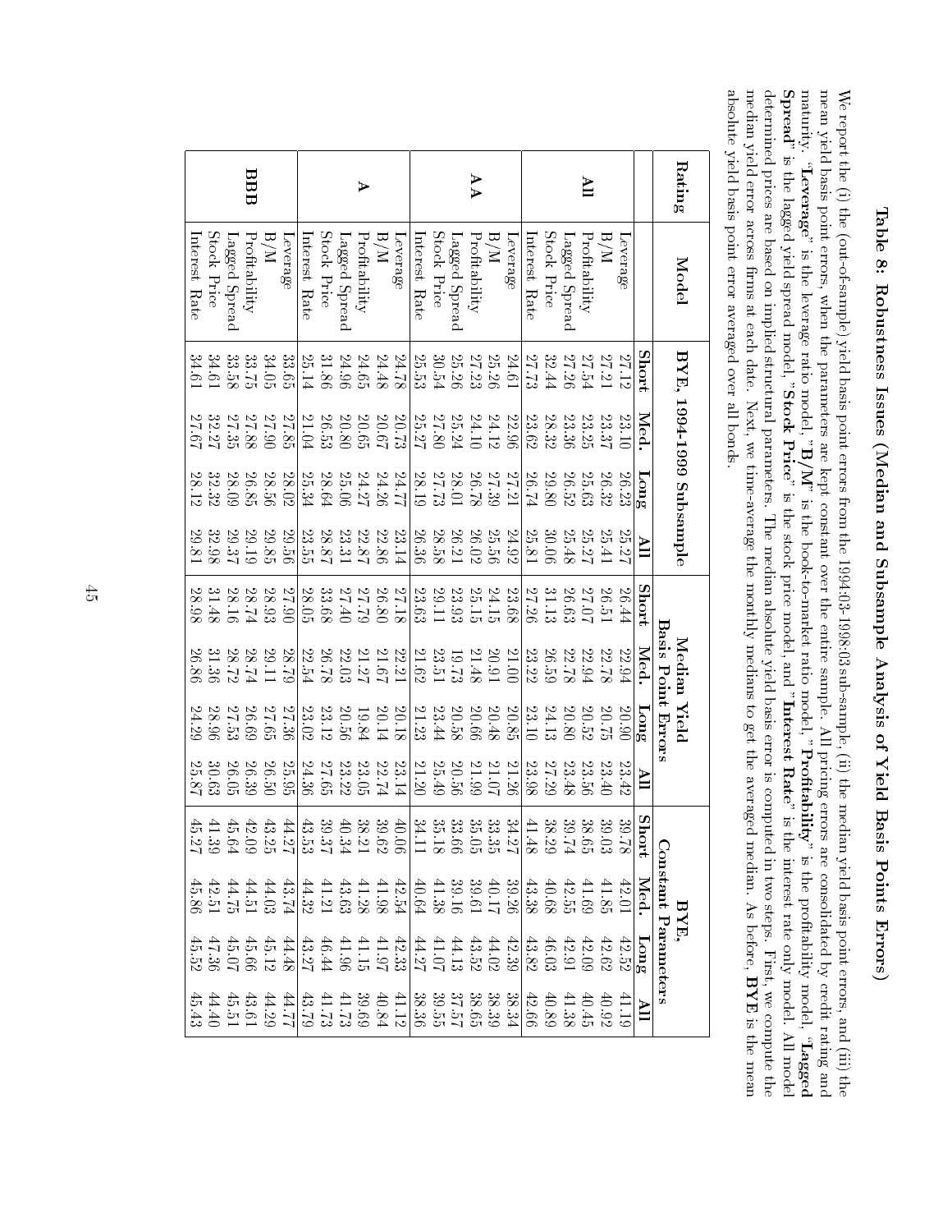## Table 8: Robustness Issues (Median and Subsample Analysis of Yield Basis Points Errors)

We report the (i) the (out-of-sample) yield basis point errors from the 1994:03-1998:03 sub-sample, (ii) the median yield basis point errors, and (iii) the mean yield basis point errors, when the parameters are kept constant over the entire sample. All pricing errors are consolidated by credit rating and maturity. "**Leverage**" is the leverage ratio model, "**B/M**" is the book-to-market ratio model, "**Profitability**" is the profitability model, "**Lagged Spread**" is the lagged yield spread model, "**Stock Price**" is the stock price model, and "**Interest Rate**" is the interest rate only model. All model determined prices are based on implied structural parameters. The median absolute yield basis point error is computed in two steps. First, we compute the median yield error across firms at each date. Next, we time-average the monthly medians to get the averaged median. As before, **BYE** is the mean absolute yield basis point error averaged over all bonds.

| Rating | Model | BYE, 1994-1999 Subsample | | | | Median Yield Basis Point Errors | | | | BYE, Constant Parameters | | | |
|---|---|---|---|---|---|---|---|---|---|---|---|---|---|
| | | **Short** | **Med.** | **Long** | **All** | **Short** | **Med.** | **Long** | **All** | **Short** | **Med.** | **Long** | **All** |
| **All** | Leverage | 27.12 | 23.10 | 26.23 | 25.27 | 26.44 | 22.94 | 20.90 | 23.42 | 39.78 | 42.01 | 42.52 | 41.19 |
| | B/M | 27.21 | 23.37 | 26.32 | 25.41 | 26.51 | 22.78 | 20.75 | 23.40 | 39.03 | 41.85 | 42.62 | 40.92 |
| | Profitability | 27.54 | 23.25 | 25.63 | 25.27 | 27.07 | 22.94 | 20.52 | 23.56 | 38.65 | 41.69 | 42.09 | 40.45 |
| | Lagged Spread | 27.26 | 23.36 | 26.52 | 25.48 | 26.63 | 22.78 | 20.80 | 23.48 | 39.74 | 42.55 | 42.91 | 41.38 |
| | Stock Price | 32.44 | 28.32 | 29.80 | 30.06 | 31.13 | 26.59 | 24.13 | 27.29 | 38.29 | 40.68 | 46.03 | 40.89 |
| | Interest Rate | 27.73 | 23.62 | 26.74 | 25.81 | 27.26 | 23.22 | 23.10 | 23.98 | 41.48 | 43.38 | 43.82 | 42.66 |
| **AA** | Leverage | 24.61 | 22.96 | 27.21 | 24.92 | 23.68 | 21.00 | 20.85 | 21.26 | 34.27 | 39.26 | 42.39 | 38.34 |
| | B/M | 25.26 | 24.12 | 27.39 | 25.56 | 24.15 | 20.91 | 20.48 | 21.07 | 33.35 | 40.17 | 44.02 | 38.39 |
| | Profitability | 27.23 | 24.10 | 26.78 | 26.02 | 25.15 | 21.48 | 20.66 | 21.99 | 35.05 | 39.61 | 43.52 | 38.65 |
| | Lagged Spread | 25.26 | 25.24 | 28.01 | 26.21 | 23.93 | 19.73 | 20.58 | 20.56 | 33.66 | 39.16 | 44.13 | 37.57 |
| | Stock Price | 30.54 | 27.80 | 27.73 | 28.58 | 29.11 | 23.51 | 23.44 | 25.49 | 35.18 | 41.38 | 41.07 | 39.55 |
| | Interest Rate | 25.53 | 25.27 | 28.19 | 26.36 | 23.63 | 21.62 | 21.23 | 21.20 | 34.11 | 40.64 | 44.27 | 38.36 |
| **A** | Leverage | 24.78 | 20.73 | 24.77 | 23.14 | 27.18 | 22.21 | 20.18 | 23.14 | 40.06 | 42.54 | 42.33 | 41.12 |
| | B/M | 24.48 | 20.67 | 24.26 | 22.86 | 26.80 | 21.67 | 20.14 | 22.74 | 39.62 | 41.98 | 41.97 | 40.84 |
| | Profitability | 24.65 | 20.65 | 24.27 | 22.87 | 27.79 | 21.27 | 19.84 | 23.05 | 38.21 | 41.28 | 41.15 | 39.69 |
| | Lagged Spread | 24.96 | 20.80 | 25.06 | 23.31 | 27.40 | 22.03 | 20.56 | 23.22 | 40.34 | 43.63 | 41.96 | 41.73 |
| | Stock Price | 31.86 | 26.53 | 28.64 | 28.87 | 33.68 | 26.78 | 23.12 | 27.65 | 39.37 | 41.21 | 46.44 | 41.73 |
| | Interest Rate | 25.14 | 21.04 | 25.34 | 23.55 | 28.05 | 22.54 | 23.02 | 24.36 | 43.53 | 44.32 | 43.27 | 43.79 |
| **BBB** | Leverage | 33.65 | 27.85 | 28.02 | 29.56 | 27.90 | 28.79 | 27.36 | 25.95 | 44.27 | 43.74 | 44.48 | 44.77 |
| | B/M | 34.05 | 27.90 | 28.56 | 29.85 | 28.93 | 29.11 | 27.65 | 26.50 | 43.25 | 44.03 | 45.12 | 44.29 |
| | Profitability | 33.75 | 27.88 | 26.85 | 29.19 | 28.74 | 28.74 | 26.69 | 26.39 | 42.09 | 44.51 | 45.66 | 43.61 |
| | Lagged Spread | 33.58 | 27.35 | 28.09 | 29.37 | 28.16 | 28.72 | 27.53 | 26.05 | 45.64 | 44.75 | 45.07 | 45.51 |
| | Stock Price | 34.61 | 32.27 | 32.32 | 32.98 | 31.48 | 31.36 | 28.96 | 30.63 | 41.39 | 42.51 | 47.36 | 44.40 |
| | Interest Rate | 34.61 | 27.67 | 28.12 | 29.81 | 28.98 | 26.86 | 24.29 | 25.87 | 45.27 | 45.86 | 45.52 | 45.43 |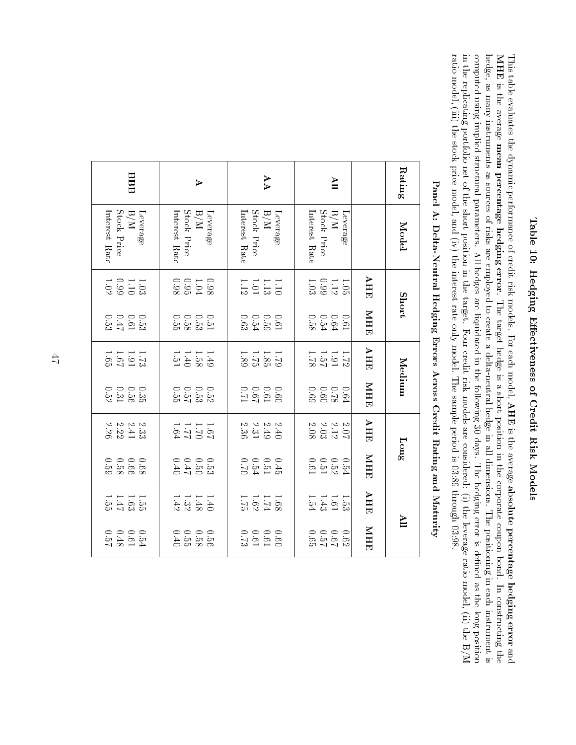# Table 10: Hedging Effectiveness of Credit Risk Models

This table evaluates the dynamic performance of credit risk models. For each model, **AHE** is the average **absolute percentage hedging error** and **MHE** is the average **mean percentage hedging error**. The target hedge is a short position in the corporate coupon bond. In constructing the hedge, as many instruments as sources of risks are employed to create a delta-neutral hedge in all dimensions. The positioning in each instrument is computed using implied structural parameters. All hedges are liquidated in the following 30 days. The hedging error is defined as the long position in the replicating portfolio net of the short position in the target. Four credit risk models are considered: (i) the leverage ratio model, (ii) the B/M ratio model, (iii) the stock price model, and (iv) the interest rate only model. The sample period is 03:89 through 03:98.

## Panel A: Delta-Neutral Hedging Errors Across Credit Rating and Maturity

| Rating | Model | Short | | Medium | | Long | | All | |
|---|---|---|---|---|---|---|---|---|---|
| | | AHE | MHE | AHE | MHE | AHE | MHE | AHE | MHE |
| All | Leverage | 1.05 | 0.61 | 1.72 | 0.64 | 2.07 | 0.54 | 1.53 | 0.62 |
| | B/M | 1.12 | 0.64 | 1.91 | 0.78 | 2.12 | 0.52 | 1.61 | 0.67 |
| | Stock Price | 0.99 | 0.54 | 1.57 | 0.60 | 2.03 | 0.51 | 1.43 | 0.57 |
| | Interest Rate | 1.03 | 0.58 | 1.78 | 0.69 | 2.08 | 0.61 | 1.54 | 0.65 |
| AA | Leverage | 1.10 | 0.61 | 1.79 | 0.60 | 2.40 | 0.45 | 1.68 | 0.60 |
| | B/M | 1.13 | 0.59 | 1.85 | 0.61 | 2.49 | 0.51 | 1.74 | 0.61 |
| | Stock Price | 1.01 | 0.54 | 1.75 | 0.67 | 2.31 | 0.54 | 1.62 | 0.61 |
| | Interest Rate | 1.12 | 0.63 | 1.89 | 0.71 | 2.36 | 0.70 | 1.75 | 0.73 |
| A | Leverage | 0.98 | 0.51 | 1.49 | 0.52 | 1.67 | 0.53 | 1.40 | 0.56 |
| | B/M | 1.04 | 0.53 | 1.58 | 0.53 | 1.70 | 0.50 | 1.48 | 0.58 |
| | Stock Price | 0.95 | 0.58 | 1.40 | 0.57 | 1.77 | 0.47 | 1.32 | 0.55 |
| | Interest Rate | 0.98 | 0.55 | 1.51 | 0.55 | 1.64 | 0.40 | 1.42 | 0.40 |
| BBB | Leverage | 1.03 | 0.53 | 1.73 | 0.35 | 2.33 | 0.68 | 1.55 | 0.54 |
| | B/M | 1.10 | 0.61 | 1.91 | 0.56 | 2.41 | 0.66 | 1.63 | 0.61 |
| | Stock Price | 0.99 | 0.47 | 1.67 | 0.31 | 2.22 | 0.58 | 1.47 | 0.48 |
| | Interest Rate | 1.02 | 0.53 | 1.65 | 0.52 | 2.26 | 0.59 | 1.55 | 0.57 |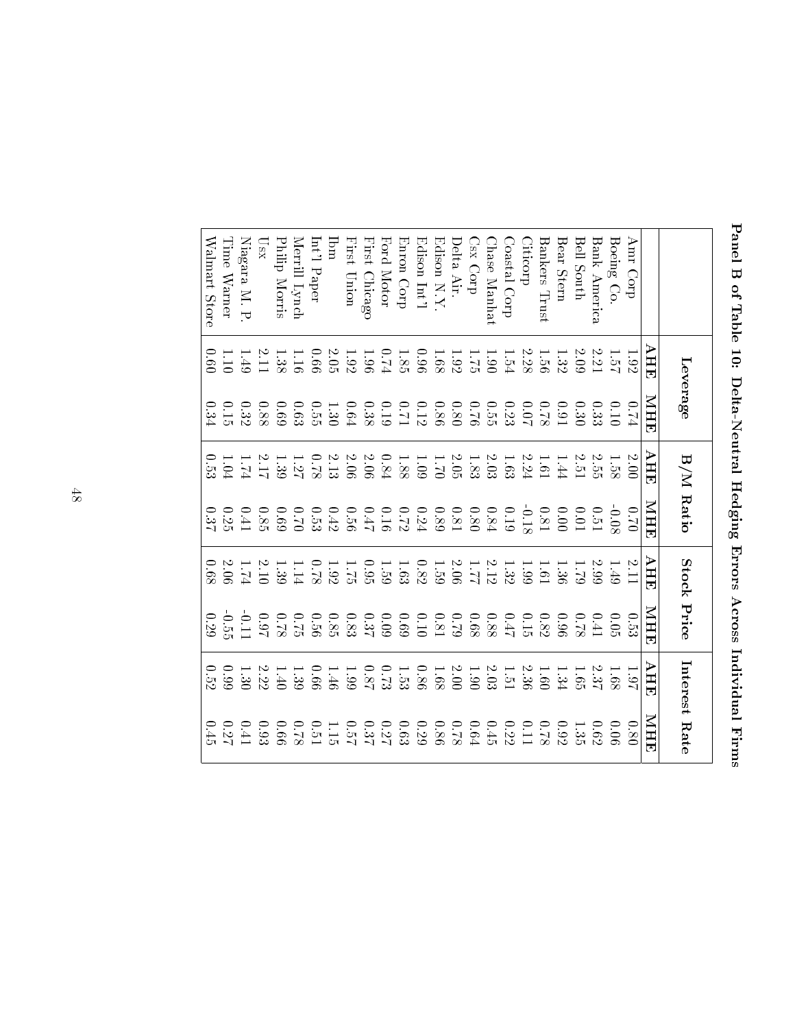## Panel B of Table 10: Delta-Neutral Hedging Errors Across Individual Firms

| | Leverage | | B/M Ratio | | Stock Price | | Interest Rate | |
|---|---|---|---|---|---|---|---|---|
| | **AHE** | **MHE** | **AHE** | **MHE** | **AHE** | **MHE** | **AHE** | **MHE** |
| Amr Corp | 1.92 | 0.74 | 2.00 | 0.70 | 2.11 | 0.53 | 1.97 | 0.80 |
| Boeing Co. | 1.57 | 0.10 | 1.58 | -0.08 | 1.49 | 0.05 | 1.68 | 0.06 |
| Bank America | 2.21 | 0.33 | 2.55 | 0.51 | 2.99 | 0.41 | 2.37 | 0.62 |
| Bell South | 2.09 | 0.30 | 2.51 | 0.01 | 1.79 | 0.78 | 1.65 | 1.35 |
| Bear Stern | 1.32 | 0.91 | 1.44 | 0.00 | 1.36 | 0.96 | 1.34 | 0.92 |
| Bankers Trust | 1.56 | 0.78 | 1.61 | 0.81 | 1.61 | 0.82 | 1.60 | 0.78 |
| Citicorp | 2.28 | 0.07 | 2.24 | -0.18 | 1.99 | 0.15 | 2.36 | 0.11 |
| Coastal Corp | 1.54 | 0.23 | 1.63 | 0.19 | 1.32 | 0.47 | 1.51 | 0.22 |
| Chase Manhat | 1.90 | 0.55 | 2.03 | 0.84 | 2.12 | 0.88 | 2.03 | 0.45 |
| Csx Corp | 1.75 | 0.76 | 1.83 | 0.80 | 1.77 | 0.68 | 1.90 | 0.64 |
| Delta Air. | 1.92 | 0.80 | 2.05 | 0.81 | 2.06 | 0.79 | 2.00 | 0.78 |
| Edison N.Y. | 1.68 | 0.86 | 1.70 | 0.89 | 1.59 | 0.81 | 1.68 | 0.86 |
| Edison Int'l | 0.96 | 0.12 | 1.09 | 0.24 | 0.82 | 0.10 | 0.86 | 0.29 |
| Enron Corp | 1.85 | 0.71 | 1.88 | 0.72 | 1.63 | 0.69 | 1.53 | 0.63 |
| Ford Motor | 0.74 | 0.19 | 0.84 | 0.16 | 1.59 | 0.09 | 0.73 | 0.27 |
| First Chicago | 1.96 | 0.38 | 2.06 | 0.47 | 0.95 | 0.37 | 0.87 | 0.37 |
| First Union | 1.92 | 0.64 | 2.06 | 0.56 | 1.75 | 0.83 | 1.99 | 0.57 |
| Ibm | 2.05 | 1.30 | 2.13 | 0.42 | 1.92 | 0.85 | 1.46 | 1.15 |
| Int'l Paper | 0.66 | 0.55 | 0.78 | 0.53 | 0.78 | 0.56 | 0.66 | 0.51 |
| Merrill Lynch | 1.16 | 0.63 | 1.27 | 0.70 | 1.14 | 0.75 | 1.39 | 0.78 |
| Philip Morris | 1.38 | 0.69 | 1.39 | 0.69 | 1.39 | 0.78 | 1.40 | 0.66 |
| Usx | 2.11 | 0.88 | 2.17 | 0.85 | 2.10 | 0.97 | 2.22 | 0.93 |
| Niagara M. P. | 1.49 | 0.32 | 1.74 | 0.41 | 1.74 | -0.11 | 1.30 | 0.41 |
| Time Warner | 1.10 | 0.15 | 1.04 | 0.25 | 2.06 | -0.55 | 0.99 | 0.27 |
| Walmart Store | 0.60 | 0.34 | 0.53 | 0.37 | 0.68 | 0.29 | 0.52 | 0.45 |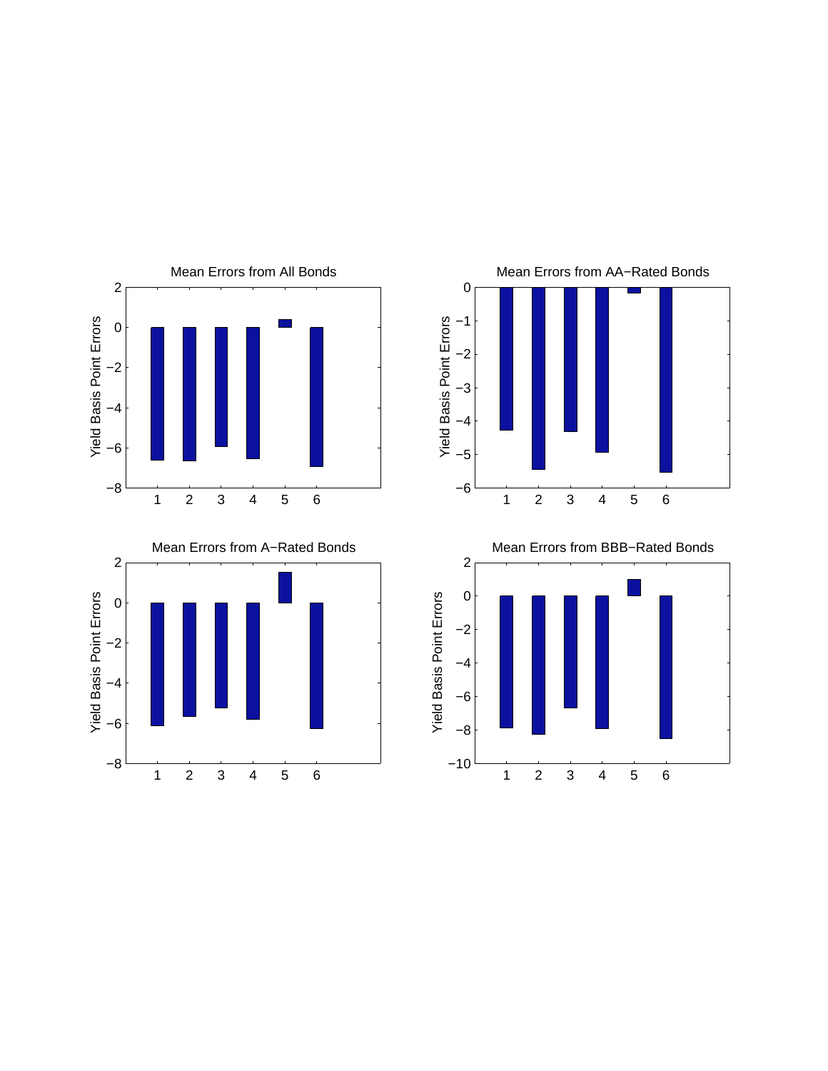Mean Errors from All Bonds

Mean Errors from AA−Rated Bonds

Mean Errors from A−Rated Bonds

Mean Errors from BBB−Rated Bonds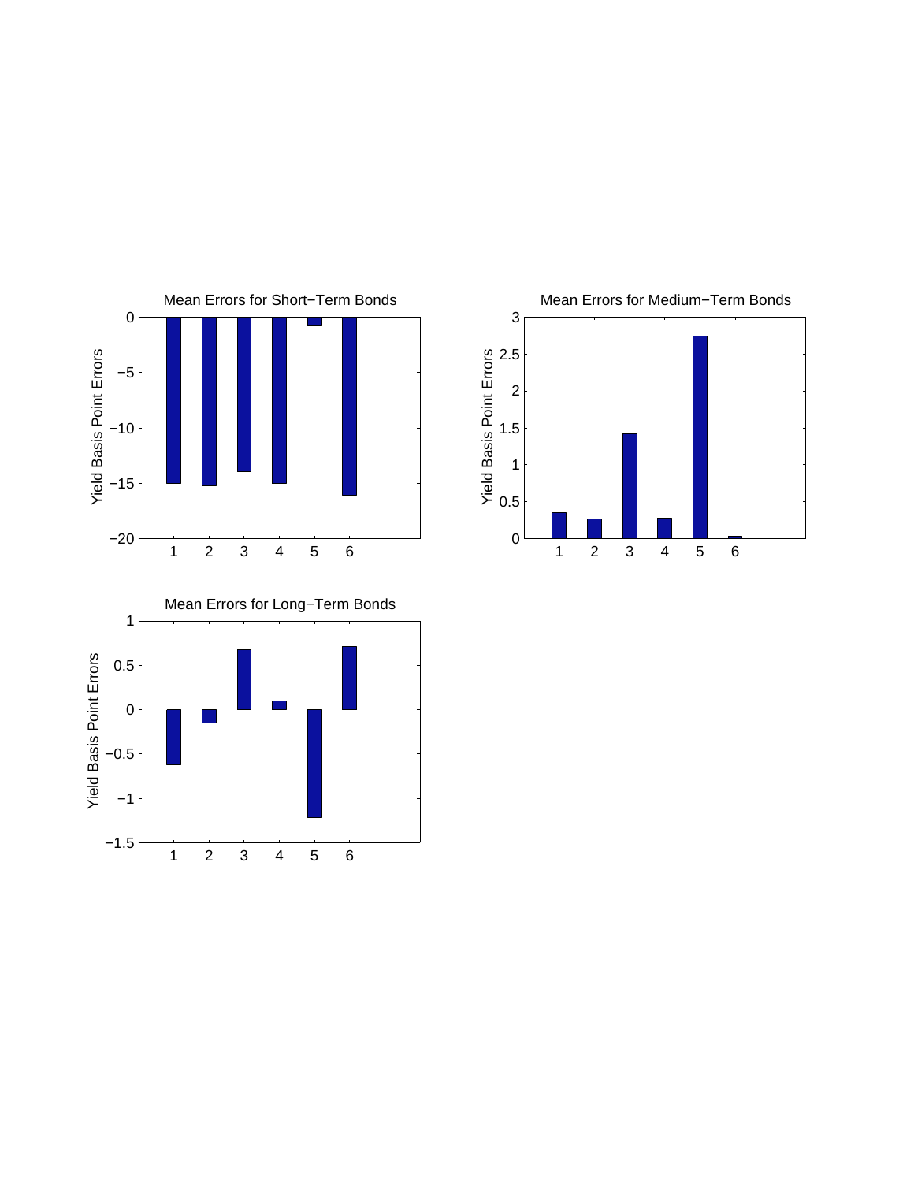Mean Errors for Short−Term Bonds

Mean Errors for Medium−Term Bonds

Mean Errors for Long−Term Bonds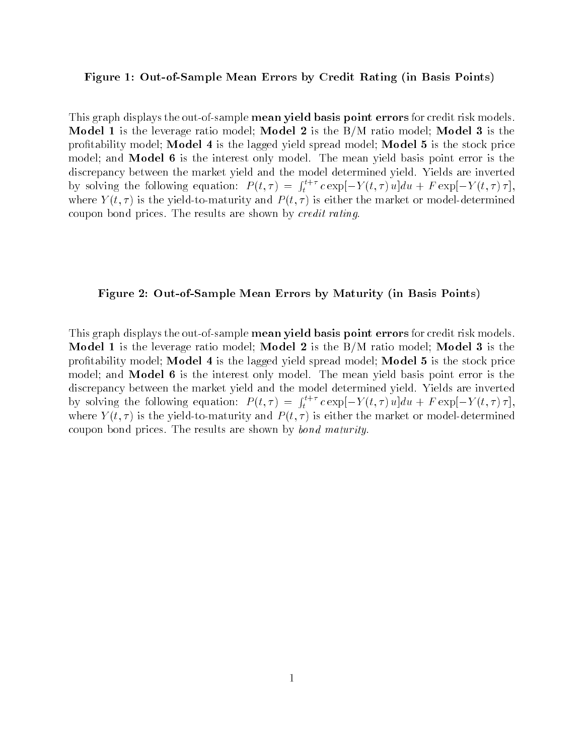**Figure 1: Out-of-Sample Mean Errors by Credit Rating (in Basis Points)**

This graph displays the out-of-sample **mean yield basis point errors** for credit risk models. **Model 1** is the leverage ratio model; **Model 2** is the B/M ratio model; **Model 3** is the profitability model; **Model 4** is the lagged yield spread model; **Model 5** is the stock price model; and **Model 6** is the interest only model. The mean yield basis point error is the discrepancy between the market yield and the model determined yield. Yields are inverted by solving the following equation: $P(t, \tau) = \int_t^{t+\tau} c \exp[-Y(t, \tau)\, u] du + F \exp[-Y(t, \tau)\, \tau]$, where $Y(t, \tau)$ is the yield-to-maturity and $P(t, \tau)$ is either the market or model-determined coupon bond prices. The results are shown by *credit rating*.

**Figure 2: Out-of-Sample Mean Errors by Maturity (in Basis Points)**

This graph displays the out-of-sample **mean yield basis point errors** for credit risk models. **Model 1** is the leverage ratio model; **Model 2** is the B/M ratio model; **Model 3** is the profitability model; **Model 4** is the lagged yield spread model; **Model 5** is the stock price model; and **Model 6** is the interest only model. The mean yield basis point error is the discrepancy between the market yield and the model determined yield. Yields are inverted by solving the following equation: $P(t, \tau) = \int_t^{t+\tau} c \exp[-Y(t, \tau)\, u] du + F \exp[-Y(t, \tau)\, \tau]$, where $Y(t, \tau)$ is the yield-to-maturity and $P(t, \tau)$ is either the market or model-determined coupon bond prices. The results are shown by *bond maturity*.